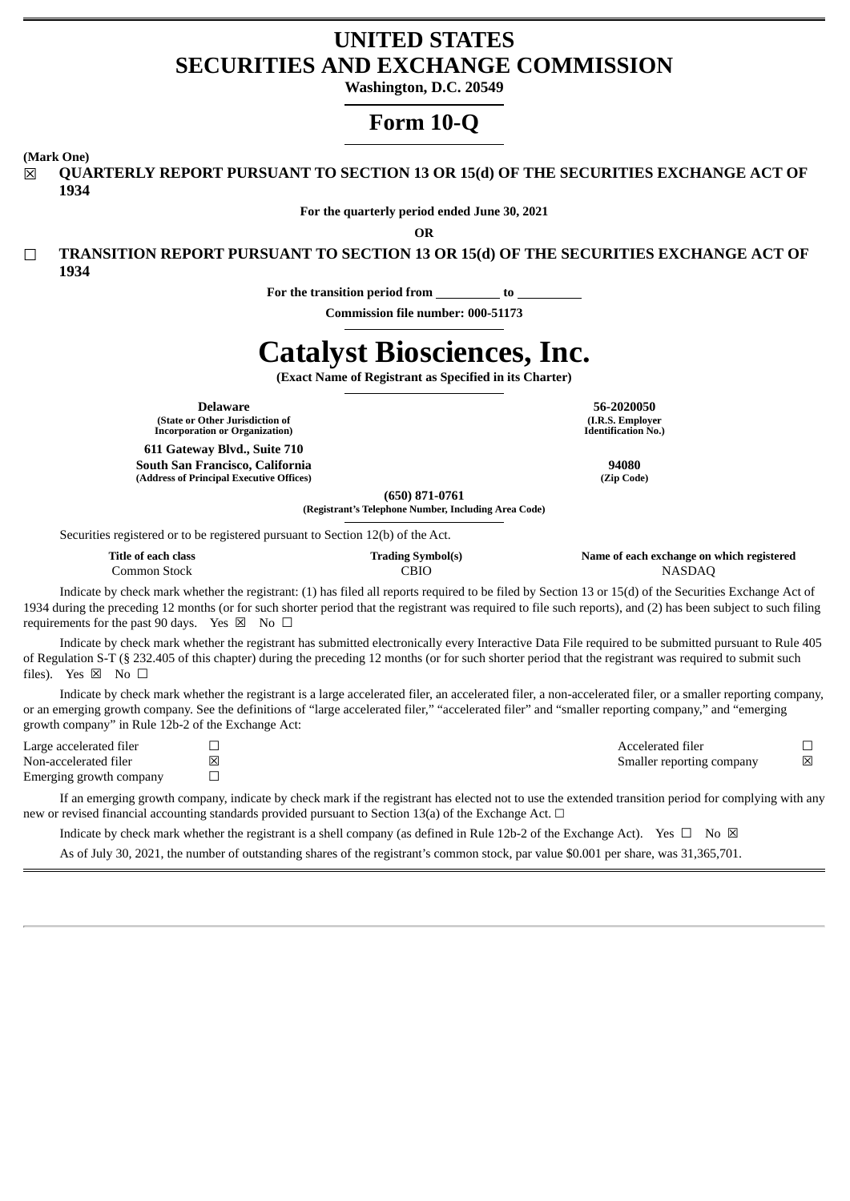# UNITED STATES SECURITIES AND EXCHANGE COMMISSION

**Washington, D.C. 20549**

## Form 10-Q

**(Mark One)**

☒ **QUARTERLY REPORT PURSUANT TO SECTION 13 OR 15(d) OF THE SECURITIES EXCHANGE ACT OF 1934**

**For the quarterly period ended June 30, 2021**

**OR**

☐ **TRANSITION REPORT PURSUANT TO SECTION 13 OR 15(d) OF THE SECURITIES EXCHANGE ACT OF 1934**

**For the transition period from \_\_\_\_\_\_\_\_\_\_ to \_\_\_\_\_\_\_\_\_\_**

**Commission file number: 000-51173**

# Catalyst Biosciences, Inc.

**(Exact Name of Registrant as Specified in its Charter)**

| **Delaware** | **56-2020050** |
|---|---|
| **(State or Other Jurisdiction of Incorporation or Organization)** | **(I.R.S. Employer Identification No.)** |
| **611 Gateway Blvd., Suite 710 South San Francisco, California** | **94080** |
| **(Address of Principal Executive Offices)** | **(Zip Code)** |

**(650) 871-0761**
**(Registrant's Telephone Number, Including Area Code)**

Securities registered or to be registered pursuant to Section 12(b) of the Act.

| Title of each class | Trading Symbol(s) | Name of each exchange on which registered |
|---|---|---|
| Common Stock | CBIO | NASDAQ |

Indicate by check mark whether the registrant: (1) has filed all reports required to be filed by Section 13 or 15(d) of the Securities Exchange Act of 1934 during the preceding 12 months (or for such shorter period that the registrant was required to file such reports), and (2) has been subject to such filing requirements for the past 90 days. Yes ☒ No ☐

Indicate by check mark whether the registrant has submitted electronically every Interactive Data File required to be submitted pursuant to Rule 405 of Regulation S-T (§ 232.405 of this chapter) during the preceding 12 months (or for such shorter period that the registrant was required to submit such files). Yes ☒ No ☐

Indicate by check mark whether the registrant is a large accelerated filer, an accelerated filer, a non-accelerated filer, or a smaller reporting company, or an emerging growth company. See the definitions of "large accelerated filer," "accelerated filer" and "smaller reporting company," and "emerging growth company" in Rule 12b-2 of the Exchange Act:

| | | | |
|---|---|---|---|
| Large accelerated filer | ☐ | Accelerated filer | ☐ |
| Non-accelerated filer | ☒ | Smaller reporting company | ☒ |
| Emerging growth company | ☐ | | |

If an emerging growth company, indicate by check mark if the registrant has elected not to use the extended transition period for complying with any new or revised financial accounting standards provided pursuant to Section 13(a) of the Exchange Act. ☐

Indicate by check mark whether the registrant is a shell company (as defined in Rule 12b-2 of the Exchange Act). Yes ☐ No ☒

As of July 30, 2021, the number of outstanding shares of the registrant's common stock, par value $0.001 per share, was 31,365,701.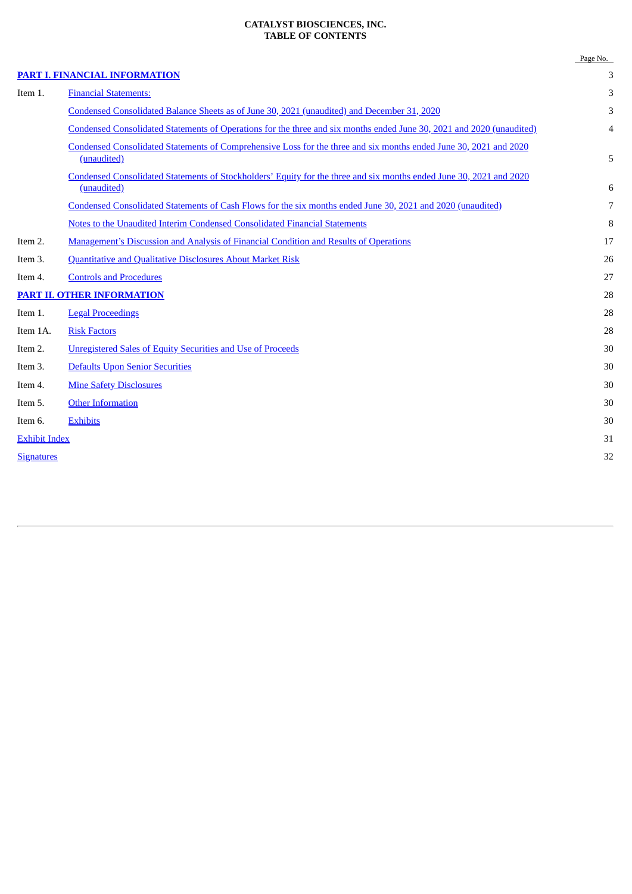**CATALYST BIOSCIENCES, INC.**
**TABLE OF CONTENTS**

| | | Page No. |
|---|---|---|
| **PART I. FINANCIAL INFORMATION** | | 3 |
| Item 1. | Financial Statements: | 3 |
| | Condensed Consolidated Balance Sheets as of June 30, 2021 (unaudited) and December 31, 2020 | 3 |
| | Condensed Consolidated Statements of Operations for the three and six months ended June 30, 2021 and 2020 (unaudited) | 4 |
| | Condensed Consolidated Statements of Comprehensive Loss for the three and six months ended June 30, 2021 and 2020 (unaudited) | 5 |
| | Condensed Consolidated Statements of Stockholders' Equity for the three and six months ended June 30, 2021 and 2020 (unaudited) | 6 |
| | Condensed Consolidated Statements of Cash Flows for the six months ended June 30, 2021 and 2020 (unaudited) | 7 |
| | Notes to the Unaudited Interim Condensed Consolidated Financial Statements | 8 |
| Item 2. | Management's Discussion and Analysis of Financial Condition and Results of Operations | 17 |
| Item 3. | Quantitative and Qualitative Disclosures About Market Risk | 26 |
| Item 4. | Controls and Procedures | 27 |
| **PART II. OTHER INFORMATION** | | 28 |
| Item 1. | Legal Proceedings | 28 |
| Item 1A. | Risk Factors | 28 |
| Item 2. | Unregistered Sales of Equity Securities and Use of Proceeds | 30 |
| Item 3. | Defaults Upon Senior Securities | 30 |
| Item 4. | Mine Safety Disclosures | 30 |
| Item 5. | Other Information | 30 |
| Item 6. | Exhibits | 30 |
| Exhibit Index | | 31 |
| Signatures | | 32 |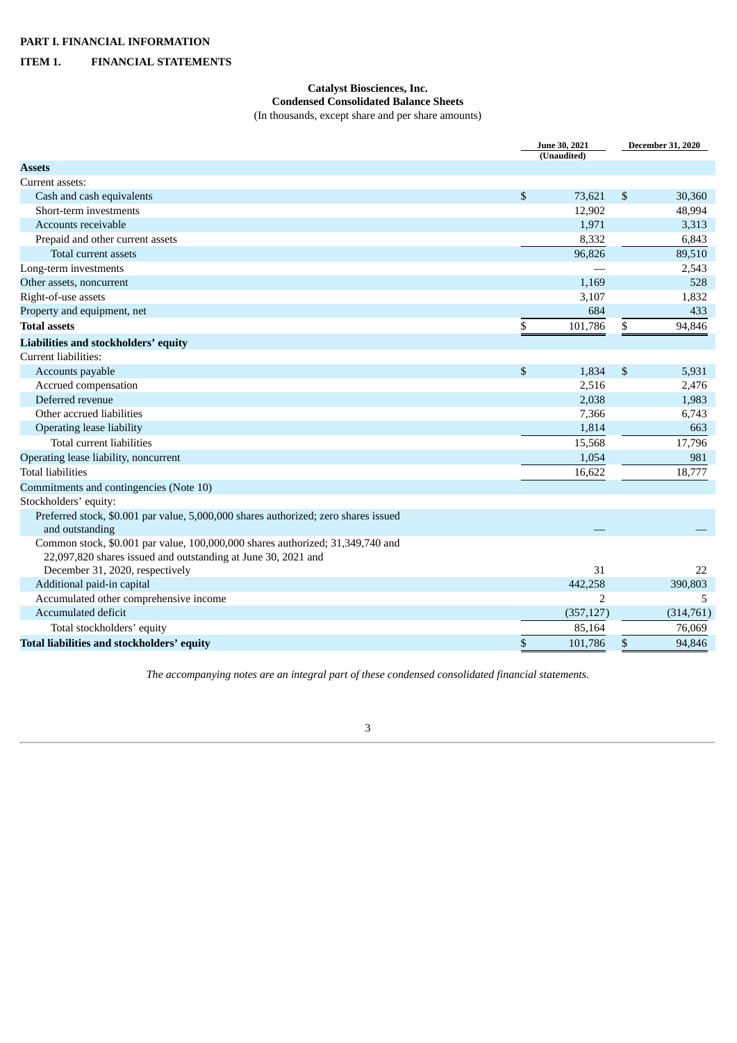**PART I. FINANCIAL INFORMATION**

**ITEM 1. FINANCIAL STATEMENTS**

**Catalyst Biosciences, Inc.**
**Condensed Consolidated Balance Sheets**
(In thousands, except share and per share amounts)

| | June 30, 2021 (Unaudited) | December 31, 2020 |
|---|---|---|
| **Assets** | | |
| Current assets: | | |
| Cash and cash equivalents | $ 73,621 | $ 30,360 |
| Short-term investments | 12,902 | 48,994 |
| Accounts receivable | 1,971 | 3,313 |
| Prepaid and other current assets | 8,332 | 6,843 |
| Total current assets | 96,826 | 89,510 |
| Long-term investments | — | 2,543 |
| Other assets, noncurrent | 1,169 | 528 |
| Right-of-use assets | 3,107 | 1,832 |
| Property and equipment, net | 684 | 433 |
| **Total assets** | $ 101,786 | $ 94,846 |
| **Liabilities and stockholders' equity** | | |
| Current liabilities: | | |
| Accounts payable | $ 1,834 | $ 5,931 |
| Accrued compensation | 2,516 | 2,476 |
| Deferred revenue | 2,038 | 1,983 |
| Other accrued liabilities | 7,366 | 6,743 |
| Operating lease liability | 1,814 | 663 |
| Total current liabilities | 15,568 | 17,796 |
| Operating lease liability, noncurrent | 1,054 | 981 |
| Total liabilities | 16,622 | 18,777 |
| Commitments and contingencies (Note 10) | | |
| Stockholders' equity: | | |
| Preferred stock, $0.001 par value, 5,000,000 shares authorized; zero shares issued and outstanding | — | — |
| Common stock, $0.001 par value, 100,000,000 shares authorized; 31,349,740 and 22,097,820 shares issued and outstanding at June 30, 2021 and December 31, 2020, respectively | 31 | 22 |
| Additional paid-in capital | 442,258 | 390,803 |
| Accumulated other comprehensive income | 2 | 5 |
| Accumulated deficit | (357,127) | (314,761) |
| Total stockholders' equity | 85,164 | 76,069 |
| **Total liabilities and stockholders' equity** | $ 101,786 | $ 94,846 |

*The accompanying notes are an integral part of these condensed consolidated financial statements.*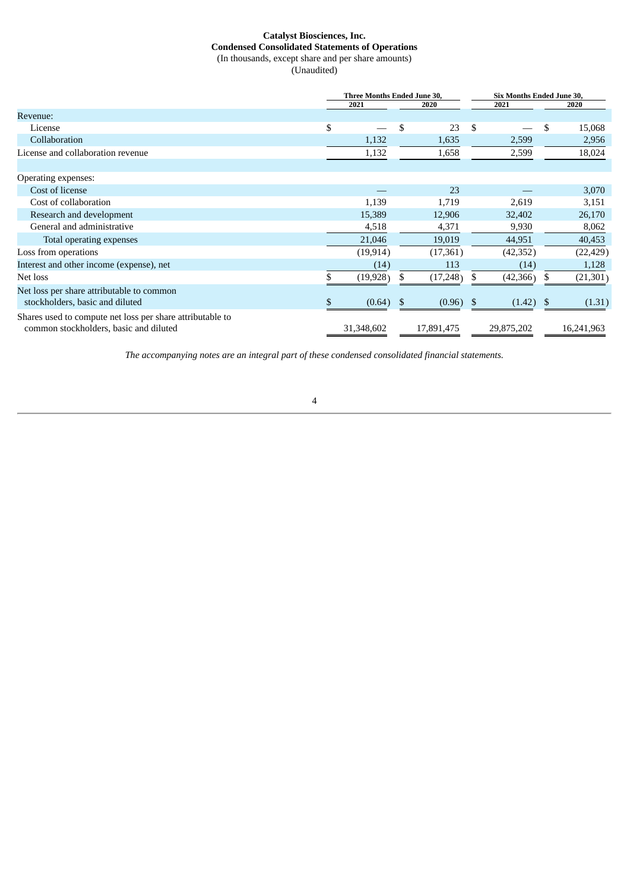**Catalyst Biosciences, Inc.**
**Condensed Consolidated Statements of Operations**
(In thousands, except share and per share amounts)
(Unaudited)

| | Three Months Ended June 30, | | Six Months Ended June 30, | |
|---|---|---|---|---|
| | 2021 | 2020 | 2021 | 2020 |
| Revenue: | | | | |
| License | $ — | $ 23 | $ — | $ 15,068 |
| Collaboration | 1,132 | 1,635 | 2,599 | 2,956 |
| License and collaboration revenue | 1,132 | 1,658 | 2,599 | 18,024 |
| | | | | |
| Operating expenses: | | | | |
| Cost of license | — | 23 | — | 3,070 |
| Cost of collaboration | 1,139 | 1,719 | 2,619 | 3,151 |
| Research and development | 15,389 | 12,906 | 32,402 | 26,170 |
| General and administrative | 4,518 | 4,371 | 9,930 | 8,062 |
| Total operating expenses | 21,046 | 19,019 | 44,951 | 40,453 |
| Loss from operations | (19,914) | (17,361) | (42,352) | (22,429) |
| Interest and other income (expense), net | (14) | 113 | (14) | 1,128 |
| Net loss | $ (19,928) | $ (17,248) | $ (42,366) | $ (21,301) |
| Net loss per share attributable to common stockholders, basic and diluted | $ (0.64) | $ (0.96) | $ (1.42) | $ (1.31) |
| Shares used to compute net loss per share attributable to common stockholders, basic and diluted | 31,348,602 | 17,891,475 | 29,875,202 | 16,241,963 |

*The accompanying notes are an integral part of these condensed consolidated financial statements.*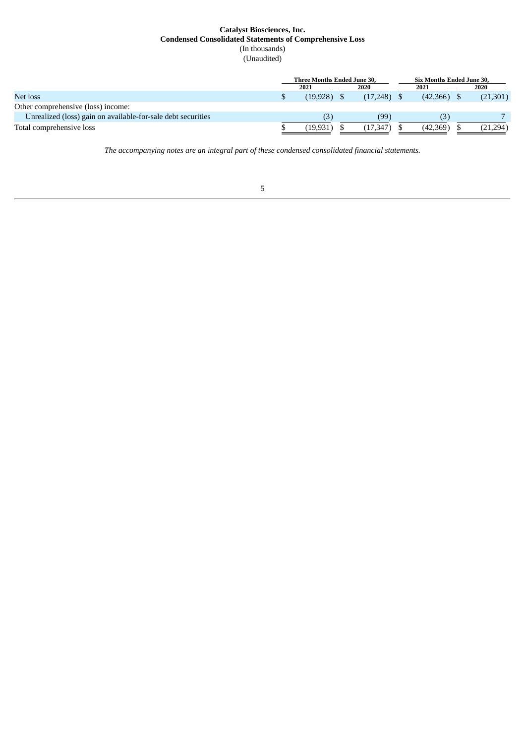**Catalyst Biosciences, Inc.**
**Condensed Consolidated Statements of Comprehensive Loss**
(In thousands)
(Unaudited)

| | Three Months Ended June 30, | | Six Months Ended June 30, | |
|---|---|---|---|---|
| | 2021 | 2020 | 2021 | 2020 |
| Net loss | $ (19,928) | $ (17,248) | $ (42,366) | $ (21,301) |
| Other comprehensive (loss) income: | | | | |
| Unrealized (loss) gain on available-for-sale debt securities | (3) | (99) | (3) | 7 |
| Total comprehensive loss | $ (19,931) | $ (17,347) | $ (42,369) | $ (21,294) |

*The accompanying notes are an integral part of these condensed consolidated financial statements.*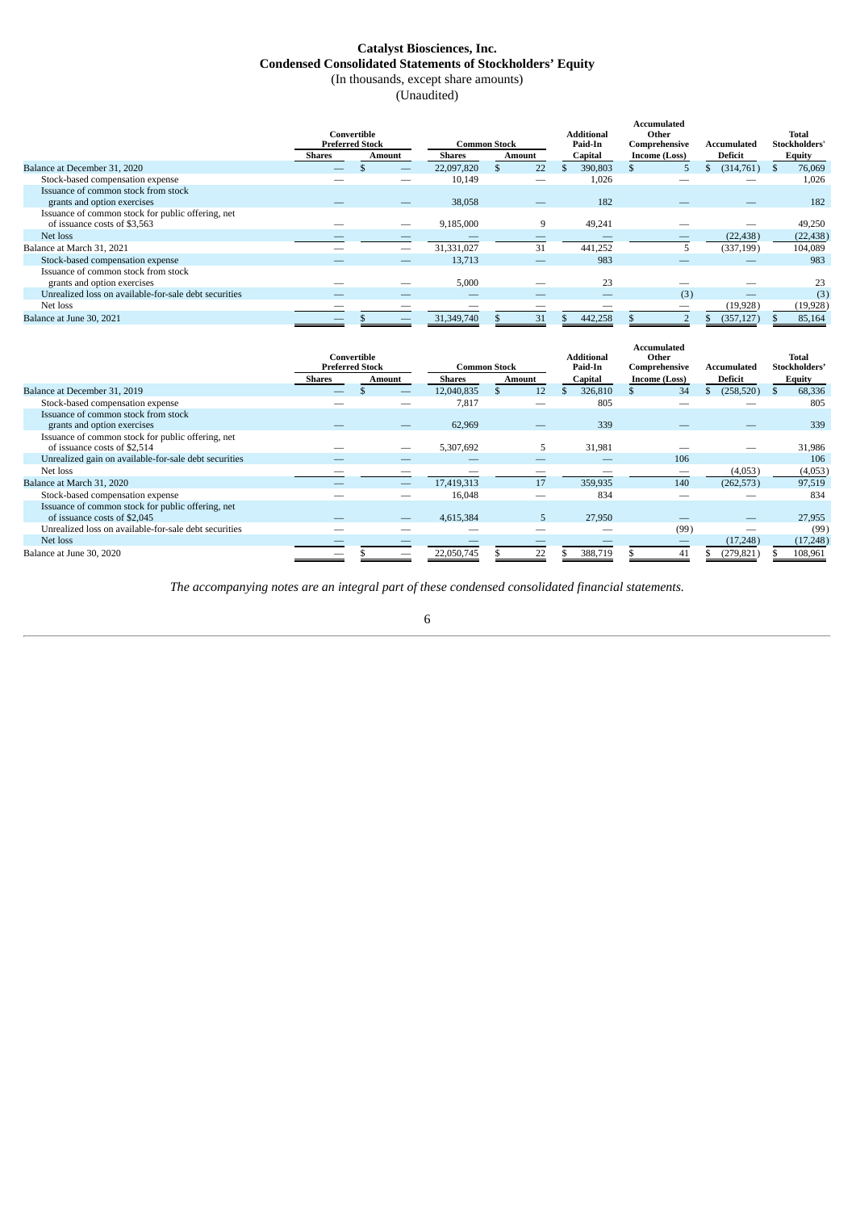# Catalyst Biosciences, Inc.
## Condensed Consolidated Statements of Stockholders' Equity
(In thousands, except share amounts)
(Unaudited)

| | Convertible Preferred Stock | | Common Stock | | Additional Paid-In | Accumulated Other Comprehensive | Accumulated | Total Stockholders' |
|---|---|---|---|---|---|---|---|---|
| | Shares | Amount | Shares | Amount | Capital | Income (Loss) | Deficit | Equity |
| Balance at December 31, 2020 | — | $ — | 22,097,820 | $ 22 | $ 390,803 | $ 5 | $ (314,761) | $ 76,069 |
| Stock-based compensation expense | — | — | 10,149 | — | 1,026 | — | — | 1,026 |
| Issuance of common stock from stock grants and option exercises | — | — | 38,058 | — | 182 | — | — | 182 |
| Issuance of common stock for public offering, net of issuance costs of $3,563 | — | — | 9,185,000 | 9 | 49,241 | — | — | 49,250 |
| Net loss | — | — | — | — | — | — | (22,438) | (22,438) |
| Balance at March 31, 2021 | — | — | 31,331,027 | 31 | 441,252 | 5 | (337,199) | 104,089 |
| Stock-based compensation expense | — | — | 13,713 | — | 983 | — | — | 983 |
| Issuance of common stock from stock grants and option exercises | — | — | 5,000 | — | 23 | — | — | 23 |
| Unrealized loss on available-for-sale debt securities | — | — | — | — | — | (3) | — | (3) |
| Net loss | — | — | — | — | — | — | (19,928) | (19,928) |
| Balance at June 30, 2021 | — | $ — | 31,349,740 | $ 31 | $ 442,258 | $ 2 | $ (357,127) | $ 85,164 |

| | Convertible Preferred Stock | | Common Stock | | Additional Paid-In | Accumulated Other Comprehensive | Accumulated | Total Stockholders' |
|---|---|---|---|---|---|---|---|---|
| | Shares | Amount | Shares | Amount | Capital | Income (Loss) | Deficit | Equity |
| Balance at December 31, 2019 | — | $ — | 12,040,835 | $ 12 | $ 326,810 | $ 34 | $ (258,520) | $ 68,336 |
| Stock-based compensation expense | — | — | 7,817 | — | 805 | — | — | 805 |
| Issuance of common stock from stock grants and option exercises | — | — | 62,969 | — | 339 | — | — | 339 |
| Issuance of common stock for public offering, net of issuance costs of $2,514 | — | — | 5,307,692 | 5 | 31,981 | — | — | 31,986 |
| Unrealized gain on available-for-sale debt securities | — | — | — | — | — | 106 | — | 106 |
| Net loss | — | — | — | — | — | — | (4,053) | (4,053) |
| Balance at March 31, 2020 | — | — | 17,419,313 | 17 | 359,935 | 140 | (262,573) | 97,519 |
| Stock-based compensation expense | — | — | 16,048 | — | 834 | — | — | 834 |
| Issuance of common stock for public offering, net of issuance costs of $2,045 | — | — | 4,615,384 | 5 | 27,950 | — | — | 27,955 |
| Unrealized loss on available-for-sale debt securities | — | — | — | — | — | (99) | — | (99) |
| Net loss | — | — | — | — | — | — | (17,248) | (17,248) |
| Balance at June 30, 2020 | — | $ — | 22,050,745 | $ 22 | $ 388,719 | $ 41 | $ (279,821) | $ 108,961 |

*The accompanying notes are an integral part of these condensed consolidated financial statements.*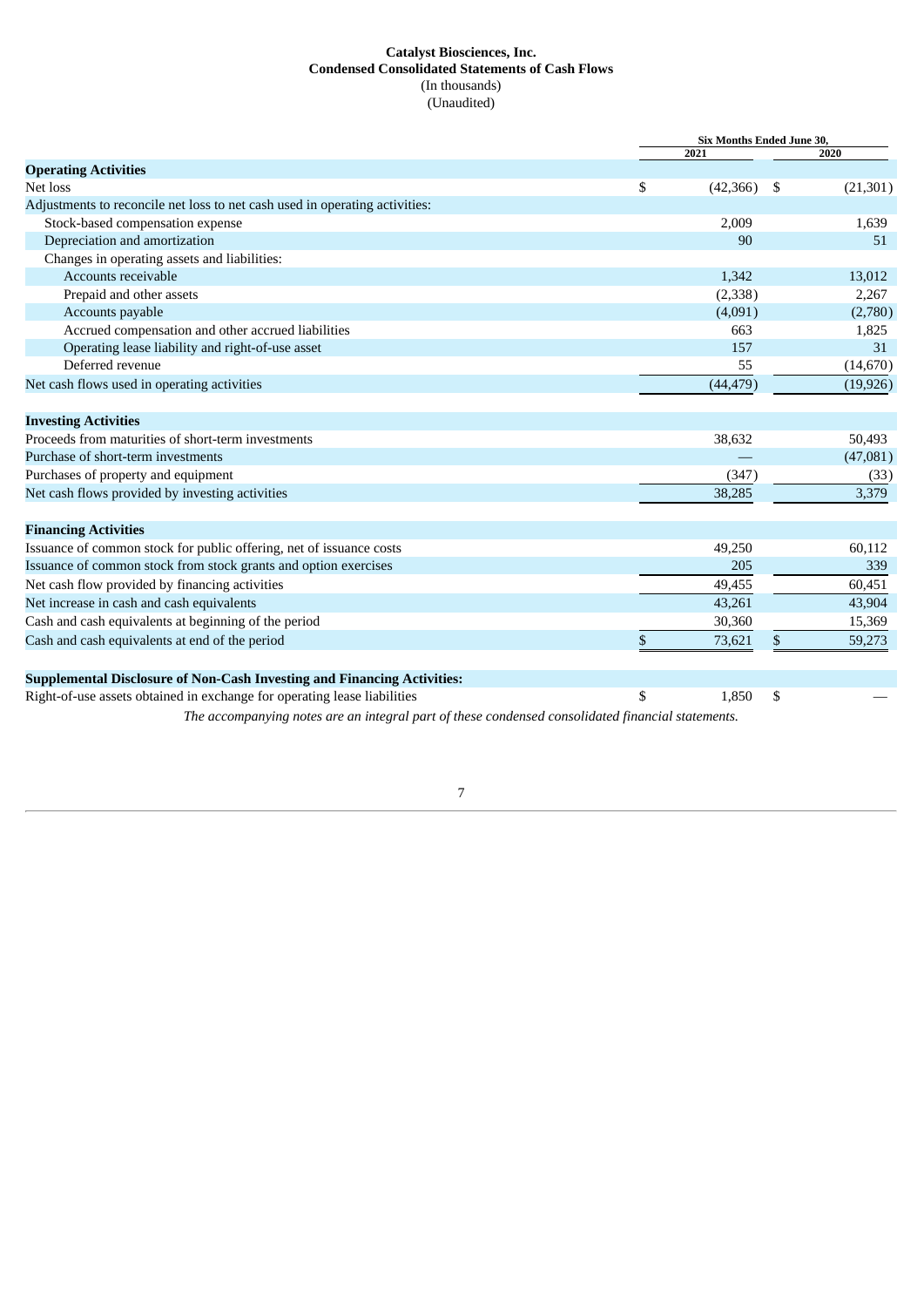**Catalyst Biosciences, Inc.**
**Condensed Consolidated Statements of Cash Flows**
(In thousands)
(Unaudited)

| | Six Months Ended June 30, | |
|---|---|---|
| | 2021 | 2020 |
| **Operating Activities** | | |
| Net loss | $ (42,366) | $ (21,301) |
| Adjustments to reconcile net loss to net cash used in operating activities: | | |
| Stock-based compensation expense | 2,009 | 1,639 |
| Depreciation and amortization | 90 | 51 |
| Changes in operating assets and liabilities: | | |
| Accounts receivable | 1,342 | 13,012 |
| Prepaid and other assets | (2,338) | 2,267 |
| Accounts payable | (4,091) | (2,780) |
| Accrued compensation and other accrued liabilities | 663 | 1,825 |
| Operating lease liability and right-of-use asset | 157 | 31 |
| Deferred revenue | 55 | (14,670) |
| Net cash flows used in operating activities | (44,479) | (19,926) |
| **Investing Activities** | | |
| Proceeds from maturities of short-term investments | 38,632 | 50,493 |
| Purchase of short-term investments | — | (47,081) |
| Purchases of property and equipment | (347) | (33) |
| Net cash flows provided by investing activities | 38,285 | 3,379 |
| **Financing Activities** | | |
| Issuance of common stock for public offering, net of issuance costs | 49,250 | 60,112 |
| Issuance of common stock from stock grants and option exercises | 205 | 339 |
| Net cash flow provided by financing activities | 49,455 | 60,451 |
| Net increase in cash and cash equivalents | 43,261 | 43,904 |
| Cash and cash equivalents at beginning of the period | 30,360 | 15,369 |
| Cash and cash equivalents at end of the period | $ 73,621 | $ 59,273 |
| **Supplemental Disclosure of Non-Cash Investing and Financing Activities:** | | |
| Right-of-use assets obtained in exchange for operating lease liabilities | $ 1,850 | $ — |

*The accompanying notes are an integral part of these condensed consolidated financial statements.*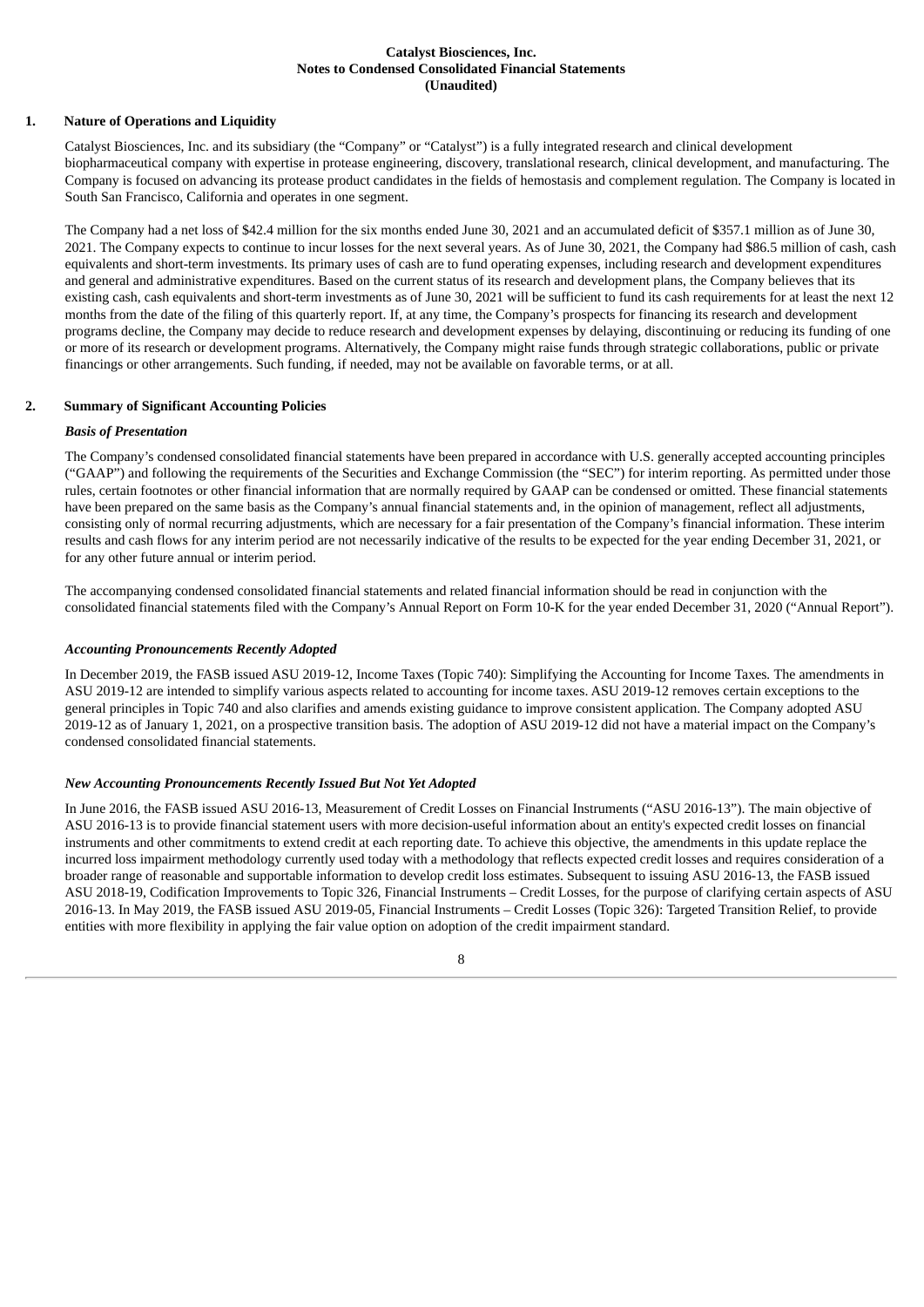**Catalyst Biosciences, Inc.**
**Notes to Condensed Consolidated Financial Statements**
**(Unaudited)**

## 1. Nature of Operations and Liquidity

Catalyst Biosciences, Inc. and its subsidiary (the "Company" or "Catalyst") is a fully integrated research and clinical development biopharmaceutical company with expertise in protease engineering, discovery, translational research, clinical development, and manufacturing. The Company is focused on advancing its protease product candidates in the fields of hemostasis and complement regulation. The Company is located in South San Francisco, California and operates in one segment.

The Company had a net loss of $42.4 million for the six months ended June 30, 2021 and an accumulated deficit of $357.1 million as of June 30, 2021. The Company expects to continue to incur losses for the next several years. As of June 30, 2021, the Company had $86.5 million of cash, cash equivalents and short-term investments. Its primary uses of cash are to fund operating expenses, including research and development expenditures and general and administrative expenditures. Based on the current status of its research and development plans, the Company believes that its existing cash, cash equivalents and short-term investments as of June 30, 2021 will be sufficient to fund its cash requirements for at least the next 12 months from the date of the filing of this quarterly report. If, at any time, the Company's prospects for financing its research and development programs decline, the Company may decide to reduce research and development expenses by delaying, discontinuing or reducing its funding of one or more of its research or development programs. Alternatively, the Company might raise funds through strategic collaborations, public or private financings or other arrangements. Such funding, if needed, may not be available on favorable terms, or at all.

## 2. Summary of Significant Accounting Policies

### *Basis of Presentation*

The Company's condensed consolidated financial statements have been prepared in accordance with U.S. generally accepted accounting principles ("GAAP") and following the requirements of the Securities and Exchange Commission (the "SEC") for interim reporting. As permitted under those rules, certain footnotes or other financial information that are normally required by GAAP can be condensed or omitted. These financial statements have been prepared on the same basis as the Company's annual financial statements and, in the opinion of management, reflect all adjustments, consisting only of normal recurring adjustments, which are necessary for a fair presentation of the Company's financial information. These interim results and cash flows for any interim period are not necessarily indicative of the results to be expected for the year ending December 31, 2021, or for any other future annual or interim period.

The accompanying condensed consolidated financial statements and related financial information should be read in conjunction with the consolidated financial statements filed with the Company's Annual Report on Form 10-K for the year ended December 31, 2020 ("Annual Report").

### *Accounting Pronouncements Recently Adopted*

In December 2019, the FASB issued ASU 2019-12, Income Taxes (Topic 740): Simplifying the Accounting for Income Taxes*.* The amendments in ASU 2019-12 are intended to simplify various aspects related to accounting for income taxes. ASU 2019-12 removes certain exceptions to the general principles in Topic 740 and also clarifies and amends existing guidance to improve consistent application. The Company adopted ASU 2019-12 as of January 1, 2021, on a prospective transition basis. The adoption of ASU 2019-12 did not have a material impact on the Company's condensed consolidated financial statements.

### *New Accounting Pronouncements Recently Issued But Not Yet Adopted*

In June 2016, the FASB issued ASU 2016-13, Measurement of Credit Losses on Financial Instruments ("ASU 2016-13"). The main objective of ASU 2016-13 is to provide financial statement users with more decision-useful information about an entity's expected credit losses on financial instruments and other commitments to extend credit at each reporting date. To achieve this objective, the amendments in this update replace the incurred loss impairment methodology currently used today with a methodology that reflects expected credit losses and requires consideration of a broader range of reasonable and supportable information to develop credit loss estimates. Subsequent to issuing ASU 2016-13, the FASB issued ASU 2018-19, Codification Improvements to Topic 326, Financial Instruments – Credit Losses, for the purpose of clarifying certain aspects of ASU 2016-13. In May 2019, the FASB issued ASU 2019-05, Financial Instruments – Credit Losses (Topic 326): Targeted Transition Relief, to provide entities with more flexibility in applying the fair value option on adoption of the credit impairment standard.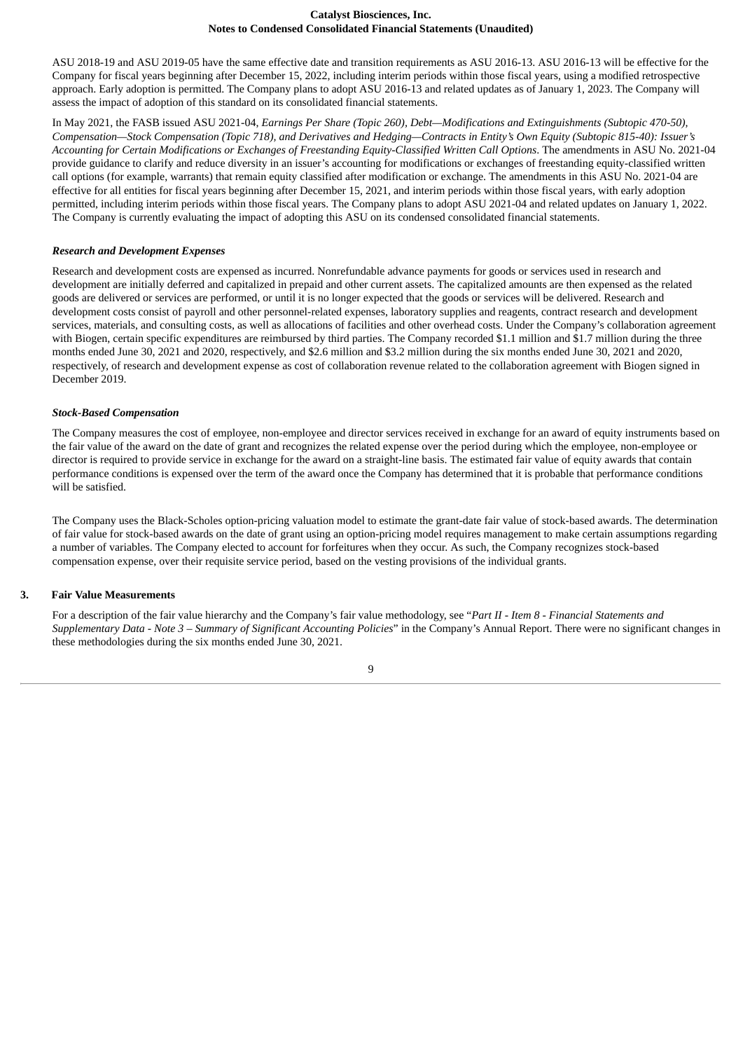ASU 2018-19 and ASU 2019-05 have the same effective date and transition requirements as ASU 2016-13. ASU 2016-13 will be effective for the Company for fiscal years beginning after December 15, 2022, including interim periods within those fiscal years, using a modified retrospective approach. Early adoption is permitted. The Company plans to adopt ASU 2016-13 and related updates as of January 1, 2023. The Company will assess the impact of adoption of this standard on its consolidated financial statements.

In May 2021, the FASB issued ASU 2021-04, *Earnings Per Share (Topic 260), Debt—Modifications and Extinguishments (Subtopic 470-50), Compensation—Stock Compensation (Topic 718), and Derivatives and Hedging—Contracts in Entity's Own Equity (Subtopic 815-40): Issuer's Accounting for Certain Modifications or Exchanges of Freestanding Equity-Classified Written Call Options*. The amendments in ASU No. 2021-04 provide guidance to clarify and reduce diversity in an issuer's accounting for modifications or exchanges of freestanding equity-classified written call options (for example, warrants) that remain equity classified after modification or exchange. The amendments in this ASU No. 2021-04 are effective for all entities for fiscal years beginning after December 15, 2021, and interim periods within those fiscal years, with early adoption permitted, including interim periods within those fiscal years. The Company plans to adopt ASU 2021-04 and related updates on January 1, 2022. The Company is currently evaluating the impact of adopting this ASU on its condensed consolidated financial statements.

***Research and Development Expenses***

Research and development costs are expensed as incurred. Nonrefundable advance payments for goods or services used in research and development are initially deferred and capitalized in prepaid and other current assets. The capitalized amounts are then expensed as the related goods are delivered or services are performed, or until it is no longer expected that the goods or services will be delivered. Research and development costs consist of payroll and other personnel-related expenses, laboratory supplies and reagents, contract research and development services, materials, and consulting costs, as well as allocations of facilities and other overhead costs. Under the Company's collaboration agreement with Biogen, certain specific expenditures are reimbursed by third parties. The Company recorded $1.1 million and $1.7 million during the three months ended June 30, 2021 and 2020, respectively, and $2.6 million and $3.2 million during the six months ended June 30, 2021 and 2020, respectively, of research and development expense as cost of collaboration revenue related to the collaboration agreement with Biogen signed in December 2019.

***Stock-Based Compensation***

The Company measures the cost of employee, non-employee and director services received in exchange for an award of equity instruments based on the fair value of the award on the date of grant and recognizes the related expense over the period during which the employee, non-employee or director is required to provide service in exchange for the award on a straight-line basis. The estimated fair value of equity awards that contain performance conditions is expensed over the term of the award once the Company has determined that it is probable that performance conditions will be satisfied.

The Company uses the Black-Scholes option-pricing valuation model to estimate the grant-date fair value of stock-based awards. The determination of fair value for stock-based awards on the date of grant using an option-pricing model requires management to make certain assumptions regarding a number of variables. The Company elected to account for forfeitures when they occur. As such, the Company recognizes stock-based compensation expense, over their requisite service period, based on the vesting provisions of the individual grants.

## 3. Fair Value Measurements

For a description of the fair value hierarchy and the Company's fair value methodology, see "*Part II - Item 8 - Financial Statements and Supplementary Data - Note 3 – Summary of Significant Accounting Policies*" in the Company's Annual Report. There were no significant changes in these methodologies during the six months ended June 30, 2021.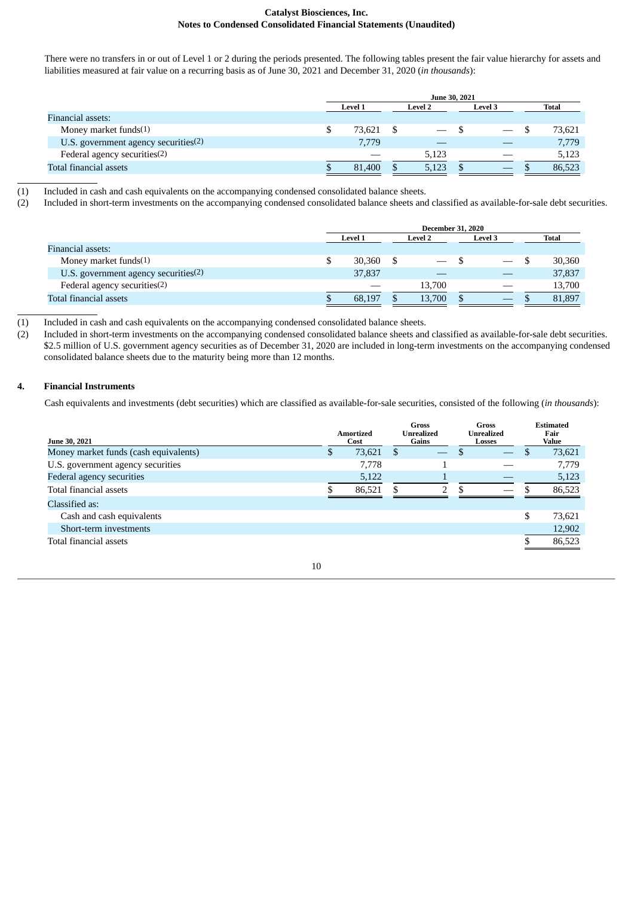There were no transfers in or out of Level 1 or 2 during the periods presented. The following tables present the fair value hierarchy for assets and liabilities measured at fair value on a recurring basis as of June 30, 2021 and December 31, 2020 (*in thousands*):

| | June 30, 2021 | | | |
|---|---|---|---|---|
| | Level 1 | Level 2 | Level 3 | Total |
| Financial assets: | | | | |
| Money market funds(1) | $ 73,621 | $ — | $ — | $ 73,621 |
| U.S. government agency securities(2) | 7,779 | — | — | 7,779 |
| Federal agency securities(2) | — | 5,123 | — | 5,123 |
| Total financial assets | $ 81,400 | $ 5,123 | $ — | $ 86,523 |

(1) Included in cash and cash equivalents on the accompanying condensed consolidated balance sheets.
(2) Included in short-term investments on the accompanying condensed consolidated balance sheets and classified as available-for-sale debt securities.

| | December 31, 2020 | | | |
|---|---|---|---|---|
| | Level 1 | Level 2 | Level 3 | Total |
| Financial assets: | | | | |
| Money market funds(1) | $ 30,360 | $ — | $ — | $ 30,360 |
| U.S. government agency securities(2) | 37,837 | — | — | 37,837 |
| Federal agency securities(2) | — | 13,700 | — | 13,700 |
| Total financial assets | $ 68,197 | $ 13,700 | $ — | $ 81,897 |

(1) Included in cash and cash equivalents on the accompanying condensed consolidated balance sheets.
(2) Included in short-term investments on the accompanying condensed consolidated balance sheets and classified as available-for-sale debt securities. $2.5 million of U.S. government agency securities as of December 31, 2020 are included in long-term investments on the accompanying condensed consolidated balance sheets due to the maturity being more than 12 months.

## 4. Financial Instruments

Cash equivalents and investments (debt securities) which are classified as available-for-sale securities, consisted of the following (*in thousands*):

| June 30, 2021 | Amortized Cost | Gross Unrealized Gains | Gross Unrealized Losses | Estimated Fair Value |
|---|---|---|---|---|
| Money market funds (cash equivalents) | $ 73,621 | $ — | $ — | $ 73,621 |
| U.S. government agency securities | 7,778 | 1 | — | 7,779 |
| Federal agency securities | 5,122 | 1 | — | 5,123 |
| Total financial assets | $ 86,521 | $ 2 | $ — | $ 86,523 |
| Classified as: | | | | |
| Cash and cash equivalents | | | | $ 73,621 |
| Short-term investments | | | | 12,902 |
| Total financial assets | | | | $ 86,523 |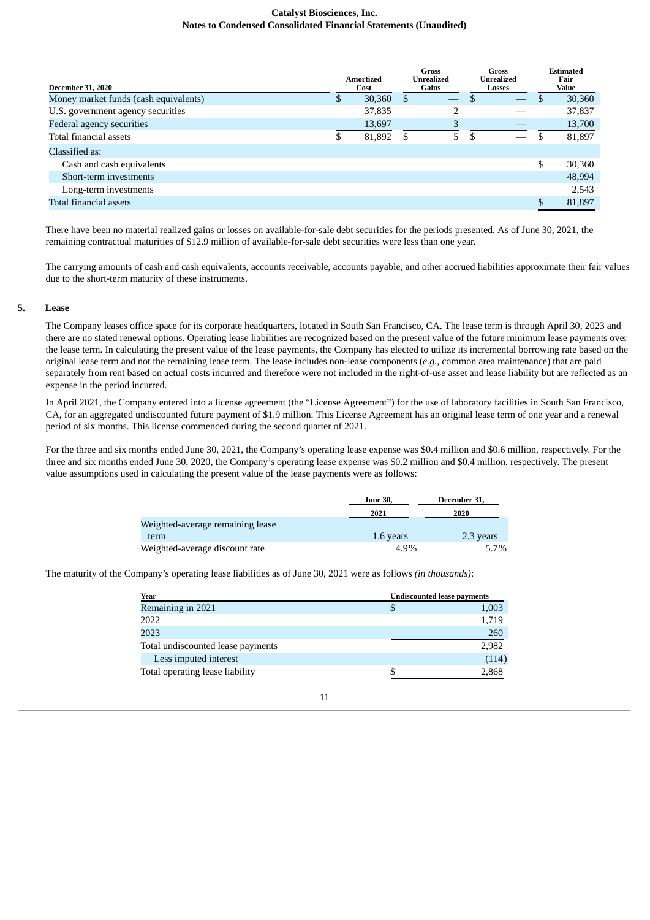| December 31, 2020 | Amortized Cost | Gross Unrealized Gains | Gross Unrealized Losses | Estimated Fair Value |
|---|---|---|---|---|
| Money market funds (cash equivalents) | $ 30,360 | $ — | $ — | $ 30,360 |
| U.S. government agency securities | 37,835 | 2 | — | 37,837 |
| Federal agency securities | 13,697 | 3 | — | 13,700 |
| Total financial assets | $ 81,892 | $ 5 | $ — | $ 81,897 |
| Classified as: | | | | |
| Cash and cash equivalents | | | | $ 30,360 |
| Short-term investments | | | | 48,994 |
| Long-term investments | | | | 2,543 |
| Total financial assets | | | | $ 81,897 |

There have been no material realized gains or losses on available-for-sale debt securities for the periods presented. As of June 30, 2021, the remaining contractual maturities of $12.9 million of available-for-sale debt securities were less than one year.

The carrying amounts of cash and cash equivalents, accounts receivable, accounts payable, and other accrued liabilities approximate their fair values due to the short-term maturity of these instruments.

## 5. Lease

The Company leases office space for its corporate headquarters, located in South San Francisco, CA. The lease term is through April 30, 2023 and there are no stated renewal options. Operating lease liabilities are recognized based on the present value of the future minimum lease payments over the lease term. In calculating the present value of the lease payments, the Company has elected to utilize its incremental borrowing rate based on the original lease term and not the remaining lease term. The lease includes non-lease components (*e.g.*, common area maintenance) that are paid separately from rent based on actual costs incurred and therefore were not included in the right-of-use asset and lease liability but are reflected as an expense in the period incurred.

In April 2021, the Company entered into a license agreement (the "License Agreement") for the use of laboratory facilities in South San Francisco, CA, for an aggregated undiscounted future payment of $1.9 million. This License Agreement has an original lease term of one year and a renewal period of six months. This license commenced during the second quarter of 2021.

For the three and six months ended June 30, 2021, the Company's operating lease expense was $0.4 million and $0.6 million, respectively. For the three and six months ended June 30, 2020, the Company's operating lease expense was $0.2 million and $0.4 million, respectively. The present value assumptions used in calculating the present value of the lease payments were as follows:

| | June 30, 2021 | December 31, 2020 |
|---|---|---|
| Weighted-average remaining lease term | 1.6 years | 2.3 years |
| Weighted-average discount rate | 4.9% | 5.7% |

The maturity of the Company's operating lease liabilities as of June 30, 2021 were as follows *(in thousands)*:

| Year | Undiscounted lease payments |
|---|---|
| Remaining in 2021 | $ 1,003 |
| 2022 | 1,719 |
| 2023 | 260 |
| Total undiscounted lease payments | 2,982 |
| Less imputed interest | (114) |
| Total operating lease liability | $ 2,868 |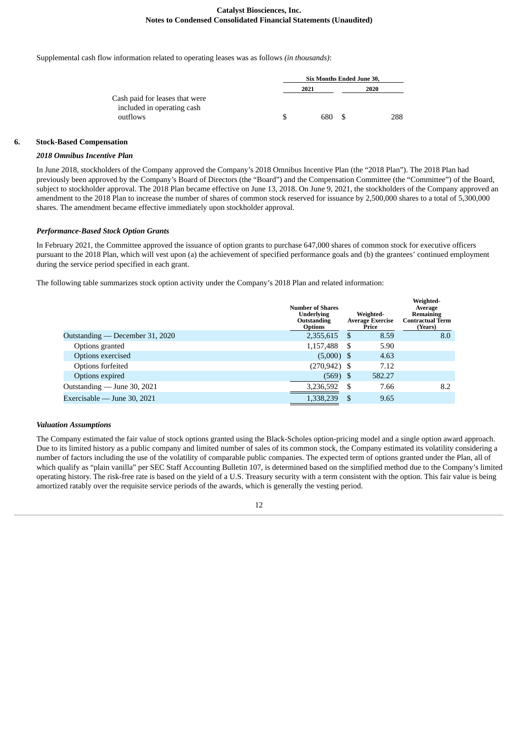Supplemental cash flow information related to operating leases was as follows *(in thousands)*:

| | Six Months Ended June 30, | |
|---|---|---|
| | 2021 | 2020 |
| Cash paid for leases that were included in operating cash outflows | $ 680 | $ 288 |

## 6. Stock-Based Compensation

### *2018 Omnibus Incentive Plan*

In June 2018, stockholders of the Company approved the Company's 2018 Omnibus Incentive Plan (the "2018 Plan"). The 2018 Plan had previously been approved by the Company's Board of Directors (the "Board") and the Compensation Committee (the "Committee") of the Board, subject to stockholder approval. The 2018 Plan became effective on June 13, 2018. On June 9, 2021, the stockholders of the Company approved an amendment to the 2018 Plan to increase the number of shares of common stock reserved for issuance by 2,500,000 shares to a total of 5,300,000 shares. The amendment became effective immediately upon stockholder approval.

### *Performance-Based Stock Option Grants*

In February 2021, the Committee approved the issuance of option grants to purchase 647,000 shares of common stock for executive officers pursuant to the 2018 Plan, which will vest upon (a) the achievement of specified performance goals and (b) the grantees' continued employment during the service period specified in each grant.

The following table summarizes stock option activity under the Company's 2018 Plan and related information:

| | Number of Shares Underlying Outstanding Options | Weighted-Average Exercise Price | Weighted-Average Remaining Contractual Term (Years) |
|---|---|---|---|
| Outstanding — December 31, 2020 | 2,355,615 | $ 8.59 | 8.0 |
| Options granted | 1,157,488 | $ 5.90 | |
| Options exercised | (5,000) | $ 4.63 | |
| Options forfeited | (270,942) | $ 7.12 | |
| Options expired | (569) | $ 582.27 | |
| Outstanding — June 30, 2021 | 3,236,592 | $ 7.66 | 8.2 |
| Exercisable — June 30, 2021 | 1,338,239 | $ 9.65 | |

### *Valuation Assumptions*

The Company estimated the fair value of stock options granted using the Black-Scholes option-pricing model and a single option award approach. Due to its limited history as a public company and limited number of sales of its common stock, the Company estimated its volatility considering a number of factors including the use of the volatility of comparable public companies. The expected term of options granted under the Plan, all of which qualify as "plain vanilla" per SEC Staff Accounting Bulletin 107, is determined based on the simplified method due to the Company's limited operating history. The risk-free rate is based on the yield of a U.S. Treasury security with a term consistent with the option. This fair value is being amortized ratably over the requisite service periods of the awards, which is generally the vesting period.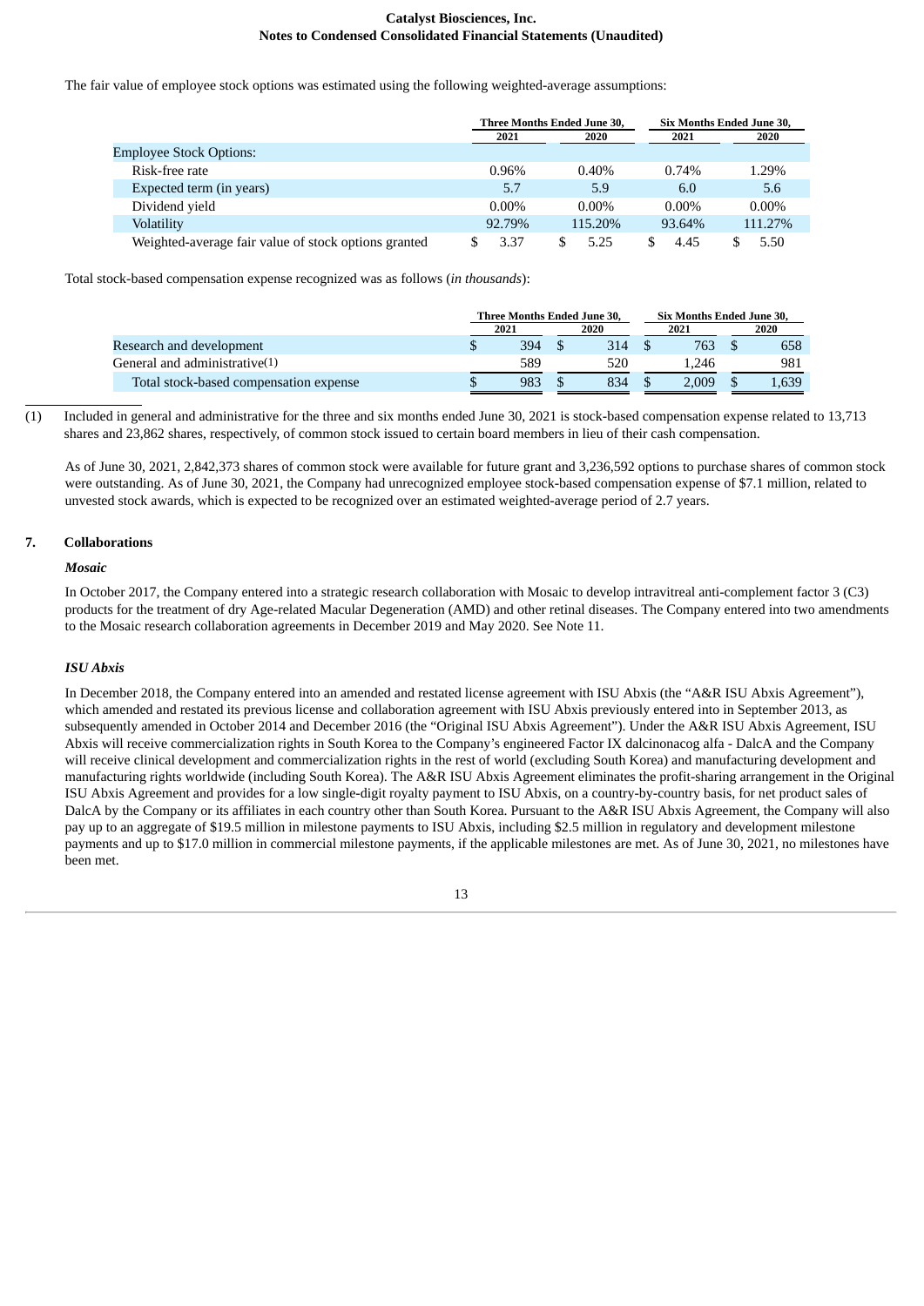The fair value of employee stock options was estimated using the following weighted-average assumptions:

| | Three Months Ended June 30, | | Six Months Ended June 30, | |
|---|---|---|---|---|
| | 2021 | 2020 | 2021 | 2020 |
| Employee Stock Options: | | | | |
| Risk-free rate | 0.96% | 0.40% | 0.74% | 1.29% |
| Expected term (in years) | 5.7 | 5.9 | 6.0 | 5.6 |
| Dividend yield | 0.00% | 0.00% | 0.00% | 0.00% |
| Volatility | 92.79% | 115.20% | 93.64% | 111.27% |
| Weighted-average fair value of stock options granted | $ 3.37 | $ 5.25 | $ 4.45 | $ 5.50 |

Total stock-based compensation expense recognized was as follows (*in thousands*):

| | Three Months Ended June 30, | | Six Months Ended June 30, | |
|---|---|---|---|---|
| | 2021 | 2020 | 2021 | 2020 |
| Research and development | $ 394 | $ 314 | $ 763 | $ 658 |
| General and administrative(1) | 589 | 520 | 1,246 | 981 |
| Total stock-based compensation expense | $ 983 | $ 834 | $ 2,009 | $ 1,639 |

(1) Included in general and administrative for the three and six months ended June 30, 2021 is stock-based compensation expense related to 13,713 shares and 23,862 shares, respectively, of common stock issued to certain board members in lieu of their cash compensation.

As of June 30, 2021, 2,842,373 shares of common stock were available for future grant and 3,236,592 options to purchase shares of common stock were outstanding. As of June 30, 2021, the Company had unrecognized employee stock-based compensation expense of $7.1 million, related to unvested stock awards, which is expected to be recognized over an estimated weighted-average period of 2.7 years.

## 7. Collaborations

### *Mosaic*

In October 2017, the Company entered into a strategic research collaboration with Mosaic to develop intravitreal anti-complement factor 3 (C3) products for the treatment of dry Age-related Macular Degeneration (AMD) and other retinal diseases. The Company entered into two amendments to the Mosaic research collaboration agreements in December 2019 and May 2020. See Note 11.

### *ISU Abxis*

In December 2018, the Company entered into an amended and restated license agreement with ISU Abxis (the "A&R ISU Abxis Agreement"), which amended and restated its previous license and collaboration agreement with ISU Abxis previously entered into in September 2013, as subsequently amended in October 2014 and December 2016 (the "Original ISU Abxis Agreement"). Under the A&R ISU Abxis Agreement, ISU Abxis will receive commercialization rights in South Korea to the Company's engineered Factor IX dalcinonacog alfa - DalcA and the Company will receive clinical development and commercialization rights in the rest of world (excluding South Korea) and manufacturing development and manufacturing rights worldwide (including South Korea). The A&R ISU Abxis Agreement eliminates the profit-sharing arrangement in the Original ISU Abxis Agreement and provides for a low single-digit royalty payment to ISU Abxis, on a country-by-country basis, for net product sales of DalcA by the Company or its affiliates in each country other than South Korea. Pursuant to the A&R ISU Abxis Agreement, the Company will also pay up to an aggregate of $19.5 million in milestone payments to ISU Abxis, including $2.5 million in regulatory and development milestone payments and up to $17.0 million in commercial milestone payments, if the applicable milestones are met. As of June 30, 2021, no milestones have been met.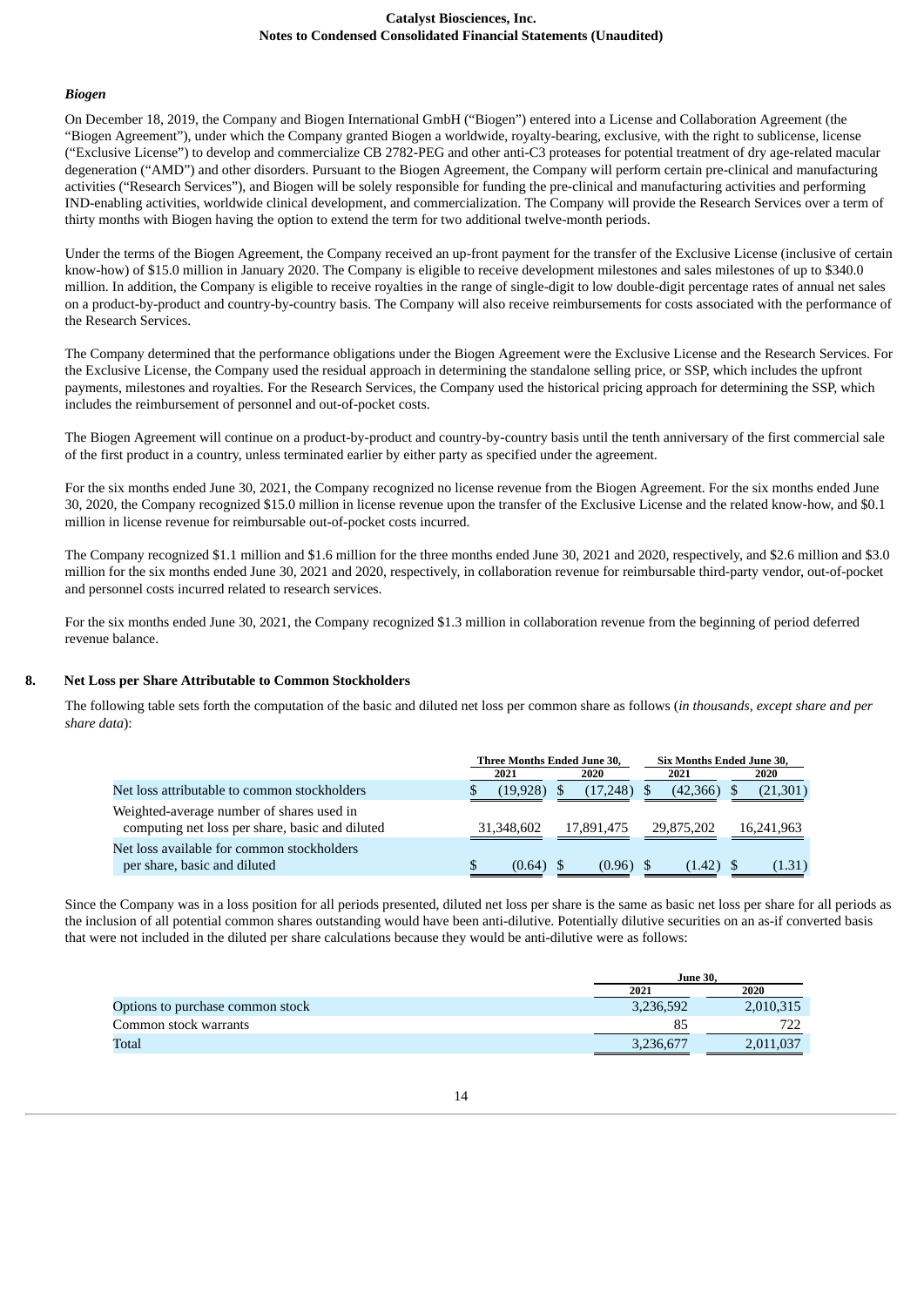### *Biogen*

On December 18, 2019, the Company and Biogen International GmbH (“Biogen”) entered into a License and Collaboration Agreement (the “Biogen Agreement”), under which the Company granted Biogen a worldwide, royalty-bearing, exclusive, with the right to sublicense, license (“Exclusive License”) to develop and commercialize CB 2782-PEG and other anti-C3 proteases for potential treatment of dry age-related macular degeneration (“AMD”) and other disorders. Pursuant to the Biogen Agreement, the Company will perform certain pre-clinical and manufacturing activities (“Research Services”), and Biogen will be solely responsible for funding the pre-clinical and manufacturing activities and performing IND-enabling activities, worldwide clinical development, and commercialization. The Company will provide the Research Services over a term of thirty months with Biogen having the option to extend the term for two additional twelve-month periods.

Under the terms of the Biogen Agreement, the Company received an up-front payment for the transfer of the Exclusive License (inclusive of certain know-how) of $15.0 million in January 2020. The Company is eligible to receive development milestones and sales milestones of up to $340.0 million. In addition, the Company is eligible to receive royalties in the range of single-digit to low double-digit percentage rates of annual net sales on a product-by-product and country-by-country basis. The Company will also receive reimbursements for costs associated with the performance of the Research Services.

The Company determined that the performance obligations under the Biogen Agreement were the Exclusive License and the Research Services. For the Exclusive License, the Company used the residual approach in determining the standalone selling price, or SSP, which includes the upfront payments, milestones and royalties. For the Research Services, the Company used the historical pricing approach for determining the SSP, which includes the reimbursement of personnel and out-of-pocket costs.

The Biogen Agreement will continue on a product-by-product and country-by-country basis until the tenth anniversary of the first commercial sale of the first product in a country, unless terminated earlier by either party as specified under the agreement.

For the six months ended June 30, 2021, the Company recognized no license revenue from the Biogen Agreement. For the six months ended June 30, 2020, the Company recognized $15.0 million in license revenue upon the transfer of the Exclusive License and the related know-how, and $0.1 million in license revenue for reimbursable out-of-pocket costs incurred.

The Company recognized $1.1 million and $1.6 million for the three months ended June 30, 2021 and 2020, respectively, and $2.6 million and $3.0 million for the six months ended June 30, 2021 and 2020, respectively, in collaboration revenue for reimbursable third-party vendor, out-of-pocket and personnel costs incurred related to research services.

For the six months ended June 30, 2021, the Company recognized $1.3 million in collaboration revenue from the beginning of period deferred revenue balance.

## 8. Net Loss per Share Attributable to Common Stockholders

The following table sets forth the computation of the basic and diluted net loss per common share as follows (*in thousands, except share and per share data*):

| | Three Months Ended June 30, | | Six Months Ended June 30, | |
|---|---|---|---|---|
| | 2021 | 2020 | 2021 | 2020 |
| Net loss attributable to common stockholders | $ (19,928) | $ (17,248) | $ (42,366) | $ (21,301) |
| Weighted-average number of shares used in computing net loss per share, basic and diluted | 31,348,602 | 17,891,475 | 29,875,202 | 16,241,963 |
| Net loss available for common stockholders per share, basic and diluted | $ (0.64) | $ (0.96) | $ (1.42) | $ (1.31) |

Since the Company was in a loss position for all periods presented, diluted net loss per share is the same as basic net loss per share for all periods as the inclusion of all potential common shares outstanding would have been anti-dilutive. Potentially dilutive securities on an as-if converted basis that were not included in the diluted per share calculations because they would be anti-dilutive were as follows:

| | June 30, | |
|---|---|---|
| | 2021 | 2020 |
| Options to purchase common stock | 3,236,592 | 2,010,315 |
| Common stock warrants | 85 | 722 |
| Total | 3,236,677 | 2,011,037 |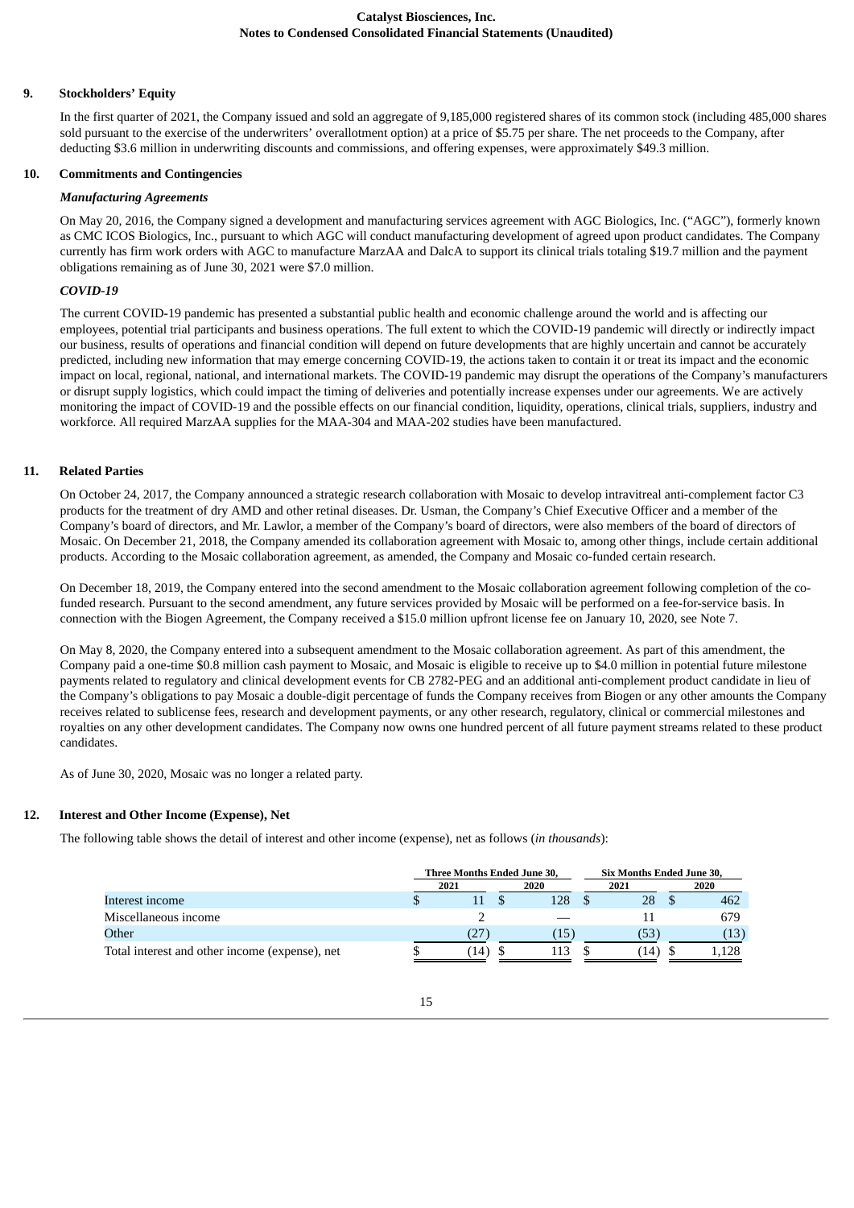## 9. Stockholders' Equity

In the first quarter of 2021, the Company issued and sold an aggregate of 9,185,000 registered shares of its common stock (including 485,000 shares sold pursuant to the exercise of the underwriters' overallotment option) at a price of $5.75 per share. The net proceeds to the Company, after deducting $3.6 million in underwriting discounts and commissions, and offering expenses, were approximately $49.3 million.

## 10. Commitments and Contingencies

### *Manufacturing Agreements*

On May 20, 2016, the Company signed a development and manufacturing services agreement with AGC Biologics, Inc. ("AGC"), formerly known as CMC ICOS Biologics, Inc., pursuant to which AGC will conduct manufacturing development of agreed upon product candidates. The Company currently has firm work orders with AGC to manufacture MarzAA and DalcA to support its clinical trials totaling $19.7 million and the payment obligations remaining as of June 30, 2021 were $7.0 million.

### *COVID-19*

The current COVID-19 pandemic has presented a substantial public health and economic challenge around the world and is affecting our employees, potential trial participants and business operations. The full extent to which the COVID-19 pandemic will directly or indirectly impact our business, results of operations and financial condition will depend on future developments that are highly uncertain and cannot be accurately predicted, including new information that may emerge concerning COVID-19, the actions taken to contain it or treat its impact and the economic impact on local, regional, national, and international markets. The COVID-19 pandemic may disrupt the operations of the Company's manufacturers or disrupt supply logistics, which could impact the timing of deliveries and potentially increase expenses under our agreements. We are actively monitoring the impact of COVID-19 and the possible effects on our financial condition, liquidity, operations, clinical trials, suppliers, industry and workforce. All required MarzAA supplies for the MAA-304 and MAA-202 studies have been manufactured.

## 11. Related Parties

On October 24, 2017, the Company announced a strategic research collaboration with Mosaic to develop intravitreal anti-complement factor C3 products for the treatment of dry AMD and other retinal diseases. Dr. Usman, the Company's Chief Executive Officer and a member of the Company's board of directors, and Mr. Lawlor, a member of the Company's board of directors, were also members of the board of directors of Mosaic. On December 21, 2018, the Company amended its collaboration agreement with Mosaic to, among other things, include certain additional products. According to the Mosaic collaboration agreement, as amended, the Company and Mosaic co-funded certain research.

On December 18, 2019, the Company entered into the second amendment to the Mosaic collaboration agreement following completion of the co-funded research. Pursuant to the second amendment, any future services provided by Mosaic will be performed on a fee-for-service basis. In connection with the Biogen Agreement, the Company received a $15.0 million upfront license fee on January 10, 2020, see Note 7.

On May 8, 2020, the Company entered into a subsequent amendment to the Mosaic collaboration agreement. As part of this amendment, the Company paid a one-time $0.8 million cash payment to Mosaic, and Mosaic is eligible to receive up to $4.0 million in potential future milestone payments related to regulatory and clinical development events for CB 2782-PEG and an additional anti-complement product candidate in lieu of the Company's obligations to pay Mosaic a double-digit percentage of funds the Company receives from Biogen or any other amounts the Company receives related to sublicense fees, research and development payments, or any other research, regulatory, clinical or commercial milestones and royalties on any other development candidates. The Company now owns one hundred percent of all future payment streams related to these product candidates.

As of June 30, 2020, Mosaic was no longer a related party.

## 12. Interest and Other Income (Expense), Net

The following table shows the detail of interest and other income (expense), net as follows (*in thousands*):

| | Three Months Ended June 30, | | Six Months Ended June 30, | |
|---|---|---|---|---|
| | 2021 | 2020 | 2021 | 2020 |
| Interest income | $ 11 | $ 128 | $ 28 | $ 462 |
| Miscellaneous income | 2 | — | 11 | 679 |
| Other | (27) | (15) | (53) | (13) |
| Total interest and other income (expense), net | $ (14) | $ 113 | $ (14) | $ 1,128 |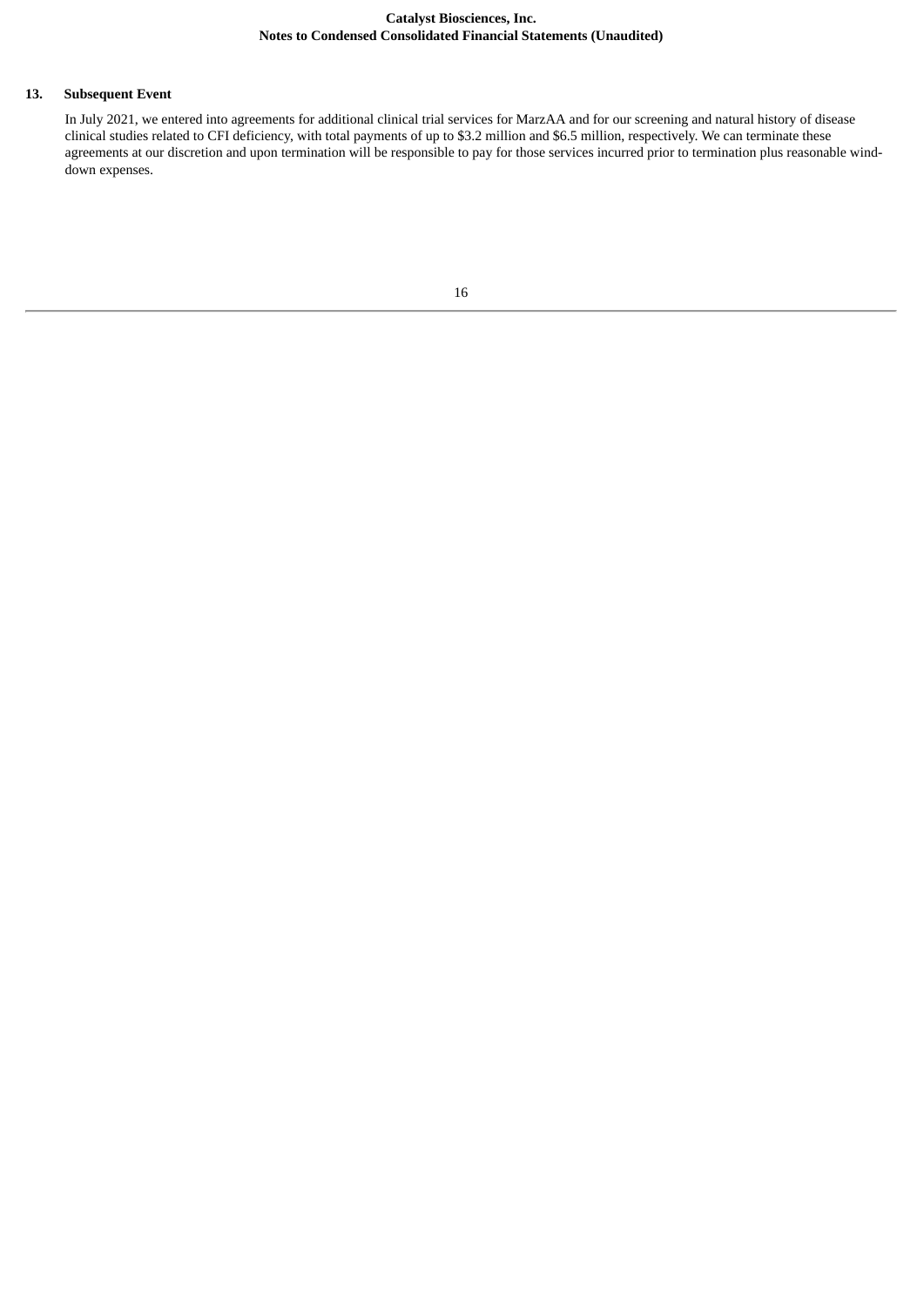## 13. Subsequent Event

In July 2021, we entered into agreements for additional clinical trial services for MarzAA and for our screening and natural history of disease clinical studies related to CFI deficiency, with total payments of up to $3.2 million and $6.5 million, respectively. We can terminate these agreements at our discretion and upon termination will be responsible to pay for those services incurred prior to termination plus reasonable wind-down expenses.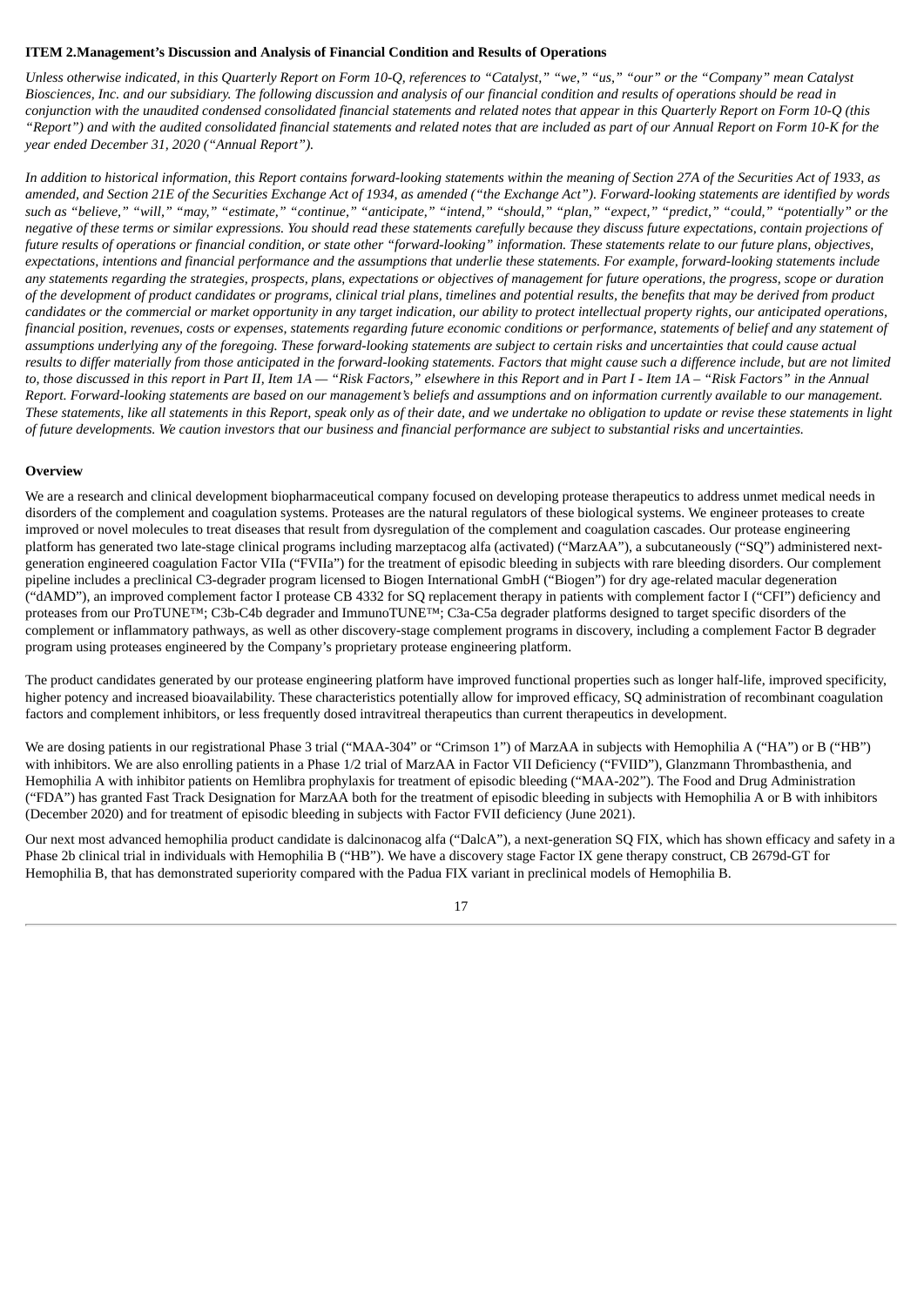**ITEM 2.Management's Discussion and Analysis of Financial Condition and Results of Operations**

*Unless otherwise indicated, in this Quarterly Report on Form 10-Q, references to "Catalyst," "we," "us," "our" or the "Company" mean Catalyst Biosciences, Inc. and our subsidiary. The following discussion and analysis of our financial condition and results of operations should be read in conjunction with the unaudited condensed consolidated financial statements and related notes that appear in this Quarterly Report on Form 10-Q (this "Report") and with the audited consolidated financial statements and related notes that are included as part of our Annual Report on Form 10-K for the year ended December 31, 2020 ("Annual Report").*

*In addition to historical information, this Report contains forward-looking statements within the meaning of Section 27A of the Securities Act of 1933, as amended, and Section 21E of the Securities Exchange Act of 1934, as amended ("the Exchange Act"). Forward-looking statements are identified by words such as "believe," "will," "may," "estimate," "continue," "anticipate," "intend," "should," "plan," "expect," "predict," "could," "potentially" or the negative of these terms or similar expressions. You should read these statements carefully because they discuss future expectations, contain projections of future results of operations or financial condition, or state other "forward-looking" information. These statements relate to our future plans, objectives, expectations, intentions and financial performance and the assumptions that underlie these statements. For example, forward-looking statements include any statements regarding the strategies, prospects, plans, expectations or objectives of management for future operations, the progress, scope or duration of the development of product candidates or programs, clinical trial plans, timelines and potential results, the benefits that may be derived from product candidates or the commercial or market opportunity in any target indication, our ability to protect intellectual property rights, our anticipated operations, financial position, revenues, costs or expenses, statements regarding future economic conditions or performance, statements of belief and any statement of assumptions underlying any of the foregoing. These forward-looking statements are subject to certain risks and uncertainties that could cause actual results to differ materially from those anticipated in the forward-looking statements. Factors that might cause such a difference include, but are not limited to, those discussed in this report in Part II, Item 1A — "Risk Factors," elsewhere in this Report and in Part I - Item 1A – "Risk Factors" in the Annual Report. Forward-looking statements are based on our management's beliefs and assumptions and on information currently available to our management. These statements, like all statements in this Report, speak only as of their date, and we undertake no obligation to update or revise these statements in light of future developments. We caution investors that our business and financial performance are subject to substantial risks and uncertainties.*

**Overview**

We are a research and clinical development biopharmaceutical company focused on developing protease therapeutics to address unmet medical needs in disorders of the complement and coagulation systems. Proteases are the natural regulators of these biological systems. We engineer proteases to create improved or novel molecules to treat diseases that result from dysregulation of the complement and coagulation cascades. Our protease engineering platform has generated two late-stage clinical programs including marzeptacog alfa (activated) ("MarzAA"), a subcutaneously ("SQ") administered next-generation engineered coagulation Factor VIIa ("FVIIa") for the treatment of episodic bleeding in subjects with rare bleeding disorders. Our complement pipeline includes a preclinical C3-degrader program licensed to Biogen International GmbH ("Biogen") for dry age-related macular degeneration ("dAMD"), an improved complement factor I protease CB 4332 for SQ replacement therapy in patients with complement factor I ("CFI") deficiency and proteases from our ProTUNE™; C3b-C4b degrader and ImmunoTUNE™; C3a-C5a degrader platforms designed to target specific disorders of the complement or inflammatory pathways, as well as other discovery-stage complement programs in discovery, including a complement Factor B degrader program using proteases engineered by the Company's proprietary protease engineering platform.

The product candidates generated by our protease engineering platform have improved functional properties such as longer half-life, improved specificity, higher potency and increased bioavailability. These characteristics potentially allow for improved efficacy, SQ administration of recombinant coagulation factors and complement inhibitors, or less frequently dosed intravitreal therapeutics than current therapeutics in development.

We are dosing patients in our registrational Phase 3 trial ("MAA-304" or "Crimson 1") of MarzAA in subjects with Hemophilia A ("HA") or B ("HB") with inhibitors. We are also enrolling patients in a Phase 1/2 trial of MarzAA in Factor VII Deficiency ("FVIID"), Glanzmann Thrombasthenia, and Hemophilia A with inhibitor patients on Hemlibra prophylaxis for treatment of episodic bleeding ("MAA-202"). The Food and Drug Administration ("FDA") has granted Fast Track Designation for MarzAA both for the treatment of episodic bleeding in subjects with Hemophilia A or B with inhibitors (December 2020) and for treatment of episodic bleeding in subjects with Factor FVII deficiency (June 2021).

Our next most advanced hemophilia product candidate is dalcinonacog alfa ("DalcA"), a next-generation SQ FIX, which has shown efficacy and safety in a Phase 2b clinical trial in individuals with Hemophilia B ("HB"). We have a discovery stage Factor IX gene therapy construct, CB 2679d-GT for Hemophilia B, that has demonstrated superiority compared with the Padua FIX variant in preclinical models of Hemophilia B.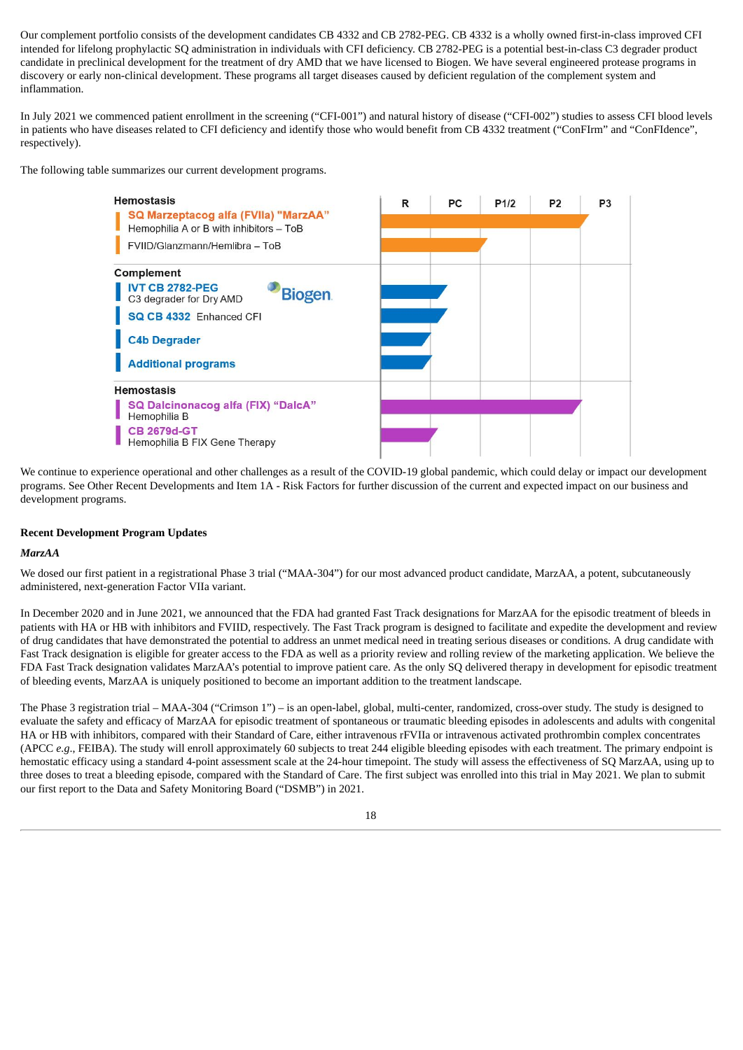Our complement portfolio consists of the development candidates CB 4332 and CB 2782-PEG. CB 4332 is a wholly owned first-in-class improved CFI intended for lifelong prophylactic SQ administration in individuals with CFI deficiency. CB 2782-PEG is a potential best-in-class C3 degrader product candidate in preclinical development for the treatment of dry AMD that we have licensed to Biogen. We have several engineered protease programs in discovery or early non-clinical development. These programs all target diseases caused by deficient regulation of the complement system and inflammation.

In July 2021 we commenced patient enrollment in the screening ("CFI-001") and natural history of disease ("CFI-002") studies to assess CFI blood levels in patients who have diseases related to CFI deficiency and identify those who would benefit from CB 4332 treatment ("ConFIrm" and "ConFIdence", respectively).

The following table summarizes our current development programs.

| Program | Indication | R | PC | P1/2 | P2 | P3 |
|---|---|---|---|---|---|---|
| **Hemostasis** | | | | | | |
| SQ Marzeptacog alfa (FVIIa) "MarzAA" | Hemophilia A or B with inhibitors – ToB | ■ | ■ | ■ | ■ | ■ |
| | FVIID/Glanzmann/Hemlibra – ToB | ■ | ■ | ■ | | |
| **Complement** | | | | | | |
| IVT CB 2782-PEG (Biogen) | C3 degrader for Dry AMD | ■ | ■ | | | |
| SQ CB 4332 | Enhanced CFI | ■ | ■ | | | |
| C4b Degrader | | ■ | | | | |
| Additional programs | | ■ | | | | |
| **Hemostasis** | | | | | | |
| SQ Dalcinonacog alfa (FIX) "DalcA" | Hemophilia B | ■ | ■ | ■ | ■ | |
| CB 2679d-GT | Hemophilia B FIX Gene Therapy | ■ | ■ | | | |

We continue to experience operational and other challenges as a result of the COVID-19 global pandemic, which could delay or impact our development programs. See Other Recent Developments and Item 1A - Risk Factors for further discussion of the current and expected impact on our business and development programs.

**Recent Development Program Updates**

***MarzAA***

We dosed our first patient in a registrational Phase 3 trial ("MAA-304") for our most advanced product candidate, MarzAA, a potent, subcutaneously administered, next-generation Factor VIIa variant.

In December 2020 and in June 2021, we announced that the FDA had granted Fast Track designations for MarzAA for the episodic treatment of bleeds in patients with HA or HB with inhibitors and FVIID, respectively. The Fast Track program is designed to facilitate and expedite the development and review of drug candidates that have demonstrated the potential to address an unmet medical need in treating serious diseases or conditions. A drug candidate with Fast Track designation is eligible for greater access to the FDA as well as a priority review and rolling review of the marketing application. We believe the FDA Fast Track designation validates MarzAA's potential to improve patient care. As the only SQ delivered therapy in development for episodic treatment of bleeding events, MarzAA is uniquely positioned to become an important addition to the treatment landscape.

The Phase 3 registration trial – MAA-304 ("Crimson 1") – is an open-label, global, multi-center, randomized, cross-over study. The study is designed to evaluate the safety and efficacy of MarzAA for episodic treatment of spontaneous or traumatic bleeding episodes in adolescents and adults with congenital HA or HB with inhibitors, compared with their Standard of Care, either intravenous rFVIIa or intravenous activated prothrombin complex concentrates (APCC *e.g.*, FEIBA). The study will enroll approximately 60 subjects to treat 244 eligible bleeding episodes with each treatment. The primary endpoint is hemostatic efficacy using a standard 4-point assessment scale at the 24-hour timepoint. The study will assess the effectiveness of SQ MarzAA, using up to three doses to treat a bleeding episode, compared with the Standard of Care. The first subject was enrolled into this trial in May 2021. We plan to submit our first report to the Data and Safety Monitoring Board ("DSMB") in 2021.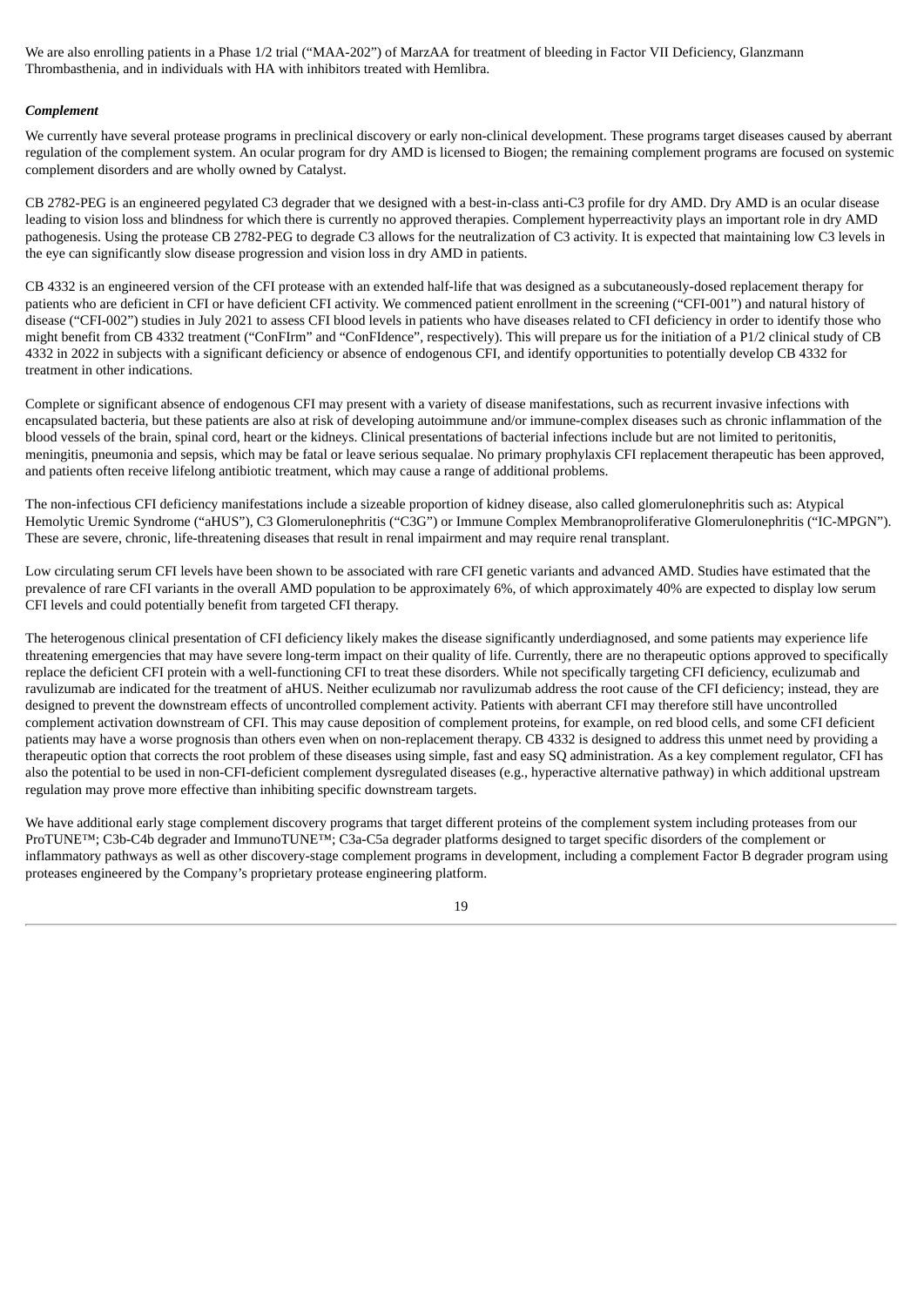We are also enrolling patients in a Phase 1/2 trial ("MAA-202") of MarzAA for treatment of bleeding in Factor VII Deficiency, Glanzmann Thrombasthenia, and in individuals with HA with inhibitors treated with Hemlibra.

***Complement***

We currently have several protease programs in preclinical discovery or early non-clinical development. These programs target diseases caused by aberrant regulation of the complement system. An ocular program for dry AMD is licensed to Biogen; the remaining complement programs are focused on systemic complement disorders and are wholly owned by Catalyst.

CB 2782-PEG is an engineered pegylated C3 degrader that we designed with a best-in-class anti-C3 profile for dry AMD. Dry AMD is an ocular disease leading to vision loss and blindness for which there is currently no approved therapies. Complement hyperreactivity plays an important role in dry AMD pathogenesis. Using the protease CB 2782-PEG to degrade C3 allows for the neutralization of C3 activity. It is expected that maintaining low C3 levels in the eye can significantly slow disease progression and vision loss in dry AMD in patients.

CB 4332 is an engineered version of the CFI protease with an extended half-life that was designed as a subcutaneously-dosed replacement therapy for patients who are deficient in CFI or have deficient CFI activity. We commenced patient enrollment in the screening ("CFI-001") and natural history of disease ("CFI-002") studies in July 2021 to assess CFI blood levels in patients who have diseases related to CFI deficiency in order to identify those who might benefit from CB 4332 treatment ("ConFIrm" and "ConFIdence", respectively). This will prepare us for the initiation of a P1/2 clinical study of CB 4332 in 2022 in subjects with a significant deficiency or absence of endogenous CFI, and identify opportunities to potentially develop CB 4332 for treatment in other indications.

Complete or significant absence of endogenous CFI may present with a variety of disease manifestations, such as recurrent invasive infections with encapsulated bacteria, but these patients are also at risk of developing autoimmune and/or immune-complex diseases such as chronic inflammation of the blood vessels of the brain, spinal cord, heart or the kidneys. Clinical presentations of bacterial infections include but are not limited to peritonitis, meningitis, pneumonia and sepsis, which may be fatal or leave serious sequalae. No primary prophylaxis CFI replacement therapeutic has been approved, and patients often receive lifelong antibiotic treatment, which may cause a range of additional problems.

The non-infectious CFI deficiency manifestations include a sizeable proportion of kidney disease, also called glomerulonephritis such as: Atypical Hemolytic Uremic Syndrome ("aHUS"), C3 Glomerulonephritis ("C3G") or Immune Complex Membranoproliferative Glomerulonephritis ("IC-MPGN"). These are severe, chronic, life-threatening diseases that result in renal impairment and may require renal transplant.

Low circulating serum CFI levels have been shown to be associated with rare CFI genetic variants and advanced AMD. Studies have estimated that the prevalence of rare CFI variants in the overall AMD population to be approximately 6%, of which approximately 40% are expected to display low serum CFI levels and could potentially benefit from targeted CFI therapy.

The heterogenous clinical presentation of CFI deficiency likely makes the disease significantly underdiagnosed, and some patients may experience life threatening emergencies that may have severe long-term impact on their quality of life. Currently, there are no therapeutic options approved to specifically replace the deficient CFI protein with a well-functioning CFI to treat these disorders. While not specifically targeting CFI deficiency, eculizumab and ravulizumab are indicated for the treatment of aHUS. Neither eculizumab nor ravulizumab address the root cause of the CFI deficiency; instead, they are designed to prevent the downstream effects of uncontrolled complement activity. Patients with aberrant CFI may therefore still have uncontrolled complement activation downstream of CFI. This may cause deposition of complement proteins, for example, on red blood cells, and some CFI deficient patients may have a worse prognosis than others even when on non-replacement therapy. CB 4332 is designed to address this unmet need by providing a therapeutic option that corrects the root problem of these diseases using simple, fast and easy SQ administration. As a key complement regulator, CFI has also the potential to be used in non-CFI-deficient complement dysregulated diseases (e.g., hyperactive alternative pathway) in which additional upstream regulation may prove more effective than inhibiting specific downstream targets.

We have additional early stage complement discovery programs that target different proteins of the complement system including proteases from our ProTUNE™; C3b-C4b degrader and ImmunoTUNE™; C3a-C5a degrader platforms designed to target specific disorders of the complement or inflammatory pathways as well as other discovery-stage complement programs in development, including a complement Factor B degrader program using proteases engineered by the Company's proprietary protease engineering platform.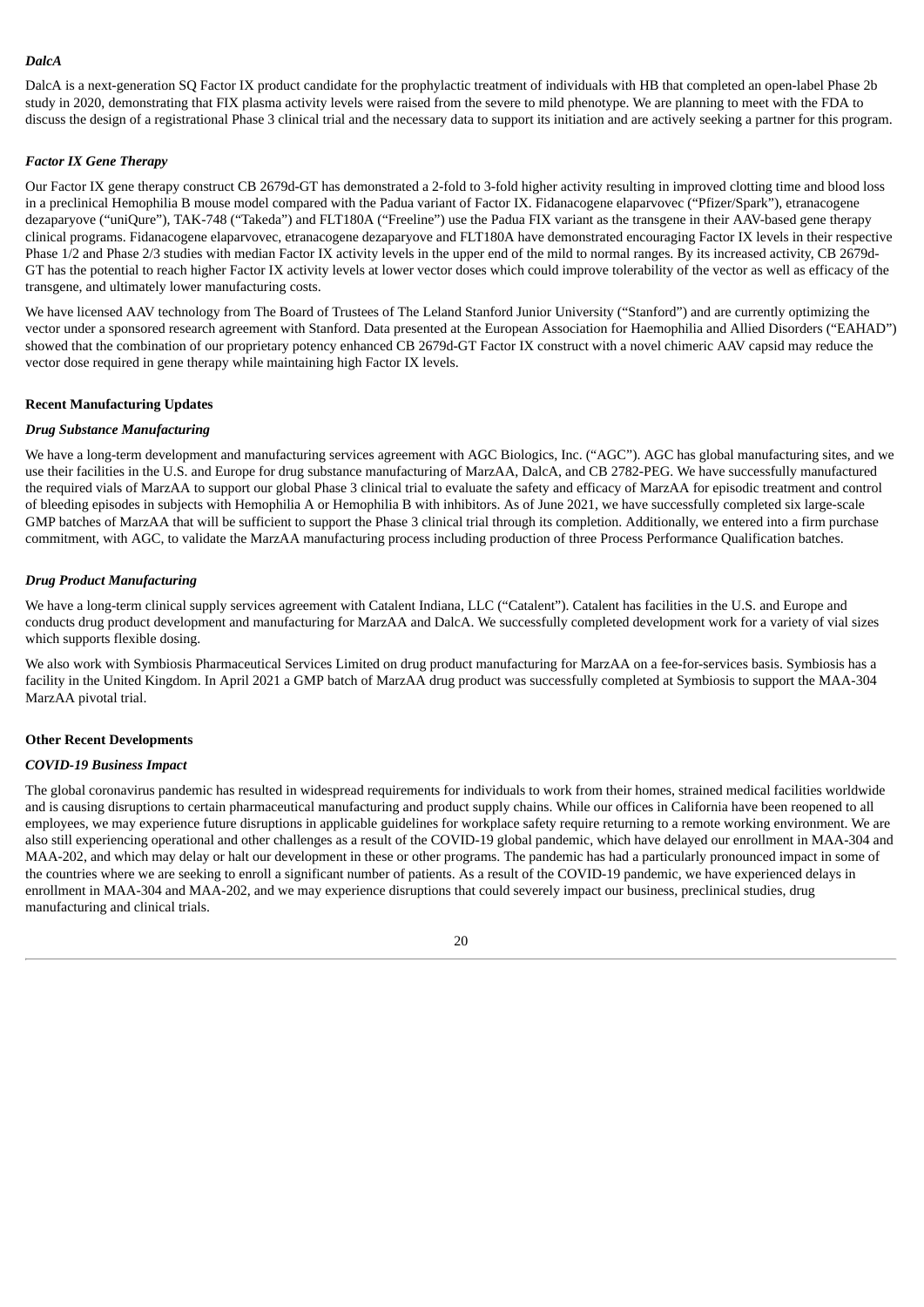### *DalcA*

DalcA is a next-generation SQ Factor IX product candidate for the prophylactic treatment of individuals with HB that completed an open-label Phase 2b study in 2020, demonstrating that FIX plasma activity levels were raised from the severe to mild phenotype. We are planning to meet with the FDA to discuss the design of a registrational Phase 3 clinical trial and the necessary data to support its initiation and are actively seeking a partner for this program.

### *Factor IX Gene Therapy*

Our Factor IX gene therapy construct CB 2679d-GT has demonstrated a 2-fold to 3-fold higher activity resulting in improved clotting time and blood loss in a preclinical Hemophilia B mouse model compared with the Padua variant of Factor IX. Fidanacogene elaparvovec ("Pfizer/Spark"), etranacogene dezaparyove ("uniQure"), TAK-748 ("Takeda") and FLT180A ("Freeline") use the Padua FIX variant as the transgene in their AAV-based gene therapy clinical programs. Fidanacogene elaparvovec, etranacogene dezaparyove and FLT180A have demonstrated encouraging Factor IX levels in their respective Phase 1/2 and Phase 2/3 studies with median Factor IX activity levels in the upper end of the mild to normal ranges. By its increased activity, CB 2679d-GT has the potential to reach higher Factor IX activity levels at lower vector doses which could improve tolerability of the vector as well as efficacy of the transgene, and ultimately lower manufacturing costs.

We have licensed AAV technology from The Board of Trustees of The Leland Stanford Junior University ("Stanford") and are currently optimizing the vector under a sponsored research agreement with Stanford. Data presented at the European Association for Haemophilia and Allied Disorders ("EAHAD") showed that the combination of our proprietary potency enhanced CB 2679d-GT Factor IX construct with a novel chimeric AAV capsid may reduce the vector dose required in gene therapy while maintaining high Factor IX levels.

## Recent Manufacturing Updates

### *Drug Substance Manufacturing*

We have a long-term development and manufacturing services agreement with AGC Biologics, Inc. ("AGC"). AGC has global manufacturing sites, and we use their facilities in the U.S. and Europe for drug substance manufacturing of MarzAA, DalcA, and CB 2782-PEG. We have successfully manufactured the required vials of MarzAA to support our global Phase 3 clinical trial to evaluate the safety and efficacy of MarzAA for episodic treatment and control of bleeding episodes in subjects with Hemophilia A or Hemophilia B with inhibitors. As of June 2021, we have successfully completed six large-scale GMP batches of MarzAA that will be sufficient to support the Phase 3 clinical trial through its completion. Additionally, we entered into a firm purchase commitment, with AGC, to validate the MarzAA manufacturing process including production of three Process Performance Qualification batches.

### *Drug Product Manufacturing*

We have a long-term clinical supply services agreement with Catalent Indiana, LLC ("Catalent"). Catalent has facilities in the U.S. and Europe and conducts drug product development and manufacturing for MarzAA and DalcA. We successfully completed development work for a variety of vial sizes which supports flexible dosing.

We also work with Symbiosis Pharmaceutical Services Limited on drug product manufacturing for MarzAA on a fee-for-services basis. Symbiosis has a facility in the United Kingdom. In April 2021 a GMP batch of MarzAA drug product was successfully completed at Symbiosis to support the MAA-304 MarzAA pivotal trial.

## Other Recent Developments

### *COVID-19 Business Impact*

The global coronavirus pandemic has resulted in widespread requirements for individuals to work from their homes, strained medical facilities worldwide and is causing disruptions to certain pharmaceutical manufacturing and product supply chains. While our offices in California have been reopened to all employees, we may experience future disruptions in applicable guidelines for workplace safety require returning to a remote working environment. We are also still experiencing operational and other challenges as a result of the COVID-19 global pandemic, which have delayed our enrollment in MAA-304 and MAA-202, and which may delay or halt our development in these or other programs. The pandemic has had a particularly pronounced impact in some of the countries where we are seeking to enroll a significant number of patients. As a result of the COVID-19 pandemic, we have experienced delays in enrollment in MAA-304 and MAA-202, and we may experience disruptions that could severely impact our business, preclinical studies, drug manufacturing and clinical trials.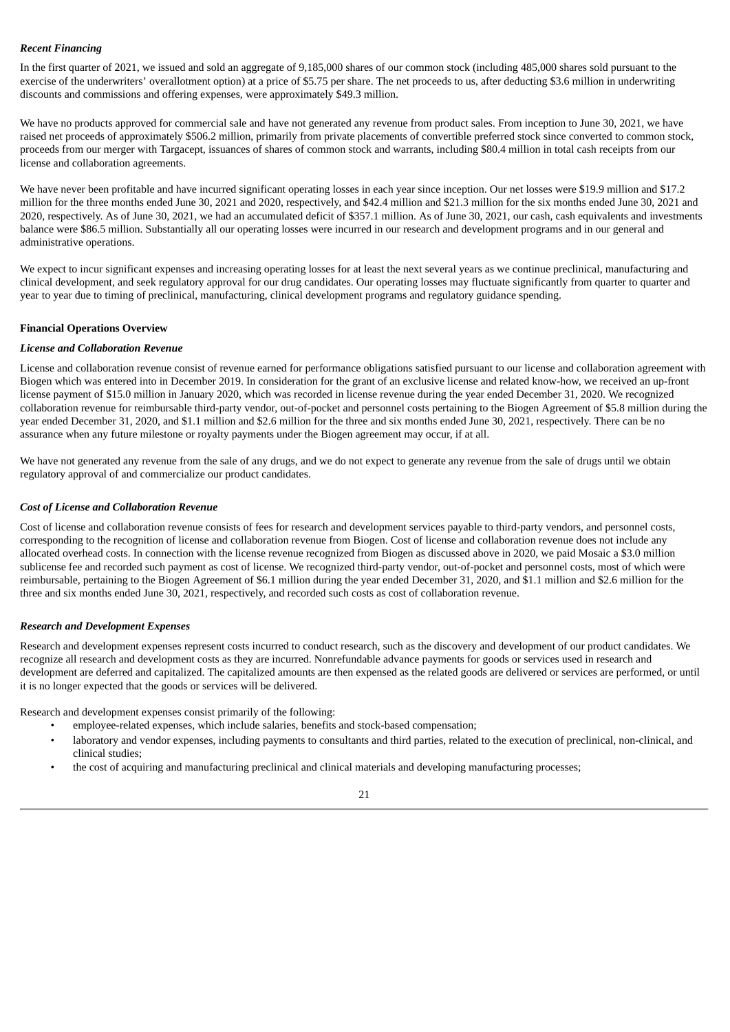***Recent Financing***

In the first quarter of 2021, we issued and sold an aggregate of 9,185,000 shares of our common stock (including 485,000 shares sold pursuant to the exercise of the underwriters' overallotment option) at a price of $5.75 per share. The net proceeds to us, after deducting $3.6 million in underwriting discounts and commissions and offering expenses, were approximately $49.3 million.

We have no products approved for commercial sale and have not generated any revenue from product sales. From inception to June 30, 2021, we have raised net proceeds of approximately $506.2 million, primarily from private placements of convertible preferred stock since converted to common stock, proceeds from our merger with Targacept, issuances of shares of common stock and warrants, including $80.4 million in total cash receipts from our license and collaboration agreements.

We have never been profitable and have incurred significant operating losses in each year since inception. Our net losses were $19.9 million and $17.2 million for the three months ended June 30, 2021 and 2020, respectively, and $42.4 million and $21.3 million for the six months ended June 30, 2021 and 2020, respectively. As of June 30, 2021, we had an accumulated deficit of $357.1 million. As of June 30, 2021, our cash, cash equivalents and investments balance were $86.5 million. Substantially all our operating losses were incurred in our research and development programs and in our general and administrative operations.

We expect to incur significant expenses and increasing operating losses for at least the next several years as we continue preclinical, manufacturing and clinical development, and seek regulatory approval for our drug candidates. Our operating losses may fluctuate significantly from quarter to quarter and year to year due to timing of preclinical, manufacturing, clinical development programs and regulatory guidance spending.

**Financial Operations Overview**

***License and Collaboration Revenue***

License and collaboration revenue consist of revenue earned for performance obligations satisfied pursuant to our license and collaboration agreement with Biogen which was entered into in December 2019. In consideration for the grant of an exclusive license and related know-how, we received an up-front license payment of $15.0 million in January 2020, which was recorded in license revenue during the year ended December 31, 2020. We recognized collaboration revenue for reimbursable third-party vendor, out-of-pocket and personnel costs pertaining to the Biogen Agreement of $5.8 million during the year ended December 31, 2020, and $1.1 million and $2.6 million for the three and six months ended June 30, 2021, respectively. There can be no assurance when any future milestone or royalty payments under the Biogen agreement may occur, if at all.

We have not generated any revenue from the sale of any drugs, and we do not expect to generate any revenue from the sale of drugs until we obtain regulatory approval of and commercialize our product candidates.

***Cost of License and Collaboration Revenue***

Cost of license and collaboration revenue consists of fees for research and development services payable to third-party vendors, and personnel costs, corresponding to the recognition of license and collaboration revenue from Biogen. Cost of license and collaboration revenue does not include any allocated overhead costs. In connection with the license revenue recognized from Biogen as discussed above in 2020, we paid Mosaic a $3.0 million sublicense fee and recorded such payment as cost of license. We recognized third-party vendor, out-of-pocket and personnel costs, most of which were reimbursable, pertaining to the Biogen Agreement of $6.1 million during the year ended December 31, 2020, and $1.1 million and $2.6 million for the three and six months ended June 30, 2021, respectively, and recorded such costs as cost of collaboration revenue.

***Research and Development Expenses***

Research and development expenses represent costs incurred to conduct research, such as the discovery and development of our product candidates. We recognize all research and development costs as they are incurred. Nonrefundable advance payments for goods or services used in research and development are deferred and capitalized. The capitalized amounts are then expensed as the related goods are delivered or services are performed, or until it is no longer expected that the goods or services will be delivered.

Research and development expenses consist primarily of the following:

- employee-related expenses, which include salaries, benefits and stock-based compensation;
- laboratory and vendor expenses, including payments to consultants and third parties, related to the execution of preclinical, non-clinical, and clinical studies;
- the cost of acquiring and manufacturing preclinical and clinical materials and developing manufacturing processes;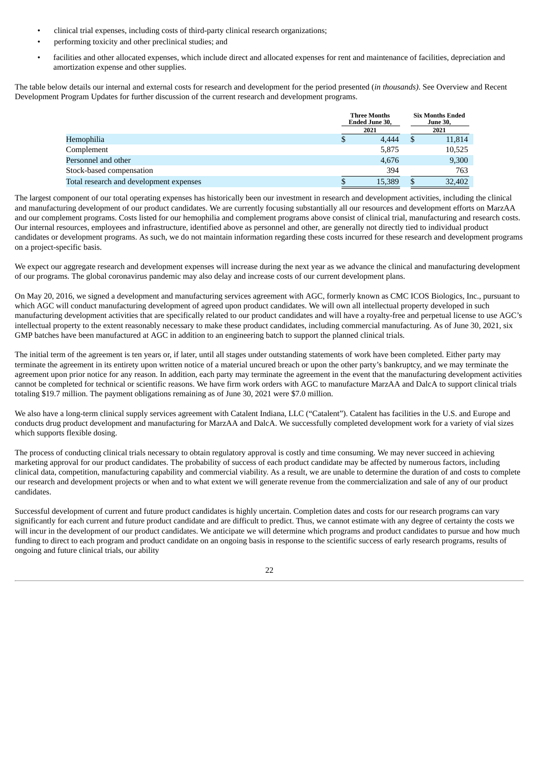- clinical trial expenses, including costs of third-party clinical research organizations;
- performing toxicity and other preclinical studies; and
- facilities and other allocated expenses, which include direct and allocated expenses for rent and maintenance of facilities, depreciation and amortization expense and other supplies.

The table below details our internal and external costs for research and development for the period presented (*in thousands*). See Overview and Recent Development Program Updates for further discussion of the current research and development programs.

| | Three Months Ended June 30, | Six Months Ended June 30, |
|---|---|---|
| | 2021 | 2021 |
| Hemophilia | $ 4,444 | $ 11,814 |
| Complement | 5,875 | 10,525 |
| Personnel and other | 4,676 | 9,300 |
| Stock-based compensation | 394 | 763 |
| Total research and development expenses | $ 15,389 | $ 32,402 |

The largest component of our total operating expenses has historically been our investment in research and development activities, including the clinical and manufacturing development of our product candidates. We are currently focusing substantially all our resources and development efforts on MarzAA and our complement programs. Costs listed for our hemophilia and complement programs above consist of clinical trial, manufacturing and research costs. Our internal resources, employees and infrastructure, identified above as personnel and other, are generally not directly tied to individual product candidates or development programs. As such, we do not maintain information regarding these costs incurred for these research and development programs on a project-specific basis.

We expect our aggregate research and development expenses will increase during the next year as we advance the clinical and manufacturing development of our programs. The global coronavirus pandemic may also delay and increase costs of our current development plans.

On May 20, 2016, we signed a development and manufacturing services agreement with AGC, formerly known as CMC ICOS Biologics, Inc., pursuant to which AGC will conduct manufacturing development of agreed upon product candidates. We will own all intellectual property developed in such manufacturing development activities that are specifically related to our product candidates and will have a royalty-free and perpetual license to use AGC's intellectual property to the extent reasonably necessary to make these product candidates, including commercial manufacturing. As of June 30, 2021, six GMP batches have been manufactured at AGC in addition to an engineering batch to support the planned clinical trials.

The initial term of the agreement is ten years or, if later, until all stages under outstanding statements of work have been completed. Either party may terminate the agreement in its entirety upon written notice of a material uncured breach or upon the other party's bankruptcy, and we may terminate the agreement upon prior notice for any reason. In addition, each party may terminate the agreement in the event that the manufacturing development activities cannot be completed for technical or scientific reasons. We have firm work orders with AGC to manufacture MarzAA and DalcA to support clinical trials totaling $19.7 million. The payment obligations remaining as of June 30, 2021 were $7.0 million.

We also have a long-term clinical supply services agreement with Catalent Indiana, LLC ("Catalent"). Catalent has facilities in the U.S. and Europe and conducts drug product development and manufacturing for MarzAA and DalcA. We successfully completed development work for a variety of vial sizes which supports flexible dosing.

The process of conducting clinical trials necessary to obtain regulatory approval is costly and time consuming. We may never succeed in achieving marketing approval for our product candidates. The probability of success of each product candidate may be affected by numerous factors, including clinical data, competition, manufacturing capability and commercial viability. As a result, we are unable to determine the duration of and costs to complete our research and development projects or when and to what extent we will generate revenue from the commercialization and sale of any of our product candidates.

Successful development of current and future product candidates is highly uncertain. Completion dates and costs for our research programs can vary significantly for each current and future product candidate and are difficult to predict. Thus, we cannot estimate with any degree of certainty the costs we will incur in the development of our product candidates. We anticipate we will determine which programs and product candidates to pursue and how much funding to direct to each program and product candidate on an ongoing basis in response to the scientific success of early research programs, results of ongoing and future clinical trials, our ability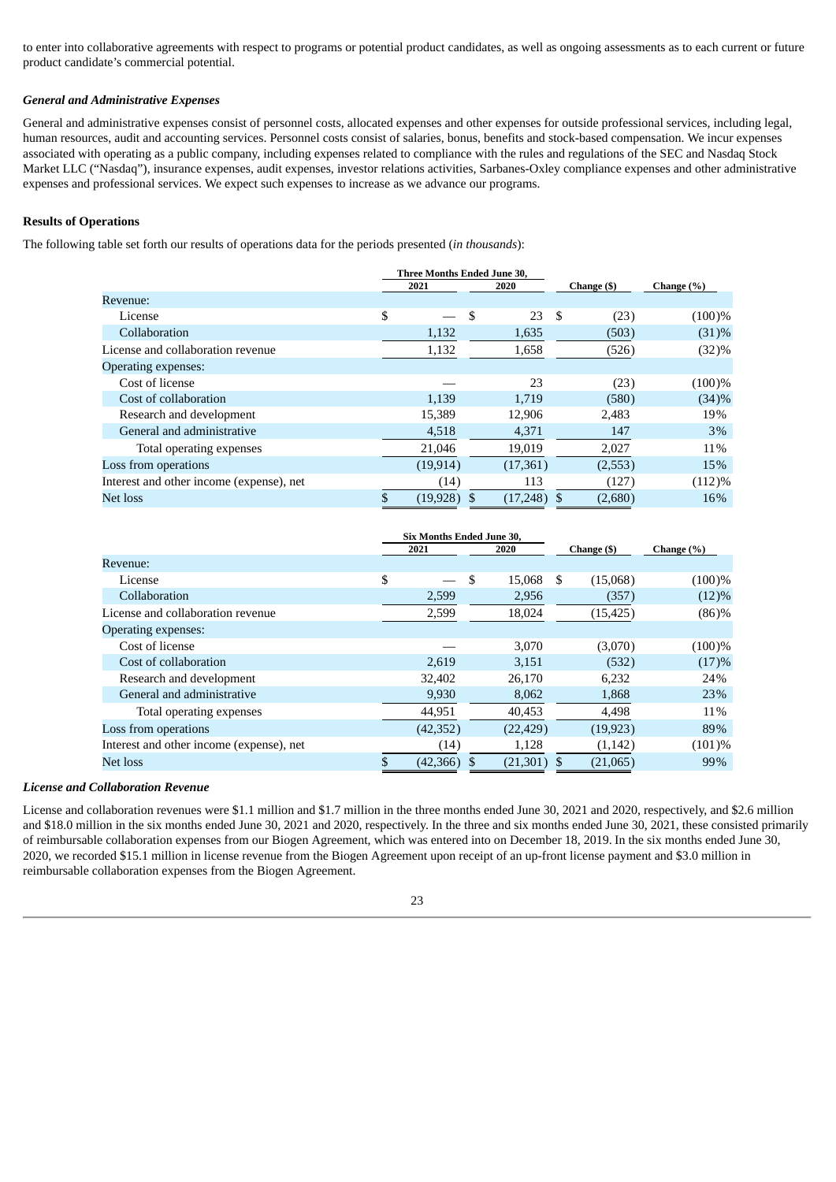to enter into collaborative agreements with respect to programs or potential product candidates, as well as ongoing assessments as to each current or future product candidate's commercial potential.

***General and Administrative Expenses***

General and administrative expenses consist of personnel costs, allocated expenses and other expenses for outside professional services, including legal, human resources, audit and accounting services. Personnel costs consist of salaries, bonus, benefits and stock-based compensation. We incur expenses associated with operating as a public company, including expenses related to compliance with the rules and regulations of the SEC and Nasdaq Stock Market LLC ("Nasdaq"), insurance expenses, audit expenses, investor relations activities, Sarbanes-Oxley compliance expenses and other administrative expenses and professional services. We expect such expenses to increase as we advance our programs.

**Results of Operations**

The following table set forth our results of operations data for the periods presented (*in thousands*):

| | Three Months Ended June 30, | | | |
|---|---|---|---|---|
| | 2021 | 2020 | Change ($) | Change (%) |
| Revenue: | | | | |
| License | $ — | $ 23 | $ (23) | (100)% |
| Collaboration | 1,132 | 1,635 | (503) | (31)% |
| License and collaboration revenue | 1,132 | 1,658 | (526) | (32)% |
| Operating expenses: | | | | |
| Cost of license | — | 23 | (23) | (100)% |
| Cost of collaboration | 1,139 | 1,719 | (580) | (34)% |
| Research and development | 15,389 | 12,906 | 2,483 | 19% |
| General and administrative | 4,518 | 4,371 | 147 | 3% |
| Total operating expenses | 21,046 | 19,019 | 2,027 | 11% |
| Loss from operations | (19,914) | (17,361) | (2,553) | 15% |
| Interest and other income (expense), net | (14) | 113 | (127) | (112)% |
| Net loss | $ (19,928) | $ (17,248) | $ (2,680) | 16% |

| | Six Months Ended June 30, | | | |
|---|---|---|---|---|
| | 2021 | 2020 | Change ($) | Change (%) |
| Revenue: | | | | |
| License | $ — | $ 15,068 | $ (15,068) | (100)% |
| Collaboration | 2,599 | 2,956 | (357) | (12)% |
| License and collaboration revenue | 2,599 | 18,024 | (15,425) | (86)% |
| Operating expenses: | | | | |
| Cost of license | — | 3,070 | (3,070) | (100)% |
| Cost of collaboration | 2,619 | 3,151 | (532) | (17)% |
| Research and development | 32,402 | 26,170 | 6,232 | 24% |
| General and administrative | 9,930 | 8,062 | 1,868 | 23% |
| Total operating expenses | 44,951 | 40,453 | 4,498 | 11% |
| Loss from operations | (42,352) | (22,429) | (19,923) | 89% |
| Interest and other income (expense), net | (14) | 1,128 | (1,142) | (101)% |
| Net loss | $ (42,366) | $ (21,301) | $ (21,065) | 99% |

***License and Collaboration Revenue***

License and collaboration revenues were $1.1 million and $1.7 million in the three months ended June 30, 2021 and 2020, respectively, and $2.6 million and $18.0 million in the six months ended June 30, 2021 and 2020, respectively. In the three and six months ended June 30, 2021, these consisted primarily of reimbursable collaboration expenses from our Biogen Agreement, which was entered into on December 18, 2019. In the six months ended June 30, 2020, we recorded $15.1 million in license revenue from the Biogen Agreement upon receipt of an up-front license payment and $3.0 million in reimbursable collaboration expenses from the Biogen Agreement.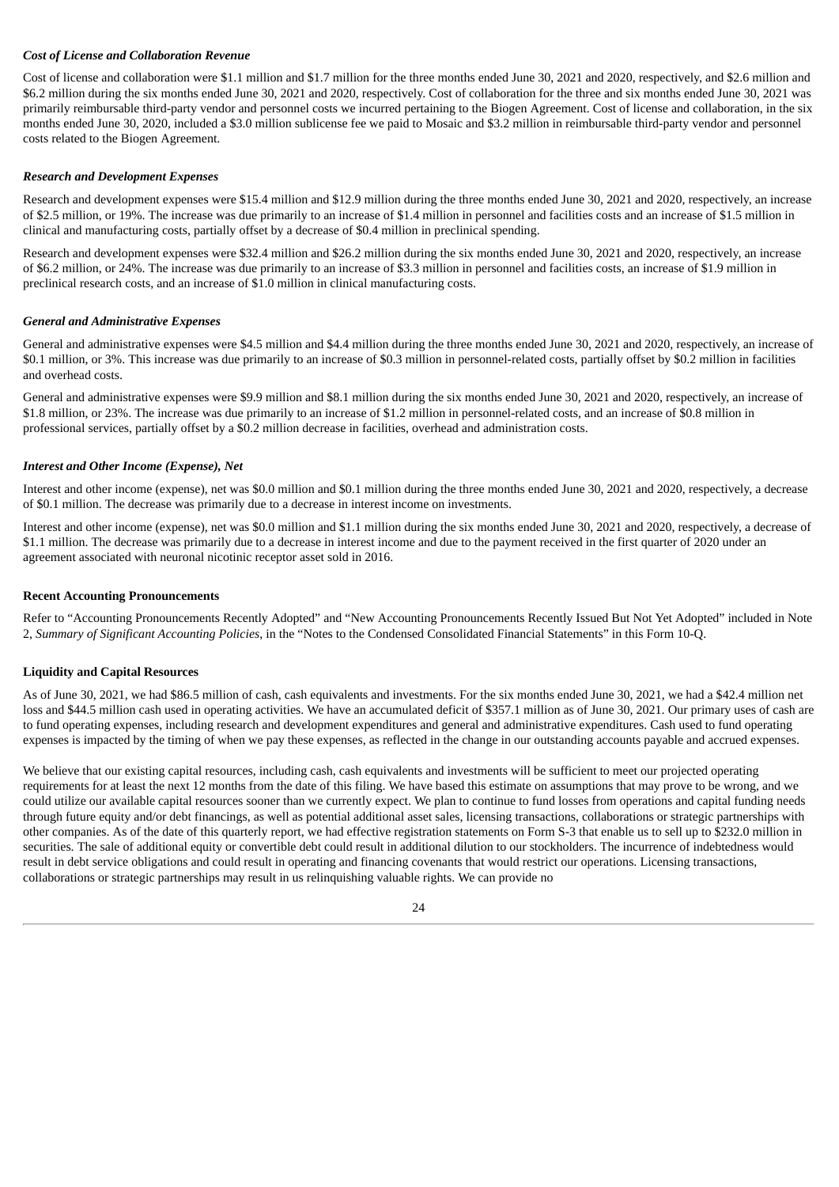### *Cost of License and Collaboration Revenue*

Cost of license and collaboration were $1.1 million and $1.7 million for the three months ended June 30, 2021 and 2020, respectively, and $2.6 million and $6.2 million during the six months ended June 30, 2021 and 2020, respectively. Cost of collaboration for the three and six months ended June 30, 2021 was primarily reimbursable third-party vendor and personnel costs we incurred pertaining to the Biogen Agreement. Cost of license and collaboration, in the six months ended June 30, 2020, included a $3.0 million sublicense fee we paid to Mosaic and $3.2 million in reimbursable third-party vendor and personnel costs related to the Biogen Agreement.

### *Research and Development Expenses*

Research and development expenses were $15.4 million and $12.9 million during the three months ended June 30, 2021 and 2020, respectively, an increase of $2.5 million, or 19%. The increase was due primarily to an increase of $1.4 million in personnel and facilities costs and an increase of $1.5 million in clinical and manufacturing costs, partially offset by a decrease of $0.4 million in preclinical spending.

Research and development expenses were $32.4 million and $26.2 million during the six months ended June 30, 2021 and 2020, respectively, an increase of $6.2 million, or 24%. The increase was due primarily to an increase of $3.3 million in personnel and facilities costs, an increase of $1.9 million in preclinical research costs, and an increase of $1.0 million in clinical manufacturing costs.

### *General and Administrative Expenses*

General and administrative expenses were $4.5 million and $4.4 million during the three months ended June 30, 2021 and 2020, respectively, an increase of $0.1 million, or 3%. This increase was due primarily to an increase of $0.3 million in personnel-related costs, partially offset by $0.2 million in facilities and overhead costs.

General and administrative expenses were $9.9 million and $8.1 million during the six months ended June 30, 2021 and 2020, respectively, an increase of $1.8 million, or 23%. The increase was due primarily to an increase of $1.2 million in personnel-related costs, and an increase of $0.8 million in professional services, partially offset by a $0.2 million decrease in facilities, overhead and administration costs.

### *Interest and Other Income (Expense), Net*

Interest and other income (expense), net was $0.0 million and $0.1 million during the three months ended June 30, 2021 and 2020, respectively, a decrease of $0.1 million. The decrease was primarily due to a decrease in interest income on investments.

Interest and other income (expense), net was $0.0 million and $1.1 million during the six months ended June 30, 2021 and 2020, respectively, a decrease of $1.1 million. The decrease was primarily due to a decrease in interest income and due to the payment received in the first quarter of 2020 under an agreement associated with neuronal nicotinic receptor asset sold in 2016.

### Recent Accounting Pronouncements

Refer to "Accounting Pronouncements Recently Adopted" and "New Accounting Pronouncements Recently Issued But Not Yet Adopted" included in Note 2, *Summary of Significant Accounting Policies*, in the "Notes to the Condensed Consolidated Financial Statements" in this Form 10-Q.

### Liquidity and Capital Resources

As of June 30, 2021, we had $86.5 million of cash, cash equivalents and investments. For the six months ended June 30, 2021, we had a $42.4 million net loss and $44.5 million cash used in operating activities. We have an accumulated deficit of $357.1 million as of June 30, 2021. Our primary uses of cash are to fund operating expenses, including research and development expenditures and general and administrative expenditures. Cash used to fund operating expenses is impacted by the timing of when we pay these expenses, as reflected in the change in our outstanding accounts payable and accrued expenses.

We believe that our existing capital resources, including cash, cash equivalents and investments will be sufficient to meet our projected operating requirements for at least the next 12 months from the date of this filing. We have based this estimate on assumptions that may prove to be wrong, and we could utilize our available capital resources sooner than we currently expect. We plan to continue to fund losses from operations and capital funding needs through future equity and/or debt financings, as well as potential additional asset sales, licensing transactions, collaborations or strategic partnerships with other companies. As of the date of this quarterly report, we had effective registration statements on Form S-3 that enable us to sell up to $232.0 million in securities. The sale of additional equity or convertible debt could result in additional dilution to our stockholders. The incurrence of indebtedness would result in debt service obligations and could result in operating and financing covenants that would restrict our operations. Licensing transactions, collaborations or strategic partnerships may result in us relinquishing valuable rights. We can provide no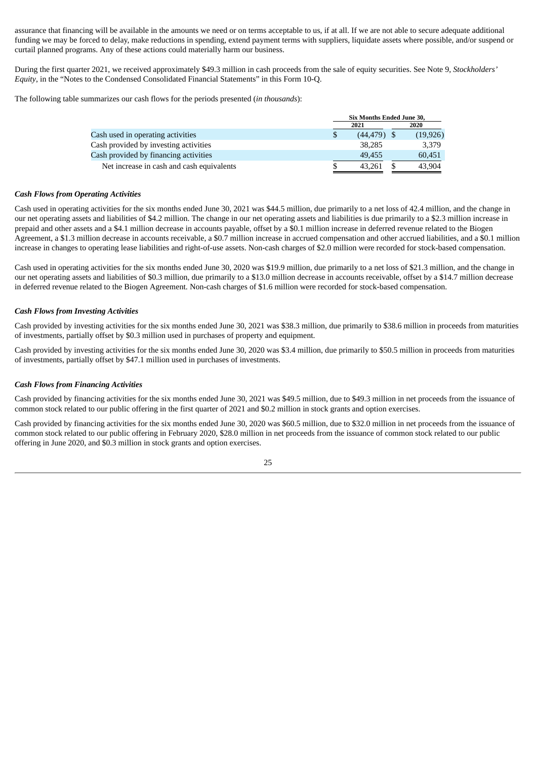assurance that financing will be available in the amounts we need or on terms acceptable to us, if at all. If we are not able to secure adequate additional funding we may be forced to delay, make reductions in spending, extend payment terms with suppliers, liquidate assets where possible, and/or suspend or curtail planned programs. Any of these actions could materially harm our business.

During the first quarter 2021, we received approximately $49.3 million in cash proceeds from the sale of equity securities. See Note 9, *Stockholders' Equity*, in the "Notes to the Condensed Consolidated Financial Statements" in this Form 10-Q.

The following table summarizes our cash flows for the periods presented (*in thousands*):

| | Six Months Ended June 30, | |
|---|---|---|
| | 2021 | 2020 |
| Cash used in operating activities | $ (44,479) | $ (19,926) |
| Cash provided by investing activities | 38,285 | 3,379 |
| Cash provided by financing activities | 49,455 | 60,451 |
| Net increase in cash and cash equivalents | $ 43,261 | $ 43,904 |

### *Cash Flows from Operating Activities*

Cash used in operating activities for the six months ended June 30, 2021 was $44.5 million, due primarily to a net loss of 42.4 million, and the change in our net operating assets and liabilities of $4.2 million. The change in our net operating assets and liabilities is due primarily to a $2.3 million increase in prepaid and other assets and a $4.1 million decrease in accounts payable, offset by a $0.1 million increase in deferred revenue related to the Biogen Agreement, a $1.3 million decrease in accounts receivable, a $0.7 million increase in accrued compensation and other accrued liabilities, and a $0.1 million increase in changes to operating lease liabilities and right-of-use assets. Non-cash charges of $2.0 million were recorded for stock-based compensation.

Cash used in operating activities for the six months ended June 30, 2020 was $19.9 million, due primarily to a net loss of $21.3 million, and the change in our net operating assets and liabilities of $0.3 million, due primarily to a $13.0 million decrease in accounts receivable, offset by a $14.7 million decrease in deferred revenue related to the Biogen Agreement. Non-cash charges of $1.6 million were recorded for stock-based compensation.

### *Cash Flows from Investing Activities*

Cash provided by investing activities for the six months ended June 30, 2021 was $38.3 million, due primarily to $38.6 million in proceeds from maturities of investments, partially offset by $0.3 million used in purchases of property and equipment.

Cash provided by investing activities for the six months ended June 30, 2020 was $3.4 million, due primarily to $50.5 million in proceeds from maturities of investments, partially offset by $47.1 million used in purchases of investments.

### *Cash Flows from Financing Activities*

Cash provided by financing activities for the six months ended June 30, 2021 was $49.5 million, due to $49.3 million in net proceeds from the issuance of common stock related to our public offering in the first quarter of 2021 and $0.2 million in stock grants and option exercises.

Cash provided by financing activities for the six months ended June 30, 2020 was $60.5 million, due to $32.0 million in net proceeds from the issuance of common stock related to our public offering in February 2020, $28.0 million in net proceeds from the issuance of common stock related to our public offering in June 2020, and $0.3 million in stock grants and option exercises.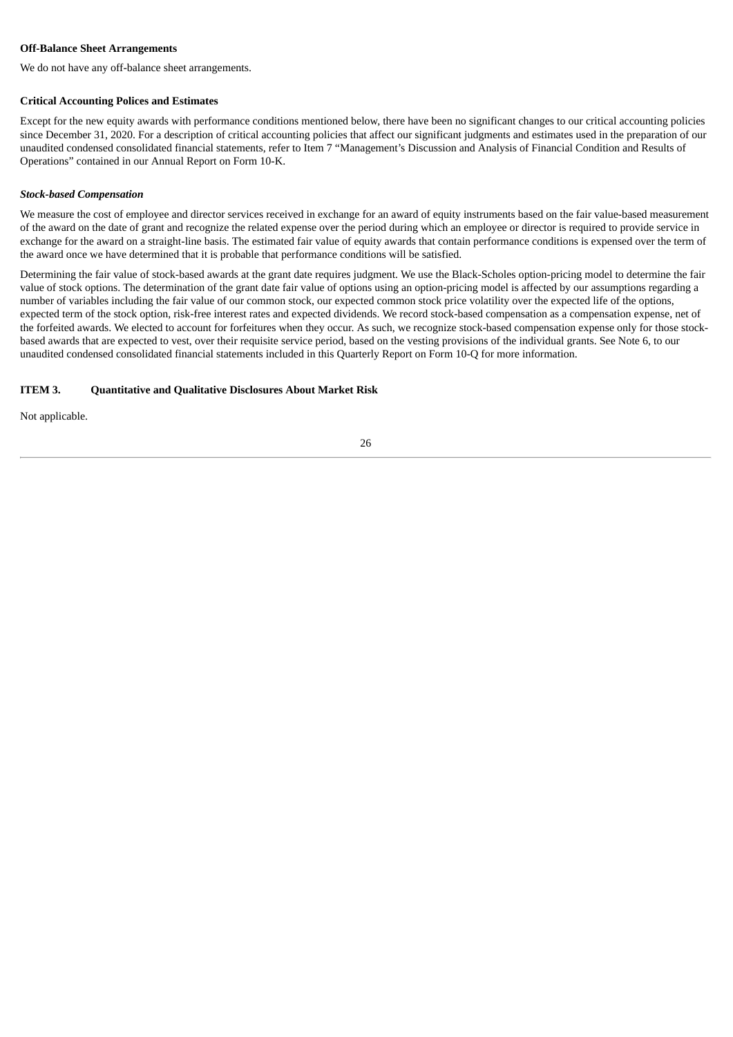**Off-Balance Sheet Arrangements**

We do not have any off-balance sheet arrangements.

**Critical Accounting Polices and Estimates**

Except for the new equity awards with performance conditions mentioned below, there have been no significant changes to our critical accounting policies since December 31, 2020. For a description of critical accounting policies that affect our significant judgments and estimates used in the preparation of our unaudited condensed consolidated financial statements, refer to Item 7 "Management's Discussion and Analysis of Financial Condition and Results of Operations" contained in our Annual Report on Form 10-K.

***Stock-based Compensation***

We measure the cost of employee and director services received in exchange for an award of equity instruments based on the fair value-based measurement of the award on the date of grant and recognize the related expense over the period during which an employee or director is required to provide service in exchange for the award on a straight-line basis. The estimated fair value of equity awards that contain performance conditions is expensed over the term of the award once we have determined that it is probable that performance conditions will be satisfied.

Determining the fair value of stock-based awards at the grant date requires judgment. We use the Black-Scholes option-pricing model to determine the fair value of stock options. The determination of the grant date fair value of options using an option-pricing model is affected by our assumptions regarding a number of variables including the fair value of our common stock, our expected common stock price volatility over the expected life of the options, expected term of the stock option, risk-free interest rates and expected dividends. We record stock-based compensation as a compensation expense, net of the forfeited awards. We elected to account for forfeitures when they occur. As such, we recognize stock-based compensation expense only for those stock-based awards that are expected to vest, over their requisite service period, based on the vesting provisions of the individual grants. See Note 6, to our unaudited condensed consolidated financial statements included in this Quarterly Report on Form 10-Q for more information.

**ITEM 3. Quantitative and Qualitative Disclosures About Market Risk**

Not applicable.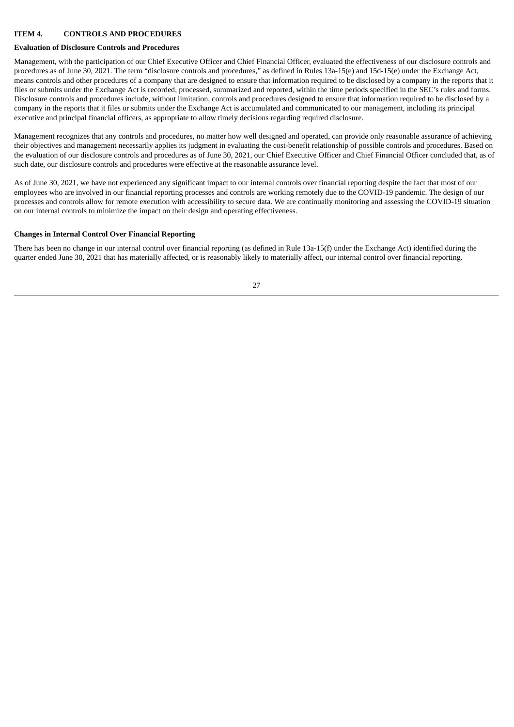## ITEM 4. CONTROLS AND PROCEDURES

### Evaluation of Disclosure Controls and Procedures

Management, with the participation of our Chief Executive Officer and Chief Financial Officer, evaluated the effectiveness of our disclosure controls and procedures as of June 30, 2021. The term "disclosure controls and procedures," as defined in Rules 13a-15(e) and 15d-15(e) under the Exchange Act, means controls and other procedures of a company that are designed to ensure that information required to be disclosed by a company in the reports that it files or submits under the Exchange Act is recorded, processed, summarized and reported, within the time periods specified in the SEC's rules and forms. Disclosure controls and procedures include, without limitation, controls and procedures designed to ensure that information required to be disclosed by a company in the reports that it files or submits under the Exchange Act is accumulated and communicated to our management, including its principal executive and principal financial officers, as appropriate to allow timely decisions regarding required disclosure.

Management recognizes that any controls and procedures, no matter how well designed and operated, can provide only reasonable assurance of achieving their objectives and management necessarily applies its judgment in evaluating the cost-benefit relationship of possible controls and procedures. Based on the evaluation of our disclosure controls and procedures as of June 30, 2021, our Chief Executive Officer and Chief Financial Officer concluded that, as of such date, our disclosure controls and procedures were effective at the reasonable assurance level.

As of June 30, 2021, we have not experienced any significant impact to our internal controls over financial reporting despite the fact that most of our employees who are involved in our financial reporting processes and controls are working remotely due to the COVID-19 pandemic. The design of our processes and controls allow for remote execution with accessibility to secure data. We are continually monitoring and assessing the COVID-19 situation on our internal controls to minimize the impact on their design and operating effectiveness.

### Changes in Internal Control Over Financial Reporting

There has been no change in our internal control over financial reporting (as defined in Rule 13a-15(f) under the Exchange Act) identified during the quarter ended June 30, 2021 that has materially affected, or is reasonably likely to materially affect, our internal control over financial reporting.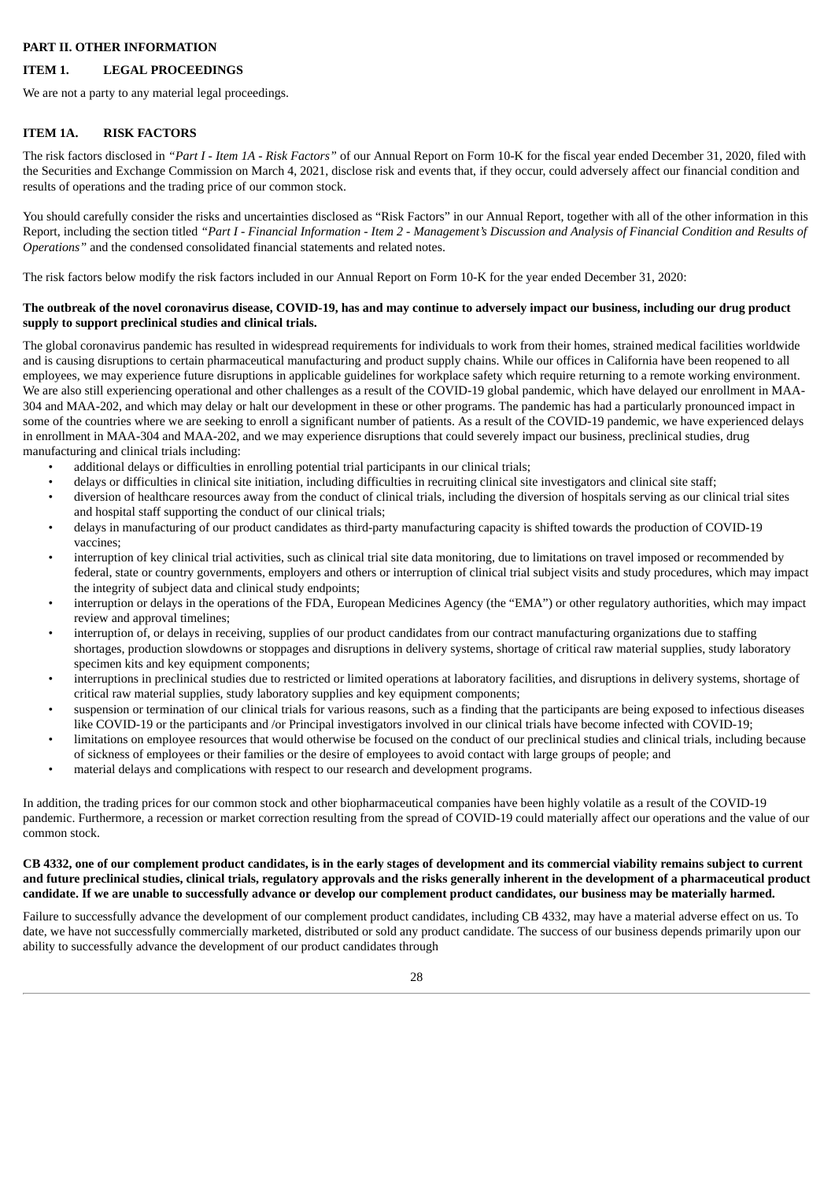# PART II. OTHER INFORMATION

## ITEM 1. LEGAL PROCEEDINGS

We are not a party to any material legal proceedings.

## ITEM 1A. RISK FACTORS

The risk factors disclosed in *"Part I - Item 1A - Risk Factors"* of our Annual Report on Form 10-K for the fiscal year ended December 31, 2020, filed with the Securities and Exchange Commission on March 4, 2021, disclose risk and events that, if they occur, could adversely affect our financial condition and results of operations and the trading price of our common stock.

You should carefully consider the risks and uncertainties disclosed as "Risk Factors" in our Annual Report, together with all of the other information in this Report, including the section titled *"Part I - Financial Information - Item 2 - Management's Discussion and Analysis of Financial Condition and Results of Operations"* and the condensed consolidated financial statements and related notes.

The risk factors below modify the risk factors included in our Annual Report on Form 10-K for the year ended December 31, 2020:

**The outbreak of the novel coronavirus disease, COVID-19, has and may continue to adversely impact our business, including our drug product supply to support preclinical studies and clinical trials.**

The global coronavirus pandemic has resulted in widespread requirements for individuals to work from their homes, strained medical facilities worldwide and is causing disruptions to certain pharmaceutical manufacturing and product supply chains. While our offices in California have been reopened to all employees, we may experience future disruptions in applicable guidelines for workplace safety which require returning to a remote working environment. We are also still experiencing operational and other challenges as a result of the COVID-19 global pandemic, which have delayed our enrollment in MAA-304 and MAA-202, and which may delay or halt our development in these or other programs. The pandemic has had a particularly pronounced impact in some of the countries where we are seeking to enroll a significant number of patients. As a result of the COVID-19 pandemic, we have experienced delays in enrollment in MAA-304 and MAA-202, and we may experience disruptions that could severely impact our business, preclinical studies, drug manufacturing and clinical trials including:

- additional delays or difficulties in enrolling potential trial participants in our clinical trials;
- delays or difficulties in clinical site initiation, including difficulties in recruiting clinical site investigators and clinical site staff;
- diversion of healthcare resources away from the conduct of clinical trials, including the diversion of hospitals serving as our clinical trial sites and hospital staff supporting the conduct of our clinical trials;
- delays in manufacturing of our product candidates as third-party manufacturing capacity is shifted towards the production of COVID-19 vaccines;
- interruption of key clinical trial activities, such as clinical trial site data monitoring, due to limitations on travel imposed or recommended by federal, state or country governments, employers and others or interruption of clinical trial subject visits and study procedures, which may impact the integrity of subject data and clinical study endpoints;
- interruption or delays in the operations of the FDA, European Medicines Agency (the "EMA") or other regulatory authorities, which may impact review and approval timelines;
- interruption of, or delays in receiving, supplies of our product candidates from our contract manufacturing organizations due to staffing shortages, production slowdowns or stoppages and disruptions in delivery systems, shortage of critical raw material supplies, study laboratory specimen kits and key equipment components;
- interruptions in preclinical studies due to restricted or limited operations at laboratory facilities, and disruptions in delivery systems, shortage of critical raw material supplies, study laboratory supplies and key equipment components;
- suspension or termination of our clinical trials for various reasons, such as a finding that the participants are being exposed to infectious diseases like COVID-19 or the participants and /or Principal investigators involved in our clinical trials have become infected with COVID-19;
- limitations on employee resources that would otherwise be focused on the conduct of our preclinical studies and clinical trials, including because of sickness of employees or their families or the desire of employees to avoid contact with large groups of people; and
- material delays and complications with respect to our research and development programs.

In addition, the trading prices for our common stock and other biopharmaceutical companies have been highly volatile as a result of the COVID-19 pandemic. Furthermore, a recession or market correction resulting from the spread of COVID-19 could materially affect our operations and the value of our common stock.

**CB 4332, one of our complement product candidates, is in the early stages of development and its commercial viability remains subject to current and future preclinical studies, clinical trials, regulatory approvals and the risks generally inherent in the development of a pharmaceutical product candidate. If we are unable to successfully advance or develop our complement product candidates, our business may be materially harmed.**

Failure to successfully advance the development of our complement product candidates, including CB 4332, may have a material adverse effect on us. To date, we have not successfully commercially marketed, distributed or sold any product candidate. The success of our business depends primarily upon our ability to successfully advance the development of our product candidates through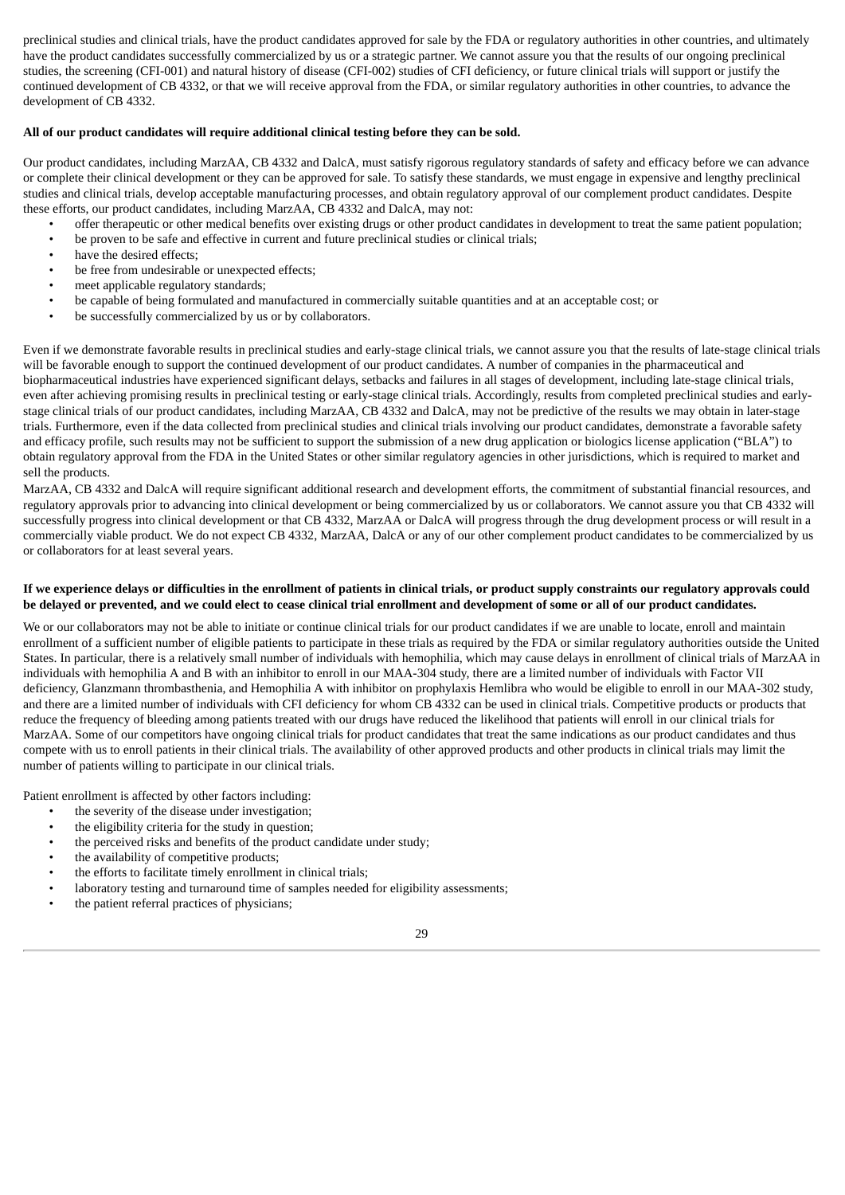preclinical studies and clinical trials, have the product candidates approved for sale by the FDA or regulatory authorities in other countries, and ultimately have the product candidates successfully commercialized by us or a strategic partner. We cannot assure you that the results of our ongoing preclinical studies, the screening (CFI-001) and natural history of disease (CFI-002) studies of CFI deficiency, or future clinical trials will support or justify the continued development of CB 4332, or that we will receive approval from the FDA, or similar regulatory authorities in other countries, to advance the development of CB 4332.

**All of our product candidates will require additional clinical testing before they can be sold.**

Our product candidates, including MarzAA, CB 4332 and DalcA, must satisfy rigorous regulatory standards of safety and efficacy before we can advance or complete their clinical development or they can be approved for sale. To satisfy these standards, we must engage in expensive and lengthy preclinical studies and clinical trials, develop acceptable manufacturing processes, and obtain regulatory approval of our complement product candidates. Despite these efforts, our product candidates, including MarzAA, CB 4332 and DalcA, may not:

- offer therapeutic or other medical benefits over existing drugs or other product candidates in development to treat the same patient population;
- be proven to be safe and effective in current and future preclinical studies or clinical trials;
- have the desired effects;
- be free from undesirable or unexpected effects;
- meet applicable regulatory standards;
- be capable of being formulated and manufactured in commercially suitable quantities and at an acceptable cost; or
- be successfully commercialized by us or by collaborators.

Even if we demonstrate favorable results in preclinical studies and early-stage clinical trials, we cannot assure you that the results of late-stage clinical trials will be favorable enough to support the continued development of our product candidates. A number of companies in the pharmaceutical and biopharmaceutical industries have experienced significant delays, setbacks and failures in all stages of development, including late-stage clinical trials, even after achieving promising results in preclinical testing or early-stage clinical trials. Accordingly, results from completed preclinical studies and early-stage clinical trials of our product candidates, including MarzAA, CB 4332 and DalcA, may not be predictive of the results we may obtain in later-stage trials. Furthermore, even if the data collected from preclinical studies and clinical trials involving our product candidates, demonstrate a favorable safety and efficacy profile, such results may not be sufficient to support the submission of a new drug application or biologics license application ("BLA") to obtain regulatory approval from the FDA in the United States or other similar regulatory agencies in other jurisdictions, which is required to market and sell the products.

MarzAA, CB 4332 and DalcA will require significant additional research and development efforts, the commitment of substantial financial resources, and regulatory approvals prior to advancing into clinical development or being commercialized by us or collaborators. We cannot assure you that CB 4332 will successfully progress into clinical development or that CB 4332, MarzAA or DalcA will progress through the drug development process or will result in a commercially viable product. We do not expect CB 4332, MarzAA, DalcA or any of our other complement product candidates to be commercialized by us or collaborators for at least several years.

**If we experience delays or difficulties in the enrollment of patients in clinical trials, or product supply constraints our regulatory approvals could be delayed or prevented, and we could elect to cease clinical trial enrollment and development of some or all of our product candidates.**

We or our collaborators may not be able to initiate or continue clinical trials for our product candidates if we are unable to locate, enroll and maintain enrollment of a sufficient number of eligible patients to participate in these trials as required by the FDA or similar regulatory authorities outside the United States. In particular, there is a relatively small number of individuals with hemophilia, which may cause delays in enrollment of clinical trials of MarzAA in individuals with hemophilia A and B with an inhibitor to enroll in our MAA-304 study, there are a limited number of individuals with Factor VII deficiency, Glanzmann thrombasthenia, and Hemophilia A with inhibitor on prophylaxis Hemlibra who would be eligible to enroll in our MAA-302 study, and there are a limited number of individuals with CFI deficiency for whom CB 4332 can be used in clinical trials. Competitive products or products that reduce the frequency of bleeding among patients treated with our drugs have reduced the likelihood that patients will enroll in our clinical trials for MarzAA. Some of our competitors have ongoing clinical trials for product candidates that treat the same indications as our product candidates and thus compete with us to enroll patients in their clinical trials. The availability of other approved products and other products in clinical trials may limit the number of patients willing to participate in our clinical trials.

Patient enrollment is affected by other factors including:

- the severity of the disease under investigation;
- the eligibility criteria for the study in question;
- the perceived risks and benefits of the product candidate under study;
- the availability of competitive products;
- the efforts to facilitate timely enrollment in clinical trials;
- laboratory testing and turnaround time of samples needed for eligibility assessments;
- the patient referral practices of physicians;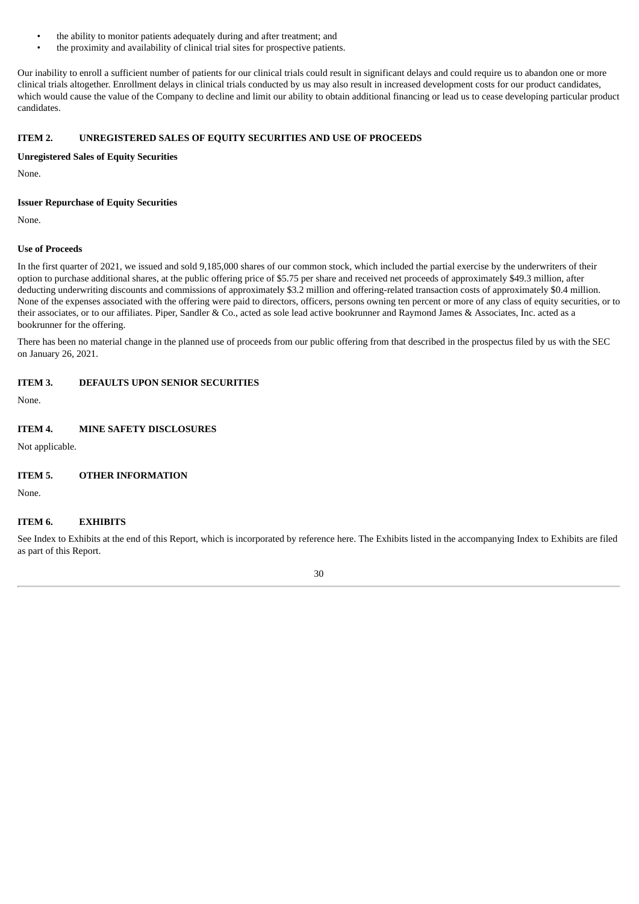- the ability to monitor patients adequately during and after treatment; and
- the proximity and availability of clinical trial sites for prospective patients.

Our inability to enroll a sufficient number of patients for our clinical trials could result in significant delays and could require us to abandon one or more clinical trials altogether. Enrollment delays in clinical trials conducted by us may also result in increased development costs for our product candidates, which would cause the value of the Company to decline and limit our ability to obtain additional financing or lead us to cease developing particular product candidates.

## ITEM 2. UNREGISTERED SALES OF EQUITY SECURITIES AND USE OF PROCEEDS

**Unregistered Sales of Equity Securities**

None.

**Issuer Repurchase of Equity Securities**

None.

**Use of Proceeds**

In the first quarter of 2021, we issued and sold 9,185,000 shares of our common stock, which included the partial exercise by the underwriters of their option to purchase additional shares, at the public offering price of $5.75 per share and received net proceeds of approximately $49.3 million, after deducting underwriting discounts and commissions of approximately $3.2 million and offering-related transaction costs of approximately $0.4 million. None of the expenses associated with the offering were paid to directors, officers, persons owning ten percent or more of any class of equity securities, or to their associates, or to our affiliates. Piper, Sandler & Co., acted as sole lead active bookrunner and Raymond James & Associates, Inc. acted as a bookrunner for the offering.

There has been no material change in the planned use of proceeds from our public offering from that described in the prospectus filed by us with the SEC on January 26, 2021.

## ITEM 3. DEFAULTS UPON SENIOR SECURITIES

None.

## ITEM 4. MINE SAFETY DISCLOSURES

Not applicable.

## ITEM 5. OTHER INFORMATION

None.

## ITEM 6. EXHIBITS

See Index to Exhibits at the end of this Report, which is incorporated by reference here. The Exhibits listed in the accompanying Index to Exhibits are filed as part of this Report.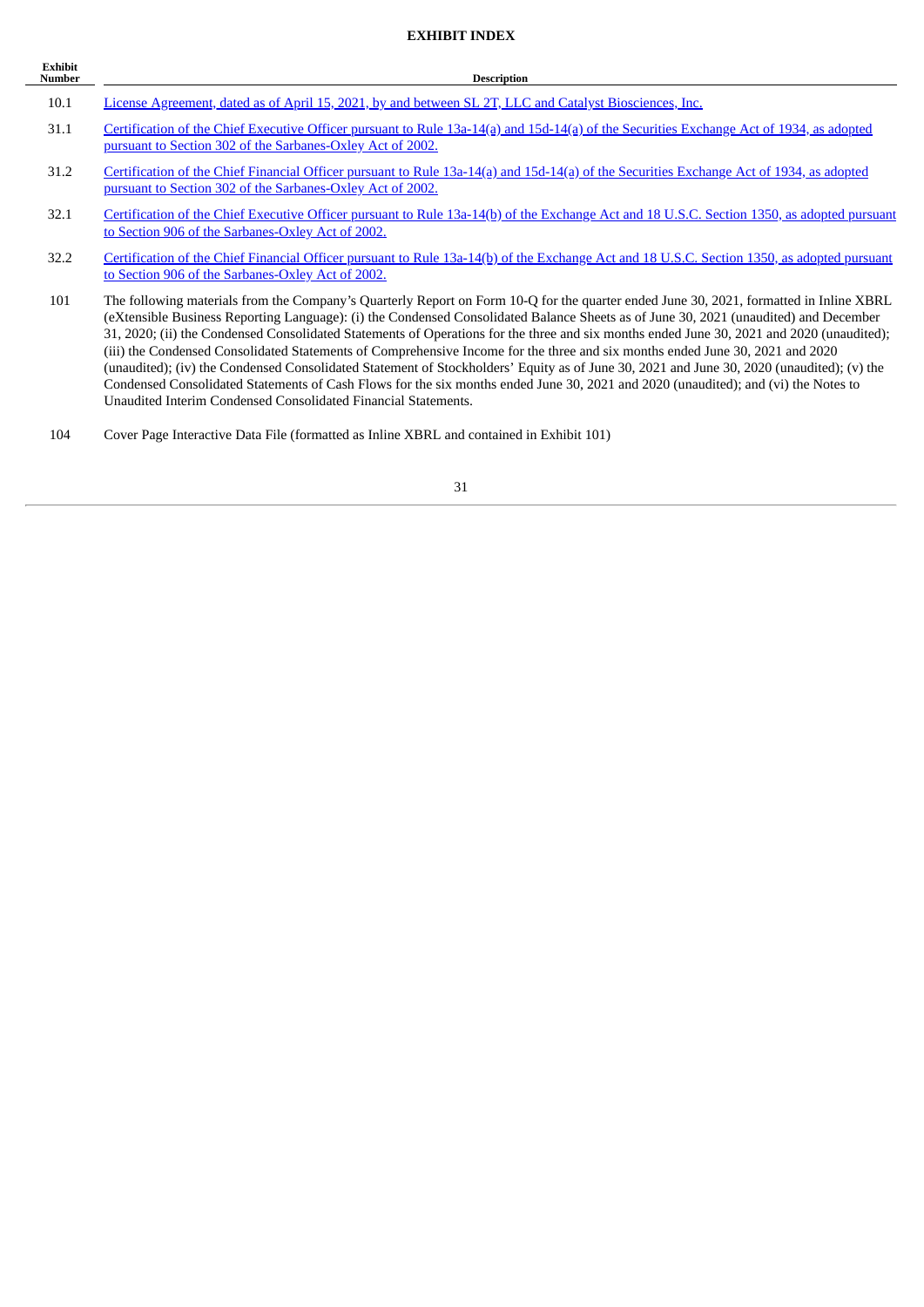## EXHIBIT INDEX

| Exhibit Number | Description |
|---|---|
| 10.1 | License Agreement, dated as of April 15, 2021, by and between SL 2T, LLC and Catalyst Biosciences, Inc. |
| 31.1 | Certification of the Chief Executive Officer pursuant to Rule 13a-14(a) and 15d-14(a) of the Securities Exchange Act of 1934, as adopted pursuant to Section 302 of the Sarbanes-Oxley Act of 2002. |
| 31.2 | Certification of the Chief Financial Officer pursuant to Rule 13a-14(a) and 15d-14(a) of the Securities Exchange Act of 1934, as adopted pursuant to Section 302 of the Sarbanes-Oxley Act of 2002. |
| 32.1 | Certification of the Chief Executive Officer pursuant to Rule 13a-14(b) of the Exchange Act and 18 U.S.C. Section 1350, as adopted pursuant to Section 906 of the Sarbanes-Oxley Act of 2002. |
| 32.2 | Certification of the Chief Financial Officer pursuant to Rule 13a-14(b) of the Exchange Act and 18 U.S.C. Section 1350, as adopted pursuant to Section 906 of the Sarbanes-Oxley Act of 2002. |
| 101 | The following materials from the Company's Quarterly Report on Form 10-Q for the quarter ended June 30, 2021, formatted in Inline XBRL (eXtensible Business Reporting Language): (i) the Condensed Consolidated Balance Sheets as of June 30, 2021 (unaudited) and December 31, 2020; (ii) the Condensed Consolidated Statements of Operations for the three and six months ended June 30, 2021 and 2020 (unaudited); (iii) the Condensed Consolidated Statements of Comprehensive Income for the three and six months ended June 30, 2021 and 2020 (unaudited); (iv) the Condensed Consolidated Statement of Stockholders' Equity as of June 30, 2021 and June 30, 2020 (unaudited); (v) the Condensed Consolidated Statements of Cash Flows for the six months ended June 30, 2021 and 2020 (unaudited); and (vi) the Notes to Unaudited Interim Condensed Consolidated Financial Statements. |
| 104 | Cover Page Interactive Data File (formatted as Inline XBRL and contained in Exhibit 101) |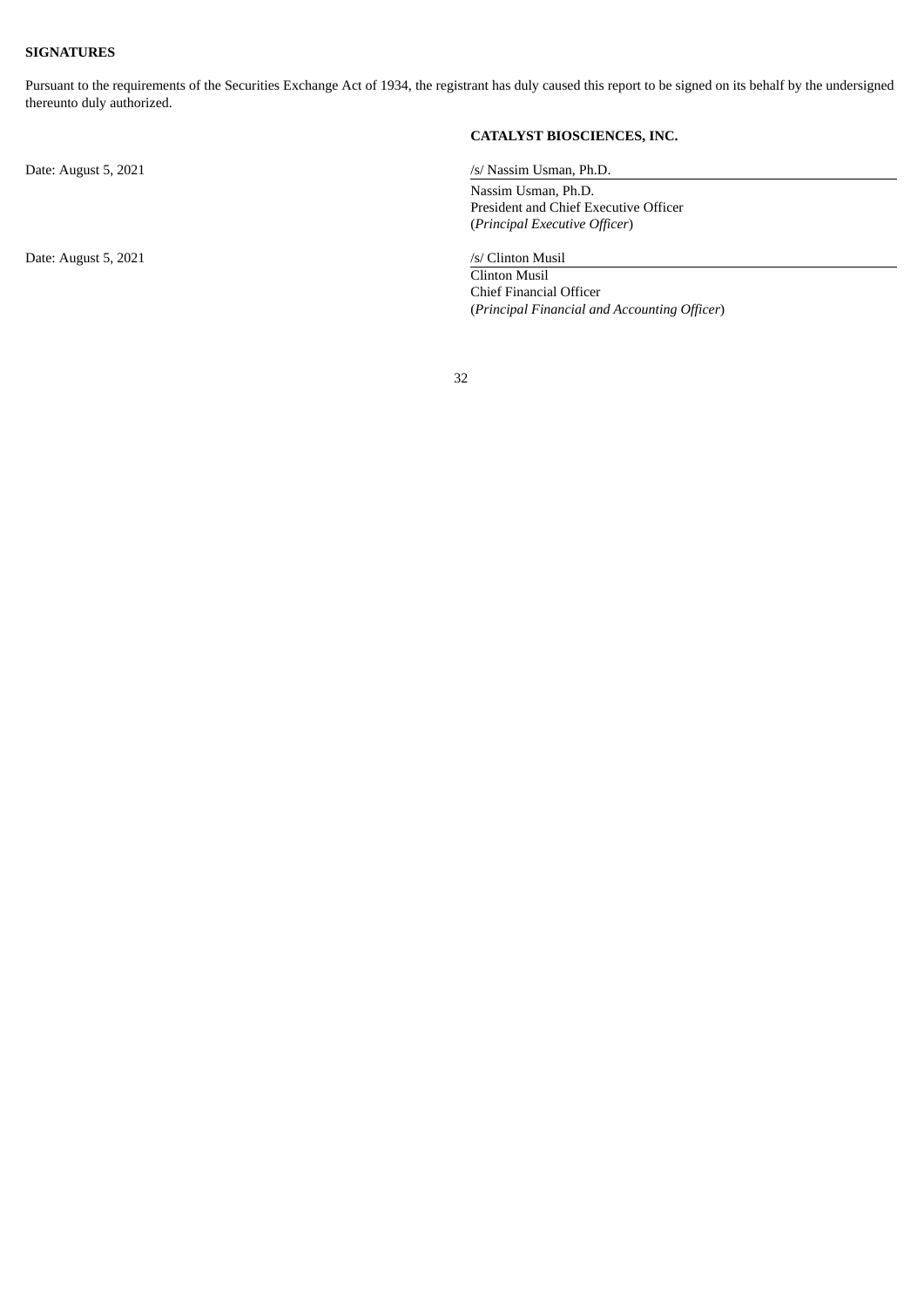**SIGNATURES**

Pursuant to the requirements of the Securities Exchange Act of 1934, the registrant has duly caused this report to be signed on its behalf by the undersigned thereunto duly authorized.

**CATALYST BIOSCIENCES, INC.**

| | |
|---|---|
| Date: August 5, 2021 | /s/ Nassim Usman, Ph.D. |
| | Nassim Usman, Ph.D.<br>President and Chief Executive Officer<br>(*Principal Executive Officer*) |
| Date: August 5, 2021 | /s/ Clinton Musil |
| | Clinton Musil<br>Chief Financial Officer<br>(*Principal Financial and Accounting Officer*) |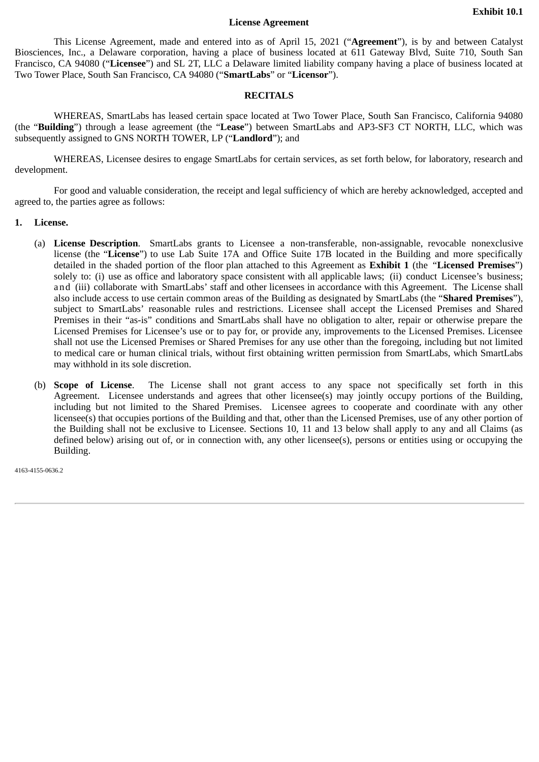**Exhibit 10.1**

**License Agreement**

This License Agreement, made and entered into as of April 15, 2021 ("**Agreement**"), is by and between Catalyst Biosciences, Inc., a Delaware corporation, having a place of business located at 611 Gateway Blvd, Suite 710, South San Francisco, CA 94080 ("**Licensee**") and SL 2T, LLC a Delaware limited liability company having a place of business located at Two Tower Place, South San Francisco, CA 94080 ("**SmartLabs**" or "**Licensor**").

**RECITALS**

WHEREAS, SmartLabs has leased certain space located at Two Tower Place, South San Francisco, California 94080 (the "**Building**") through a lease agreement (the "**Lease**") between SmartLabs and AP3-SF3 CT NORTH, LLC, which was subsequently assigned to GNS NORTH TOWER, LP ("**Landlord**"); and

WHEREAS, Licensee desires to engage SmartLabs for certain services, as set forth below, for laboratory, research and development.

For good and valuable consideration, the receipt and legal sufficiency of which are hereby acknowledged, accepted and agreed to, the parties agree as follows:

**1. License.**

(a) **License Description**. SmartLabs grants to Licensee a non-transferable, non-assignable, revocable nonexclusive license (the "**License**") to use Lab Suite 17A and Office Suite 17B located in the Building and more specifically detailed in the shaded portion of the floor plan attached to this Agreement as **Exhibit 1** (the "**Licensed Premises**") solely to: (i) use as office and laboratory space consistent with all applicable laws; (ii) conduct Licensee's business; and (iii) collaborate with SmartLabs' staff and other licensees in accordance with this Agreement. The License shall also include access to use certain common areas of the Building as designated by SmartLabs (the "**Shared Premises**"), subject to SmartLabs' reasonable rules and restrictions. Licensee shall accept the Licensed Premises and Shared Premises in their "as-is" conditions and SmartLabs shall have no obligation to alter, repair or otherwise prepare the Licensed Premises for Licensee's use or to pay for, or provide any, improvements to the Licensed Premises. Licensee shall not use the Licensed Premises or Shared Premises for any use other than the foregoing, including but not limited to medical care or human clinical trials, without first obtaining written permission from SmartLabs, which SmartLabs may withhold in its sole discretion.

(b) **Scope of License**. The License shall not grant access to any space not specifically set forth in this Agreement. Licensee understands and agrees that other licensee(s) may jointly occupy portions of the Building, including but not limited to the Shared Premises. Licensee agrees to cooperate and coordinate with any other licensee(s) that occupies portions of the Building and that, other than the Licensed Premises, use of any other portion of the Building shall not be exclusive to Licensee. Sections 10, 11 and 13 below shall apply to any and all Claims (as defined below) arising out of, or in connection with, any other licensee(s), persons or entities using or occupying the Building.

4163-4155-0636.2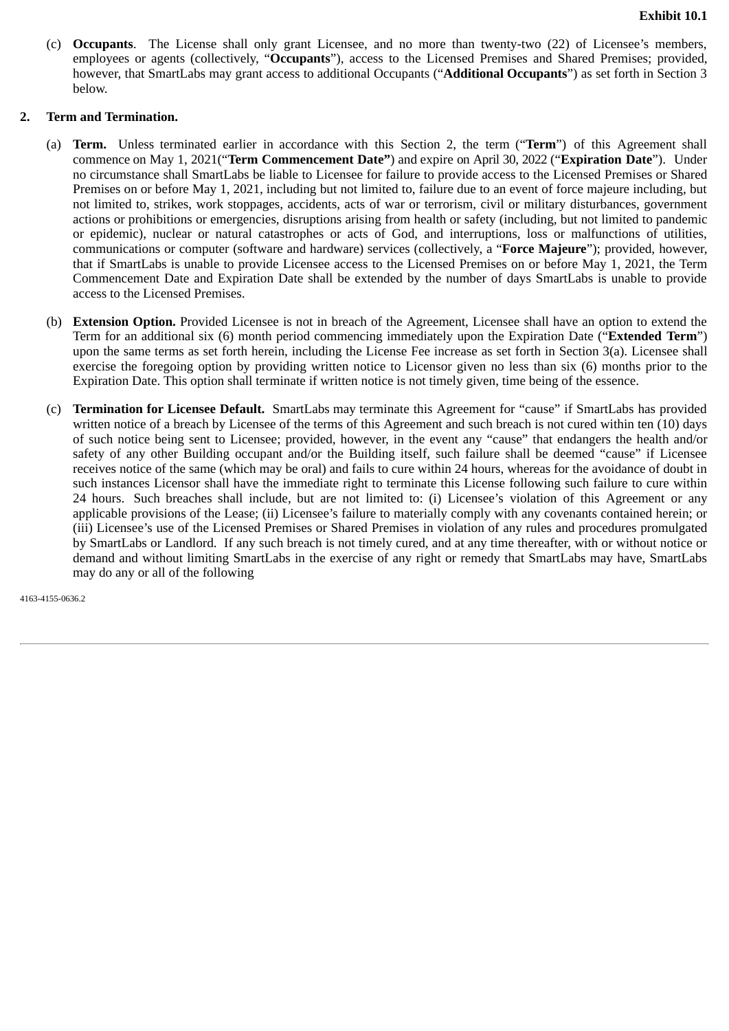(c) **Occupants**. The License shall only grant Licensee, and no more than twenty-two (22) of Licensee's members, employees or agents (collectively, "**Occupants**"), access to the Licensed Premises and Shared Premises; provided, however, that SmartLabs may grant access to additional Occupants ("**Additional Occupants**") as set forth in Section 3 below.

**2. Term and Termination.**

(a) **Term.** Unless terminated earlier in accordance with this Section 2, the term ("**Term**") of this Agreement shall commence on May 1, 2021("**Term Commencement Date"**) and expire on April 30, 2022 ("**Expiration Date**"). Under no circumstance shall SmartLabs be liable to Licensee for failure to provide access to the Licensed Premises or Shared Premises on or before May 1, 2021, including but not limited to, failure due to an event of force majeure including, but not limited to, strikes, work stoppages, accidents, acts of war or terrorism, civil or military disturbances, government actions or prohibitions or emergencies, disruptions arising from health or safety (including, but not limited to pandemic or epidemic), nuclear or natural catastrophes or acts of God, and interruptions, loss or malfunctions of utilities, communications or computer (software and hardware) services (collectively, a "**Force Majeure**"); provided, however, that if SmartLabs is unable to provide Licensee access to the Licensed Premises on or before May 1, 2021, the Term Commencement Date and Expiration Date shall be extended by the number of days SmartLabs is unable to provide access to the Licensed Premises.

(b) **Extension Option.** Provided Licensee is not in breach of the Agreement, Licensee shall have an option to extend the Term for an additional six (6) month period commencing immediately upon the Expiration Date ("**Extended Term**") upon the same terms as set forth herein, including the License Fee increase as set forth in Section 3(a). Licensee shall exercise the foregoing option by providing written notice to Licensor given no less than six (6) months prior to the Expiration Date. This option shall terminate if written notice is not timely given, time being of the essence.

(c) **Termination for Licensee Default.** SmartLabs may terminate this Agreement for "cause" if SmartLabs has provided written notice of a breach by Licensee of the terms of this Agreement and such breach is not cured within ten (10) days of such notice being sent to Licensee; provided, however, in the event any "cause" that endangers the health and/or safety of any other Building occupant and/or the Building itself, such failure shall be deemed "cause" if Licensee receives notice of the same (which may be oral) and fails to cure within 24 hours, whereas for the avoidance of doubt in such instances Licensor shall have the immediate right to terminate this License following such failure to cure within 24 hours. Such breaches shall include, but are not limited to: (i) Licensee's violation of this Agreement or any applicable provisions of the Lease; (ii) Licensee's failure to materially comply with any covenants contained herein; or (iii) Licensee's use of the Licensed Premises or Shared Premises in violation of any rules and procedures promulgated by SmartLabs or Landlord. If any such breach is not timely cured, and at any time thereafter, with or without notice or demand and without limiting SmartLabs in the exercise of any right or remedy that SmartLabs may have, SmartLabs may do any or all of the following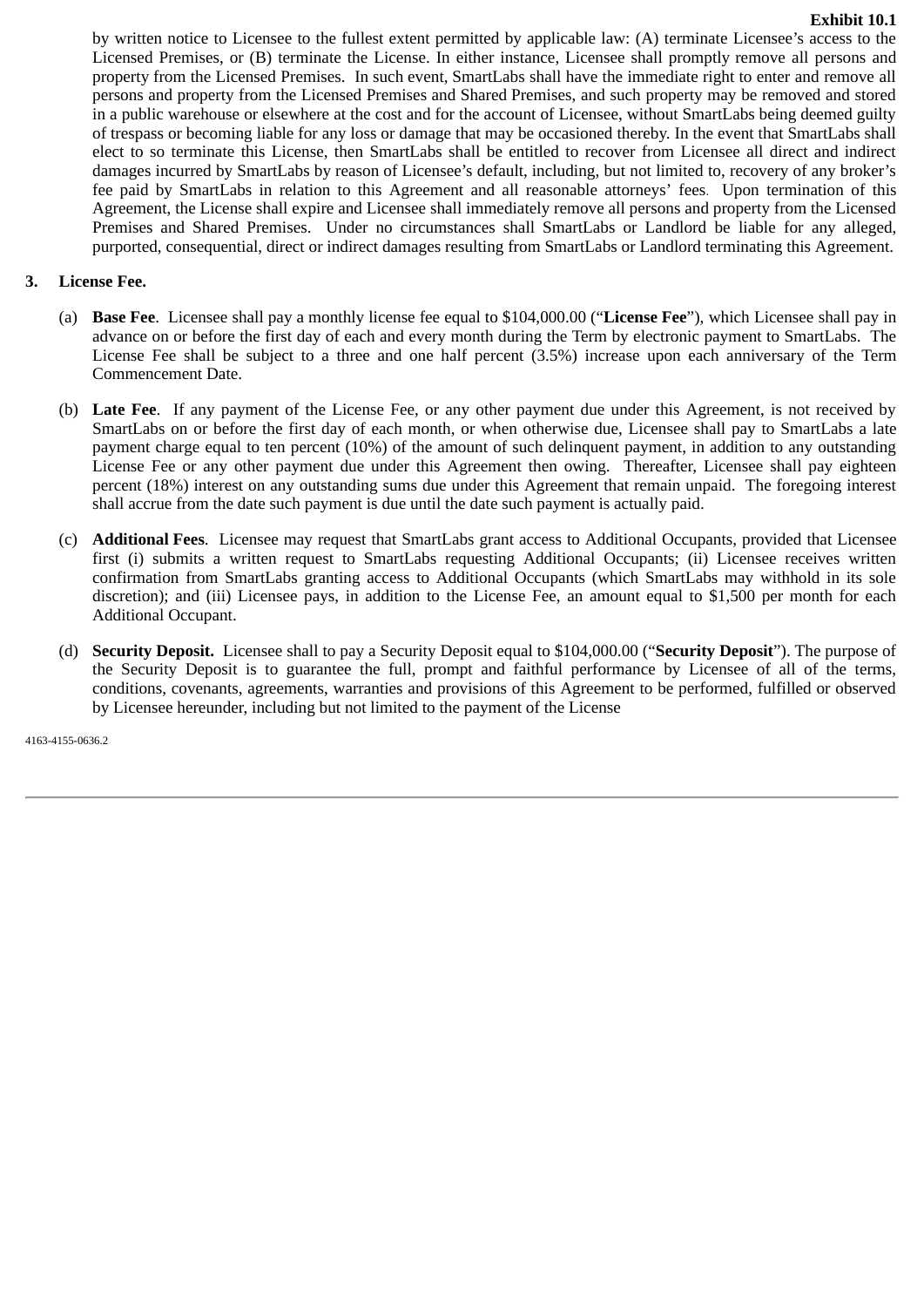by written notice to Licensee to the fullest extent permitted by applicable law: (A) terminate Licensee's access to the Licensed Premises, or (B) terminate the License. In either instance, Licensee shall promptly remove all persons and property from the Licensed Premises. In such event, SmartLabs shall have the immediate right to enter and remove all persons and property from the Licensed Premises and Shared Premises, and such property may be removed and stored in a public warehouse or elsewhere at the cost and for the account of Licensee, without SmartLabs being deemed guilty of trespass or becoming liable for any loss or damage that may be occasioned thereby. In the event that SmartLabs shall elect to so terminate this License, then SmartLabs shall be entitled to recover from Licensee all direct and indirect damages incurred by SmartLabs by reason of Licensee's default, including, but not limited to, recovery of any broker's fee paid by SmartLabs in relation to this Agreement and all reasonable attorneys' fees. Upon termination of this Agreement, the License shall expire and Licensee shall immediately remove all persons and property from the Licensed Premises and Shared Premises. Under no circumstances shall SmartLabs or Landlord be liable for any alleged, purported, consequential, direct or indirect damages resulting from SmartLabs or Landlord terminating this Agreement.

**3. License Fee.**

(a) **Base Fee**. Licensee shall pay a monthly license fee equal to $104,000.00 ("**License Fee**"), which Licensee shall pay in advance on or before the first day of each and every month during the Term by electronic payment to SmartLabs. The License Fee shall be subject to a three and one half percent (3.5%) increase upon each anniversary of the Term Commencement Date.

(b) **Late Fee**. If any payment of the License Fee, or any other payment due under this Agreement, is not received by SmartLabs on or before the first day of each month, or when otherwise due, Licensee shall pay to SmartLabs a late payment charge equal to ten percent (10%) of the amount of such delinquent payment, in addition to any outstanding License Fee or any other payment due under this Agreement then owing. Thereafter, Licensee shall pay eighteen percent (18%) interest on any outstanding sums due under this Agreement that remain unpaid. The foregoing interest shall accrue from the date such payment is due until the date such payment is actually paid.

(c) **Additional Fees**. Licensee may request that SmartLabs grant access to Additional Occupants, provided that Licensee first (i) submits a written request to SmartLabs requesting Additional Occupants; (ii) Licensee receives written confirmation from SmartLabs granting access to Additional Occupants (which SmartLabs may withhold in its sole discretion); and (iii) Licensee pays, in addition to the License Fee, an amount equal to $1,500 per month for each Additional Occupant.

(d) **Security Deposit.** Licensee shall to pay a Security Deposit equal to $104,000.00 ("**Security Deposit**"). The purpose of the Security Deposit is to guarantee the full, prompt and faithful performance by Licensee of all of the terms, conditions, covenants, agreements, warranties and provisions of this Agreement to be performed, fulfilled or observed by Licensee hereunder, including but not limited to the payment of the License

4163-4155-0636.2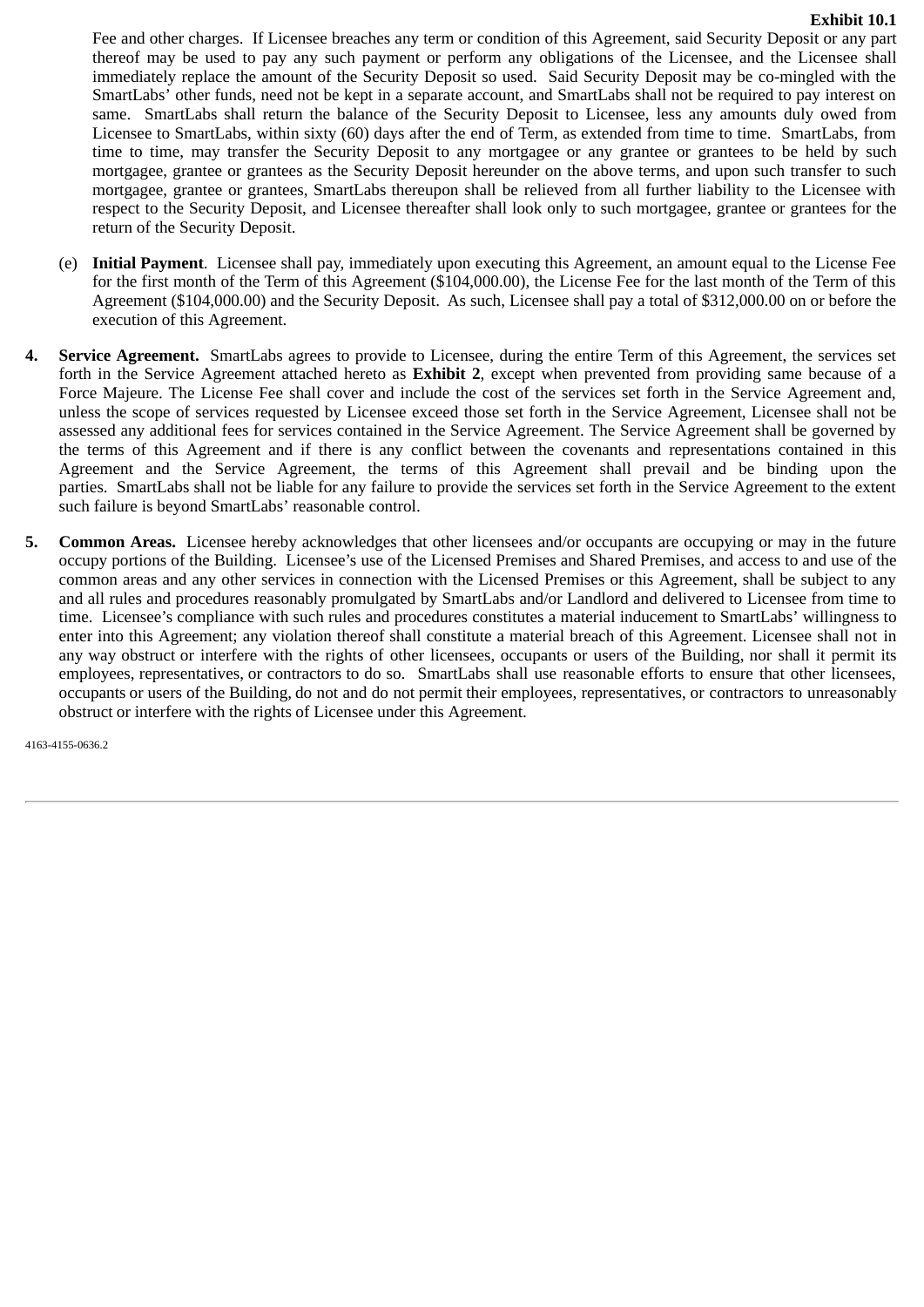Fee and other charges. If Licensee breaches any term or condition of this Agreement, said Security Deposit or any part thereof may be used to pay any such payment or perform any obligations of the Licensee, and the Licensee shall immediately replace the amount of the Security Deposit so used. Said Security Deposit may be co-mingled with the SmartLabs' other funds, need not be kept in a separate account, and SmartLabs shall not be required to pay interest on same. SmartLabs shall return the balance of the Security Deposit to Licensee, less any amounts duly owed from Licensee to SmartLabs, within sixty (60) days after the end of Term, as extended from time to time. SmartLabs, from time to time, may transfer the Security Deposit to any mortgagee or any grantee or grantees to be held by such mortgagee, grantee or grantees as the Security Deposit hereunder on the above terms, and upon such transfer to such mortgagee, grantee or grantees, SmartLabs thereupon shall be relieved from all further liability to the Licensee with respect to the Security Deposit, and Licensee thereafter shall look only to such mortgagee, grantee or grantees for the return of the Security Deposit.

(e) **Initial Payment**. Licensee shall pay, immediately upon executing this Agreement, an amount equal to the License Fee for the first month of the Term of this Agreement ($104,000.00), the License Fee for the last month of the Term of this Agreement ($104,000.00) and the Security Deposit. As such, Licensee shall pay a total of $312,000.00 on or before the execution of this Agreement.

4. **Service Agreement.** SmartLabs agrees to provide to Licensee, during the entire Term of this Agreement, the services set forth in the Service Agreement attached hereto as **Exhibit 2**, except when prevented from providing same because of a Force Majeure. The License Fee shall cover and include the cost of the services set forth in the Service Agreement and, unless the scope of services requested by Licensee exceed those set forth in the Service Agreement, Licensee shall not be assessed any additional fees for services contained in the Service Agreement. The Service Agreement shall be governed by the terms of this Agreement and if there is any conflict between the covenants and representations contained in this Agreement and the Service Agreement, the terms of this Agreement shall prevail and be binding upon the parties. SmartLabs shall not be liable for any failure to provide the services set forth in the Service Agreement to the extent such failure is beyond SmartLabs' reasonable control.

5. **Common Areas.** Licensee hereby acknowledges that other licensees and/or occupants are occupying or may in the future occupy portions of the Building. Licensee's use of the Licensed Premises and Shared Premises, and access to and use of the common areas and any other services in connection with the Licensed Premises or this Agreement, shall be subject to any and all rules and procedures reasonably promulgated by SmartLabs and/or Landlord and delivered to Licensee from time to time. Licensee's compliance with such rules and procedures constitutes a material inducement to SmartLabs' willingness to enter into this Agreement; any violation thereof shall constitute a material breach of this Agreement. Licensee shall not in any way obstruct or interfere with the rights of other licensees, occupants or users of the Building, nor shall it permit its employees, representatives, or contractors to do so. SmartLabs shall use reasonable efforts to ensure that other licensees, occupants or users of the Building, do not and do not permit their employees, representatives, or contractors to unreasonably obstruct or interfere with the rights of Licensee under this Agreement.

4163-4155-0636.2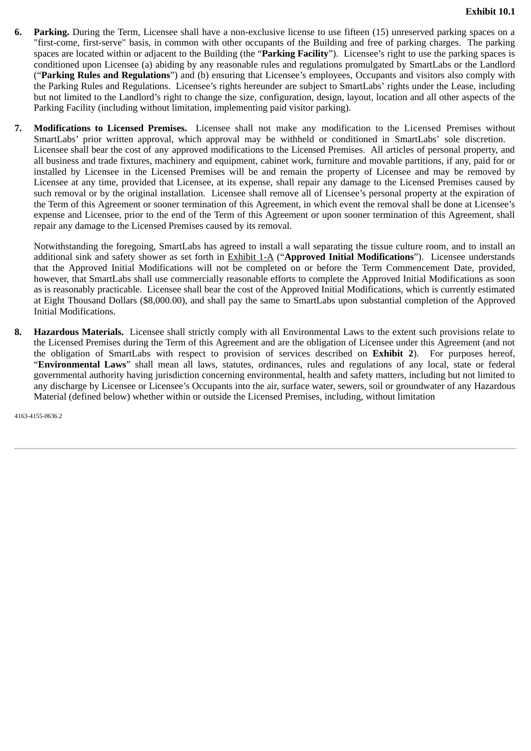6. **Parking.** During the Term, Licensee shall have a non-exclusive license to use fifteen (15) unreserved parking spaces on a "first-come, first-serve" basis, in common with other occupants of the Building and free of parking charges. The parking spaces are located within or adjacent to the Building (the "**Parking Facility**"). Licensee's right to use the parking spaces is conditioned upon Licensee (a) abiding by any reasonable rules and regulations promulgated by SmartLabs or the Landlord ("**Parking Rules and Regulations**") and (b) ensuring that Licensee's employees, Occupants and visitors also comply with the Parking Rules and Regulations. Licensee's rights hereunder are subject to SmartLabs' rights under the Lease, including but not limited to the Landlord's right to change the size, configuration, design, layout, location and all other aspects of the Parking Facility (including without limitation, implementing paid visitor parking).

7. **Modifications to Licensed Premises.** Licensee shall not make any modification to the Licensed Premises without SmartLabs' prior written approval, which approval may be withheld or conditioned in SmartLabs' sole discretion. Licensee shall bear the cost of any approved modifications to the Licensed Premises. All articles of personal property, and all business and trade fixtures, machinery and equipment, cabinet work, furniture and movable partitions, if any, paid for or installed by Licensee in the Licensed Premises will be and remain the property of Licensee and may be removed by Licensee at any time, provided that Licensee, at its expense, shall repair any damage to the Licensed Premises caused by such removal or by the original installation. Licensee shall remove all of Licensee's personal property at the expiration of the Term of this Agreement or sooner termination of this Agreement, in which event the removal shall be done at Licensee's expense and Licensee, prior to the end of the Term of this Agreement or upon sooner termination of this Agreement, shall repair any damage to the Licensed Premises caused by its removal.

   Notwithstanding the foregoing, SmartLabs has agreed to install a wall separating the tissue culture room, and to install an additional sink and safety shower as set forth in Exhibit 1-A ("**Approved Initial Modifications**"). Licensee understands that the Approved Initial Modifications will not be completed on or before the Term Commencement Date, provided, however, that SmartLabs shall use commercially reasonable efforts to complete the Approved Initial Modifications as soon as is reasonably practicable. Licensee shall bear the cost of the Approved Initial Modifications, which is currently estimated at Eight Thousand Dollars ($8,000.00), and shall pay the same to SmartLabs upon substantial completion of the Approved Initial Modifications.

8. **Hazardous Materials.** Licensee shall strictly comply with all Environmental Laws to the extent such provisions relate to the Licensed Premises during the Term of this Agreement and are the obligation of Licensee under this Agreement (and not the obligation of SmartLabs with respect to provision of services described on **Exhibit 2**). For purposes hereof, "**Environmental Laws**" shall mean all laws, statutes, ordinances, rules and regulations of any local, state or federal governmental authority having jurisdiction concerning environmental, health and safety matters, including but not limited to any discharge by Licensee or Licensee's Occupants into the air, surface water, sewers, soil or groundwater of any Hazardous Material (defined below) whether within or outside the Licensed Premises, including, without limitation

4163-4155-0636.2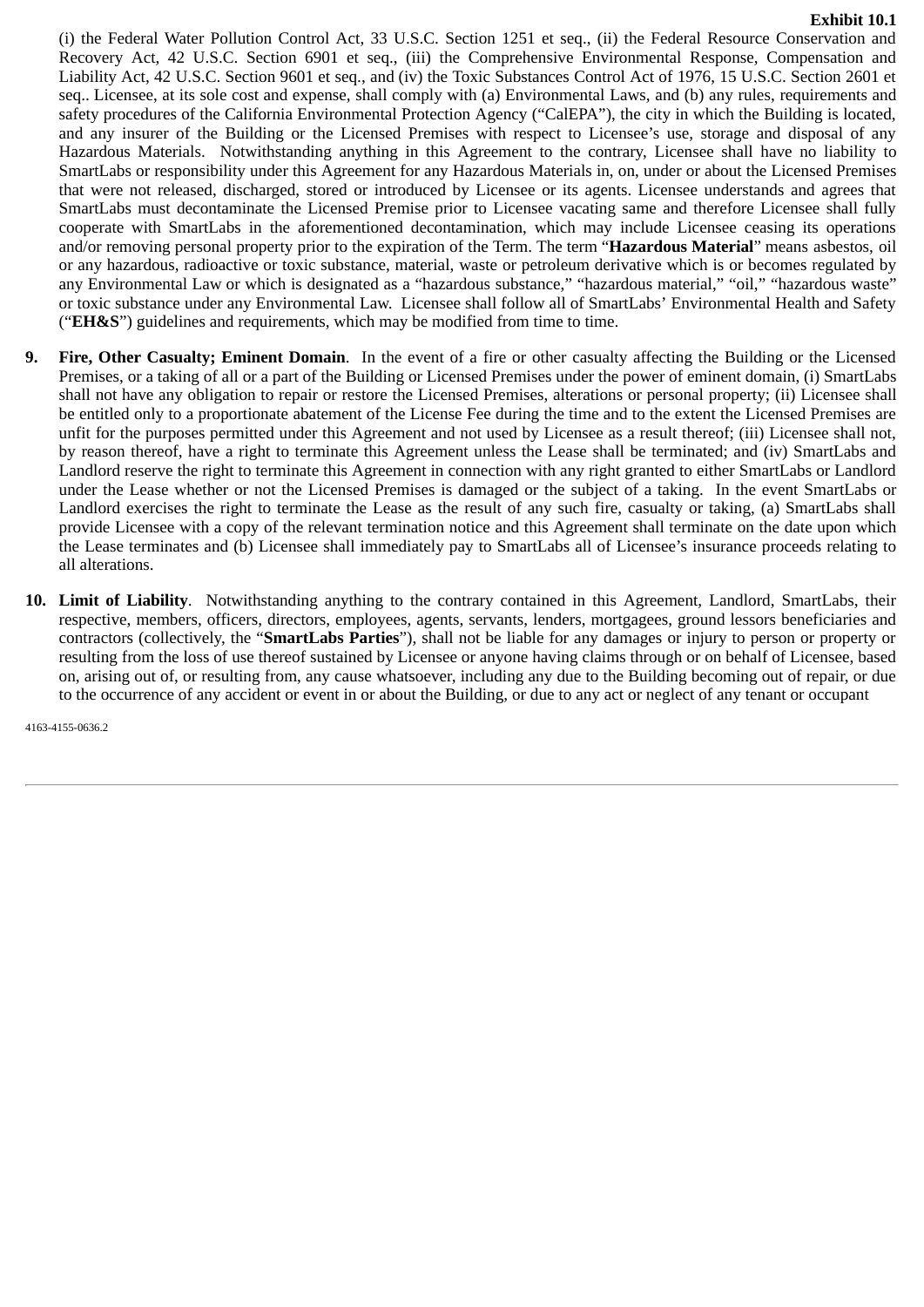(i) the Federal Water Pollution Control Act, 33 U.S.C. Section 1251 et seq., (ii) the Federal Resource Conservation and Recovery Act, 42 U.S.C. Section 6901 et seq., (iii) the Comprehensive Environmental Response, Compensation and Liability Act, 42 U.S.C. Section 9601 et seq., and (iv) the Toxic Substances Control Act of 1976, 15 U.S.C. Section 2601 et seq.. Licensee, at its sole cost and expense, shall comply with (a) Environmental Laws, and (b) any rules, requirements and safety procedures of the California Environmental Protection Agency ("CalEPA"), the city in which the Building is located, and any insurer of the Building or the Licensed Premises with respect to Licensee's use, storage and disposal of any Hazardous Materials. Notwithstanding anything in this Agreement to the contrary, Licensee shall have no liability to SmartLabs or responsibility under this Agreement for any Hazardous Materials in, on, under or about the Licensed Premises that were not released, discharged, stored or introduced by Licensee or its agents. Licensee understands and agrees that SmartLabs must decontaminate the Licensed Premise prior to Licensee vacating same and therefore Licensee shall fully cooperate with SmartLabs in the aforementioned decontamination, which may include Licensee ceasing its operations and/or removing personal property prior to the expiration of the Term. The term "**Hazardous Material**" means asbestos, oil or any hazardous, radioactive or toxic substance, material, waste or petroleum derivative which is or becomes regulated by any Environmental Law or which is designated as a "hazardous substance," "hazardous material," "oil," "hazardous waste" or toxic substance under any Environmental Law. Licensee shall follow all of SmartLabs' Environmental Health and Safety ("**EH&S**") guidelines and requirements, which may be modified from time to time.

9. **Fire, Other Casualty; Eminent Domain**. In the event of a fire or other casualty affecting the Building or the Licensed Premises, or a taking of all or a part of the Building or Licensed Premises under the power of eminent domain, (i) SmartLabs shall not have any obligation to repair or restore the Licensed Premises, alterations or personal property; (ii) Licensee shall be entitled only to a proportionate abatement of the License Fee during the time and to the extent the Licensed Premises are unfit for the purposes permitted under this Agreement and not used by Licensee as a result thereof; (iii) Licensee shall not, by reason thereof, have a right to terminate this Agreement unless the Lease shall be terminated; and (iv) SmartLabs and Landlord reserve the right to terminate this Agreement in connection with any right granted to either SmartLabs or Landlord under the Lease whether or not the Licensed Premises is damaged or the subject of a taking. In the event SmartLabs or Landlord exercises the right to terminate the Lease as the result of any such fire, casualty or taking, (a) SmartLabs shall provide Licensee with a copy of the relevant termination notice and this Agreement shall terminate on the date upon which the Lease terminates and (b) Licensee shall immediately pay to SmartLabs all of Licensee's insurance proceeds relating to all alterations.

10. **Limit of Liability**. Notwithstanding anything to the contrary contained in this Agreement, Landlord, SmartLabs, their respective, members, officers, directors, employees, agents, servants, lenders, mortgagees, ground lessors beneficiaries and contractors (collectively, the "**SmartLabs Parties**"), shall not be liable for any damages or injury to person or property or resulting from the loss of use thereof sustained by Licensee or anyone having claims through or on behalf of Licensee, based on, arising out of, or resulting from, any cause whatsoever, including any due to the Building becoming out of repair, or due to the occurrence of any accident or event in or about the Building, or due to any act or neglect of any tenant or occupant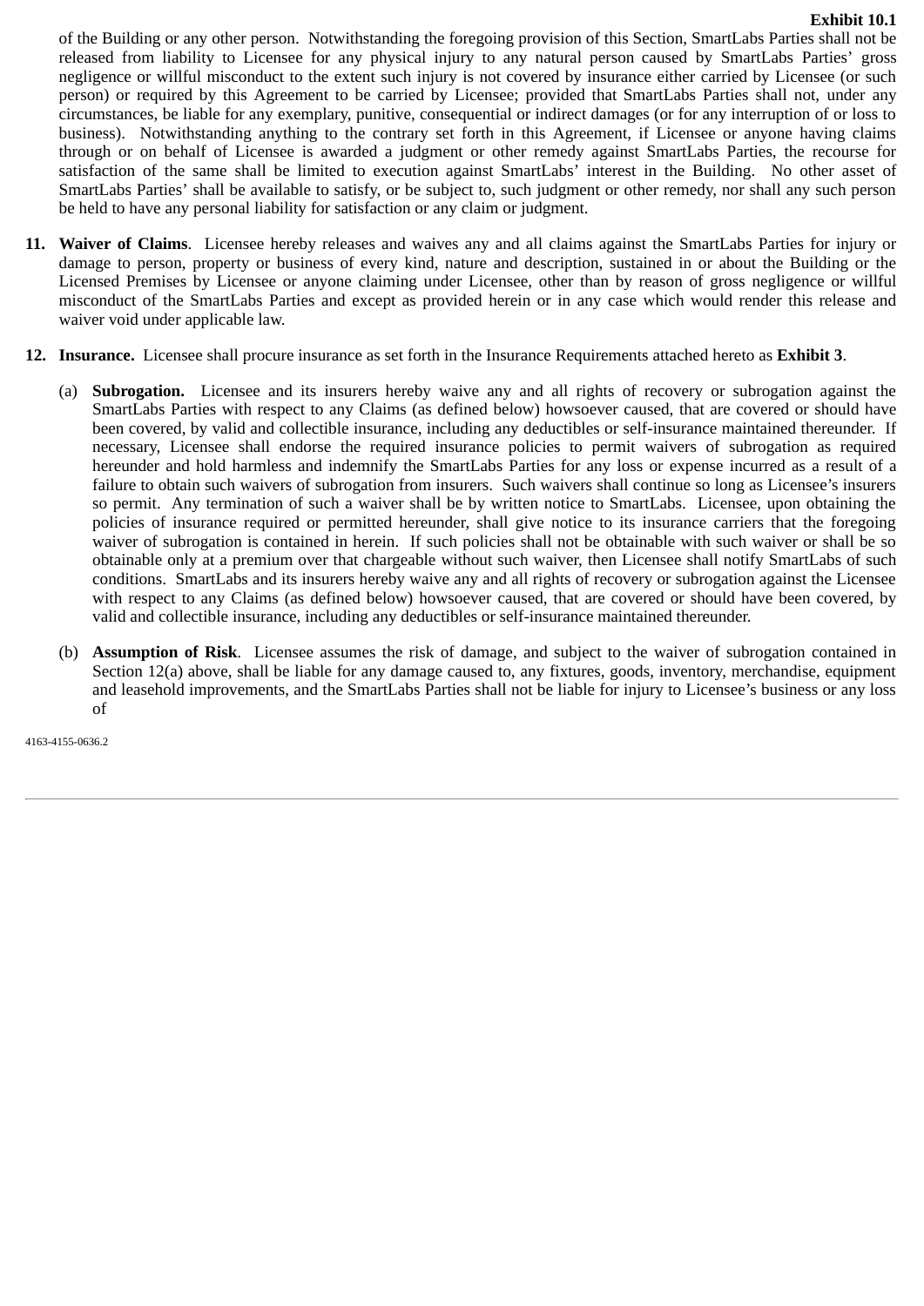of the Building or any other person. Notwithstanding the foregoing provision of this Section, SmartLabs Parties shall not be released from liability to Licensee for any physical injury to any natural person caused by SmartLabs Parties' gross negligence or willful misconduct to the extent such injury is not covered by insurance either carried by Licensee (or such person) or required by this Agreement to be carried by Licensee; provided that SmartLabs Parties shall not, under any circumstances, be liable for any exemplary, punitive, consequential or indirect damages (or for any interruption of or loss to business). Notwithstanding anything to the contrary set forth in this Agreement, if Licensee or anyone having claims through or on behalf of Licensee is awarded a judgment or other remedy against SmartLabs Parties, the recourse for satisfaction of the same shall be limited to execution against SmartLabs' interest in the Building. No other asset of SmartLabs Parties' shall be available to satisfy, or be subject to, such judgment or other remedy, nor shall any such person be held to have any personal liability for satisfaction or any claim or judgment.

**11. Waiver of Claims**. Licensee hereby releases and waives any and all claims against the SmartLabs Parties for injury or damage to person, property or business of every kind, nature and description, sustained in or about the Building or the Licensed Premises by Licensee or anyone claiming under Licensee, other than by reason of gross negligence or willful misconduct of the SmartLabs Parties and except as provided herein or in any case which would render this release and waiver void under applicable law.

**12. Insurance.** Licensee shall procure insurance as set forth in the Insurance Requirements attached hereto as **Exhibit 3**.

(a) **Subrogation.** Licensee and its insurers hereby waive any and all rights of recovery or subrogation against the SmartLabs Parties with respect to any Claims (as defined below) howsoever caused, that are covered or should have been covered, by valid and collectible insurance, including any deductibles or self-insurance maintained thereunder. If necessary, Licensee shall endorse the required insurance policies to permit waivers of subrogation as required hereunder and hold harmless and indemnify the SmartLabs Parties for any loss or expense incurred as a result of a failure to obtain such waivers of subrogation from insurers. Such waivers shall continue so long as Licensee's insurers so permit. Any termination of such a waiver shall be by written notice to SmartLabs. Licensee, upon obtaining the policies of insurance required or permitted hereunder, shall give notice to its insurance carriers that the foregoing waiver of subrogation is contained in herein. If such policies shall not be obtainable with such waiver or shall be so obtainable only at a premium over that chargeable without such waiver, then Licensee shall notify SmartLabs of such conditions. SmartLabs and its insurers hereby waive any and all rights of recovery or subrogation against the Licensee with respect to any Claims (as defined below) howsoever caused, that are covered or should have been covered, by valid and collectible insurance, including any deductibles or self-insurance maintained thereunder.

(b) **Assumption of Risk**. Licensee assumes the risk of damage, and subject to the waiver of subrogation contained in Section 12(a) above, shall be liable for any damage caused to, any fixtures, goods, inventory, merchandise, equipment and leasehold improvements, and the SmartLabs Parties shall not be liable for injury to Licensee's business or any loss of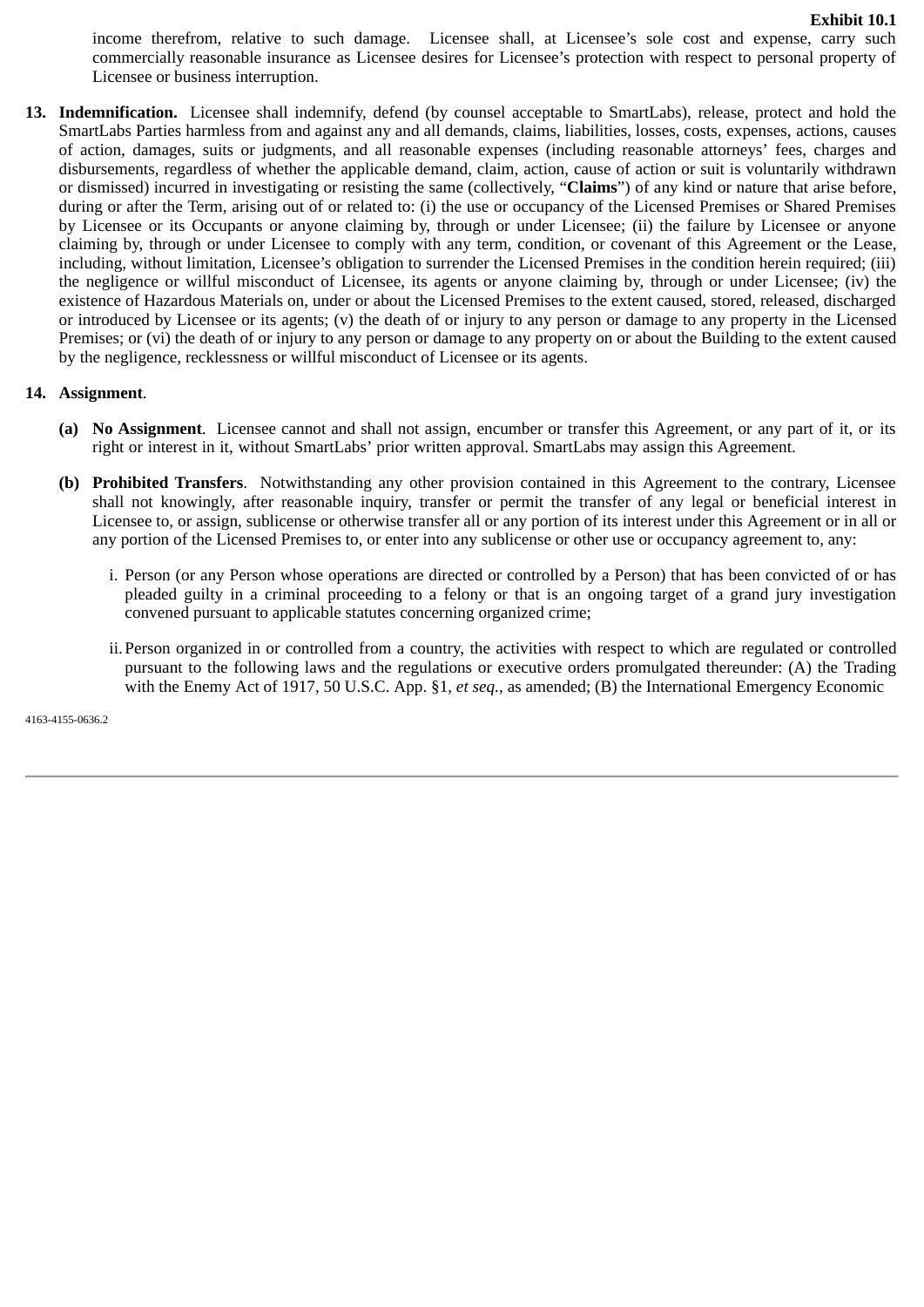income therefrom, relative to such damage.  Licensee shall, at Licensee's sole cost and expense, carry such commercially reasonable insurance as Licensee desires for Licensee's protection with respect to personal property of Licensee or business interruption.

13. **Indemnification.** Licensee shall indemnify, defend (by counsel acceptable to SmartLabs), release, protect and hold the SmartLabs Parties harmless from and against any and all demands, claims, liabilities, losses, costs, expenses, actions, causes of action, damages, suits or judgments, and all reasonable expenses (including reasonable attorneys' fees, charges and disbursements, regardless of whether the applicable demand, claim, action, cause of action or suit is voluntarily withdrawn or dismissed) incurred in investigating or resisting the same (collectively, "**Claims**") of any kind or nature that arise before, during or after the Term, arising out of or related to: (i) the use or occupancy of the Licensed Premises or Shared Premises by Licensee or its Occupants or anyone claiming by, through or under Licensee; (ii) the failure by Licensee or anyone claiming by, through or under Licensee to comply with any term, condition, or covenant of this Agreement or the Lease, including, without limitation, Licensee's obligation to surrender the Licensed Premises in the condition herein required; (iii) the negligence or willful misconduct of Licensee, its agents or anyone claiming by, through or under Licensee; (iv) the existence of Hazardous Materials on, under or about the Licensed Premises to the extent caused, stored, released, discharged or introduced by Licensee or its agents; (v) the death of or injury to any person or damage to any property in the Licensed Premises; or (vi) the death of or injury to any person or damage to any property on or about the Building to the extent caused by the negligence, recklessness or willful misconduct of Licensee or its agents.

14. **Assignment**.

    (a) **No Assignment**.  Licensee cannot and shall not assign, encumber or transfer this Agreement, or any part of it, or its right or interest in it, without SmartLabs' prior written approval. SmartLabs may assign this Agreement.

    (b) **Prohibited Transfers**.  Notwithstanding any other provision contained in this Agreement to the contrary, Licensee shall not knowingly, after reasonable inquiry, transfer or permit the transfer of any legal or beneficial interest in Licensee to, or assign, sublicense or otherwise transfer all or any portion of its interest under this Agreement or in all or any portion of the Licensed Premises to, or enter into any sublicense or other use or occupancy agreement to, any:

        i. Person (or any Person whose operations are directed or controlled by a Person) that has been convicted of or has pleaded guilty in a criminal proceeding to a felony or that is an ongoing target of a grand jury investigation convened pursuant to applicable statutes concerning organized crime;

        ii. Person organized in or controlled from a country, the activities with respect to which are regulated or controlled pursuant to the following laws and the regulations or executive orders promulgated thereunder: (A) the Trading with the Enemy Act of 1917, 50 U.S.C. App. §1, *et seq.*, as amended; (B) the International Emergency Economic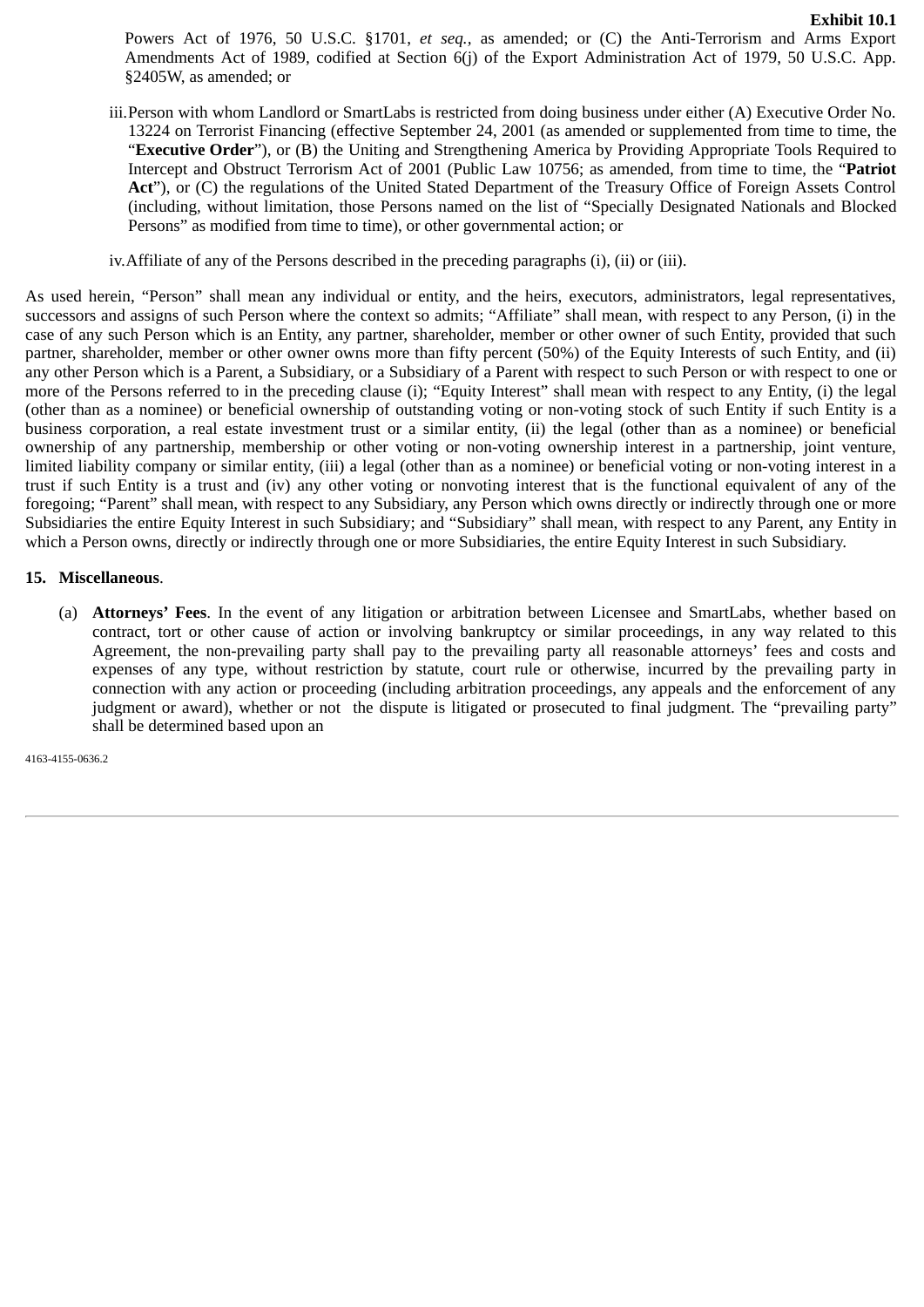Powers Act of 1976, 50 U.S.C. §1701, *et seq.*, as amended; or (C) the Anti-Terrorism and Arms Export Amendments Act of 1989, codified at Section 6(j) of the Export Administration Act of 1979, 50 U.S.C. App. §2405W, as amended; or

iii. Person with whom Landlord or SmartLabs is restricted from doing business under either (A) Executive Order No. 13224 on Terrorist Financing (effective September 24, 2001 (as amended or supplemented from time to time, the "**Executive Order**"), or (B) the Uniting and Strengthening America by Providing Appropriate Tools Required to Intercept and Obstruct Terrorism Act of 2001 (Public Law 10756; as amended, from time to time, the "**Patriot Act**"), or (C) the regulations of the United Stated Department of the Treasury Office of Foreign Assets Control (including, without limitation, those Persons named on the list of "Specially Designated Nationals and Blocked Persons" as modified from time to time), or other governmental action; or

iv. Affiliate of any of the Persons described in the preceding paragraphs (i), (ii) or (iii).

As used herein, "Person" shall mean any individual or entity, and the heirs, executors, administrators, legal representatives, successors and assigns of such Person where the context so admits; "Affiliate" shall mean, with respect to any Person, (i) in the case of any such Person which is an Entity, any partner, shareholder, member or other owner of such Entity, provided that such partner, shareholder, member or other owner owns more than fifty percent (50%) of the Equity Interests of such Entity, and (ii) any other Person which is a Parent, a Subsidiary, or a Subsidiary of a Parent with respect to such Person or with respect to one or more of the Persons referred to in the preceding clause (i); "Equity Interest" shall mean with respect to any Entity, (i) the legal (other than as a nominee) or beneficial ownership of outstanding voting or non-voting stock of such Entity if such Entity is a business corporation, a real estate investment trust or a similar entity, (ii) the legal (other than as a nominee) or beneficial ownership of any partnership, membership or other voting or non-voting ownership interest in a partnership, joint venture, limited liability company or similar entity, (iii) a legal (other than as a nominee) or beneficial voting or non-voting interest in a trust if such Entity is a trust and (iv) any other voting or nonvoting interest that is the functional equivalent of any of the foregoing; "Parent" shall mean, with respect to any Subsidiary, any Person which owns directly or indirectly through one or more Subsidiaries the entire Equity Interest in such Subsidiary; and "Subsidiary" shall mean, with respect to any Parent, any Entity in which a Person owns, directly or indirectly through one or more Subsidiaries, the entire Equity Interest in such Subsidiary.

**15. Miscellaneous**.

(a) **Attorneys' Fees**. In the event of any litigation or arbitration between Licensee and SmartLabs, whether based on contract, tort or other cause of action or involving bankruptcy or similar proceedings, in any way related to this Agreement, the non-prevailing party shall pay to the prevailing party all reasonable attorneys' fees and costs and expenses of any type, without restriction by statute, court rule or otherwise, incurred by the prevailing party in connection with any action or proceeding (including arbitration proceedings, any appeals and the enforcement of any judgment or award), whether or not the dispute is litigated or prosecuted to final judgment. The "prevailing party" shall be determined based upon an

4163-4155-0636.2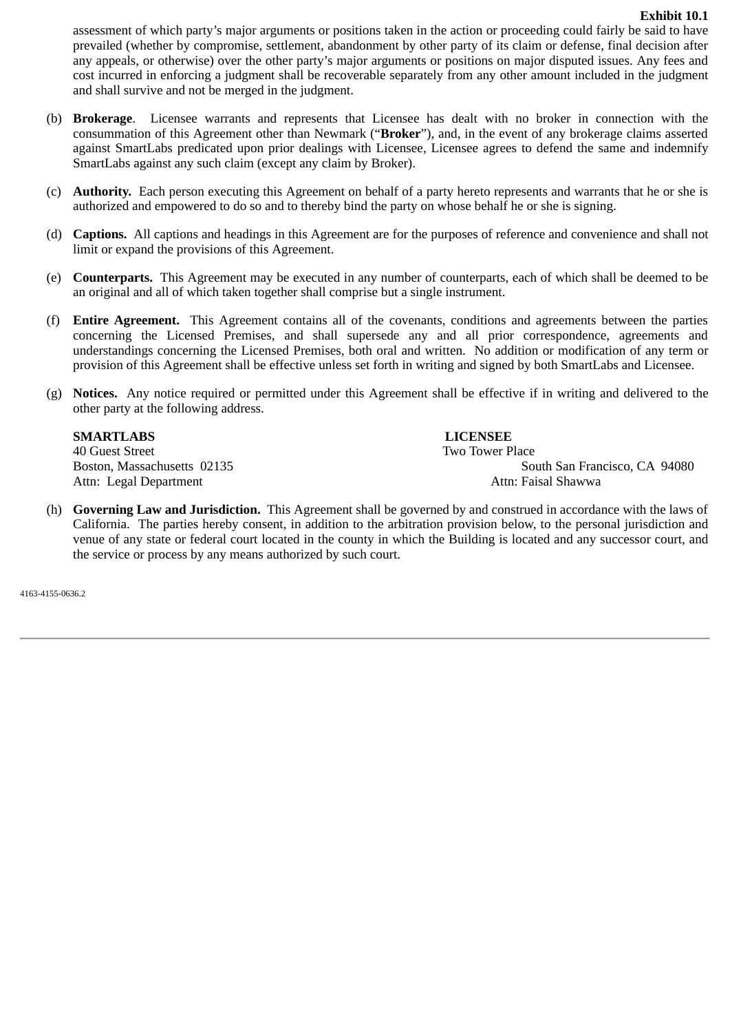assessment of which party's major arguments or positions taken in the action or proceeding could fairly be said to have prevailed (whether by compromise, settlement, abandonment by other party of its claim or defense, final decision after any appeals, or otherwise) over the other party's major arguments or positions on major disputed issues. Any fees and cost incurred in enforcing a judgment shall be recoverable separately from any other amount included in the judgment and shall survive and not be merged in the judgment.

(b) **Brokerage**. Licensee warrants and represents that Licensee has dealt with no broker in connection with the consummation of this Agreement other than Newmark ("**Broker**"), and, in the event of any brokerage claims asserted against SmartLabs predicated upon prior dealings with Licensee, Licensee agrees to defend the same and indemnify SmartLabs against any such claim (except any claim by Broker).

(c) **Authority.** Each person executing this Agreement on behalf of a party hereto represents and warrants that he or she is authorized and empowered to do so and to thereby bind the party on whose behalf he or she is signing.

(d) **Captions.** All captions and headings in this Agreement are for the purposes of reference and convenience and shall not limit or expand the provisions of this Agreement.

(e) **Counterparts.** This Agreement may be executed in any number of counterparts, each of which shall be deemed to be an original and all of which taken together shall comprise but a single instrument.

(f) **Entire Agreement.** This Agreement contains all of the covenants, conditions and agreements between the parties concerning the Licensed Premises, and shall supersede any and all prior correspondence, agreements and understandings concerning the Licensed Premises, both oral and written. No addition or modification of any term or provision of this Agreement shall be effective unless set forth in writing and signed by both SmartLabs and Licensee.

(g) **Notices.** Any notice required or permitted under this Agreement shall be effective if in writing and delivered to the other party at the following address.

| **SMARTLABS** | **LICENSEE** |
|---|---|
| 40 Guest Street | Two Tower Place |
| Boston, Massachusetts 02135 | South San Francisco, CA 94080 |
| Attn: Legal Department | Attn: Faisal Shawwa |

(h) **Governing Law and Jurisdiction.** This Agreement shall be governed by and construed in accordance with the laws of California. The parties hereby consent, in addition to the arbitration provision below, to the personal jurisdiction and venue of any state or federal court located in the county in which the Building is located and any successor court, and the service or process by any means authorized by such court.

4163-4155-0636.2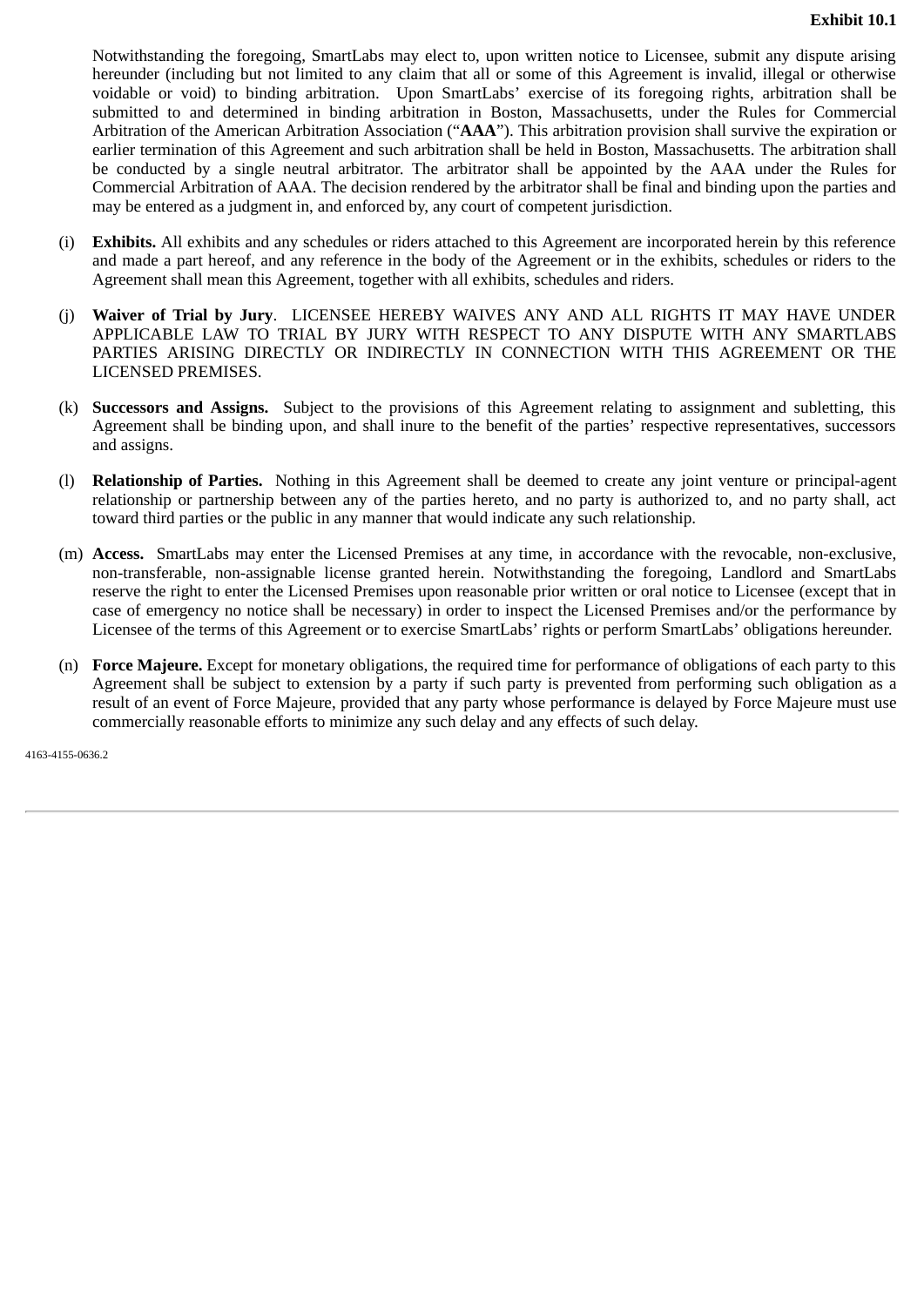Notwithstanding the foregoing, SmartLabs may elect to, upon written notice to Licensee, submit any dispute arising hereunder (including but not limited to any claim that all or some of this Agreement is invalid, illegal or otherwise voidable or void) to binding arbitration. Upon SmartLabs' exercise of its foregoing rights, arbitration shall be submitted to and determined in binding arbitration in Boston, Massachusetts, under the Rules for Commercial Arbitration of the American Arbitration Association ("**AAA**"). This arbitration provision shall survive the expiration or earlier termination of this Agreement and such arbitration shall be held in Boston, Massachusetts. The arbitration shall be conducted by a single neutral arbitrator. The arbitrator shall be appointed by the AAA under the Rules for Commercial Arbitration of AAA. The decision rendered by the arbitrator shall be final and binding upon the parties and may be entered as a judgment in, and enforced by, any court of competent jurisdiction.

(i) **Exhibits.** All exhibits and any schedules or riders attached to this Agreement are incorporated herein by this reference and made a part hereof, and any reference in the body of the Agreement or in the exhibits, schedules or riders to the Agreement shall mean this Agreement, together with all exhibits, schedules and riders.

(j) **Waiver of Trial by Jury**. LICENSEE HEREBY WAIVES ANY AND ALL RIGHTS IT MAY HAVE UNDER APPLICABLE LAW TO TRIAL BY JURY WITH RESPECT TO ANY DISPUTE WITH ANY SMARTLABS PARTIES ARISING DIRECTLY OR INDIRECTLY IN CONNECTION WITH THIS AGREEMENT OR THE LICENSED PREMISES.

(k) **Successors and Assigns.** Subject to the provisions of this Agreement relating to assignment and subletting, this Agreement shall be binding upon, and shall inure to the benefit of the parties' respective representatives, successors and assigns.

(l) **Relationship of Parties.** Nothing in this Agreement shall be deemed to create any joint venture or principal-agent relationship or partnership between any of the parties hereto, and no party is authorized to, and no party shall, act toward third parties or the public in any manner that would indicate any such relationship.

(m) **Access.** SmartLabs may enter the Licensed Premises at any time, in accordance with the revocable, non-exclusive, non-transferable, non-assignable license granted herein. Notwithstanding the foregoing, Landlord and SmartLabs reserve the right to enter the Licensed Premises upon reasonable prior written or oral notice to Licensee (except that in case of emergency no notice shall be necessary) in order to inspect the Licensed Premises and/or the performance by Licensee of the terms of this Agreement or to exercise SmartLabs' rights or perform SmartLabs' obligations hereunder.

(n) **Force Majeure.** Except for monetary obligations, the required time for performance of obligations of each party to this Agreement shall be subject to extension by a party if such party is prevented from performing such obligation as a result of an event of Force Majeure, provided that any party whose performance is delayed by Force Majeure must use commercially reasonable efforts to minimize any such delay and any effects of such delay.

4163-4155-0636.2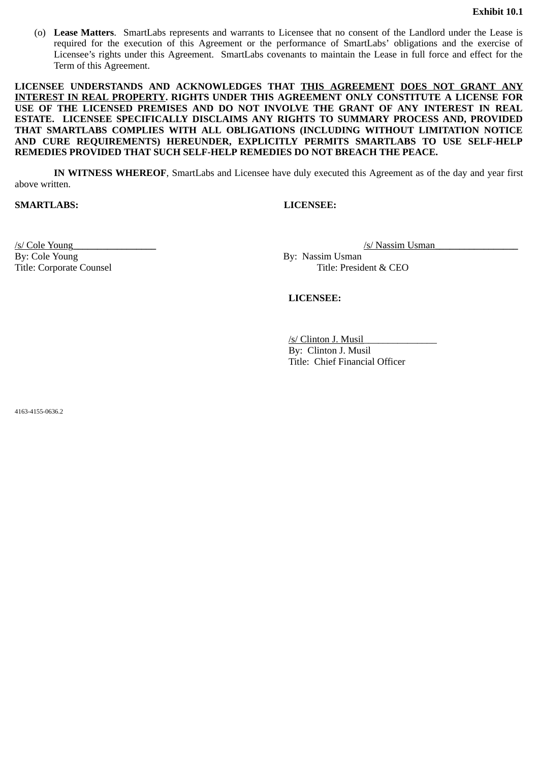Exhibit 10.1

(o) **Lease Matters**. SmartLabs represents and warrants to Licensee that no consent of the Landlord under the Lease is required for the execution of this Agreement or the performance of SmartLabs' obligations and the exercise of Licensee's rights under this Agreement. SmartLabs covenants to maintain the Lease in full force and effect for the Term of this Agreement.

**LICENSEE UNDERSTANDS AND ACKNOWLEDGES THAT <u>THIS AGREEMENT</u> <u>DOES NOT GRANT ANY INTEREST IN REAL PROPERTY</u>. RIGHTS UNDER THIS AGREEMENT ONLY CONSTITUTE A LICENSE FOR USE OF THE LICENSED PREMISES AND DO NOT INVOLVE THE GRANT OF ANY INTEREST IN REAL ESTATE. LICENSEE SPECIFICALLY DISCLAIMS ANY RIGHTS TO SUMMARY PROCESS AND, PROVIDED THAT SMARTLABS COMPLIES WITH ALL OBLIGATIONS (INCLUDING WITHOUT LIMITATION NOTICE AND CURE REQUIREMENTS) HEREUNDER, EXPLICITLY PERMITS SMARTLABS TO USE SELF-HELP REMEDIES PROVIDED THAT SUCH SELF-HELP REMEDIES DO NOT BREACH THE PEACE.**

**IN WITNESS WHEREOF**, SmartLabs and Licensee have duly executed this Agreement as of the day and year first above written.

**SMARTLABS:**

/s/ Cole Young
By: Cole Young
Title: Corporate Counsel

**LICENSEE:**

/s/ Nassim Usman
By: Nassim Usman
Title: President & CEO

**LICENSEE:**

/s/ Clinton J. Musil
By: Clinton J. Musil
Title: Chief Financial Officer

4163-4155-0636.2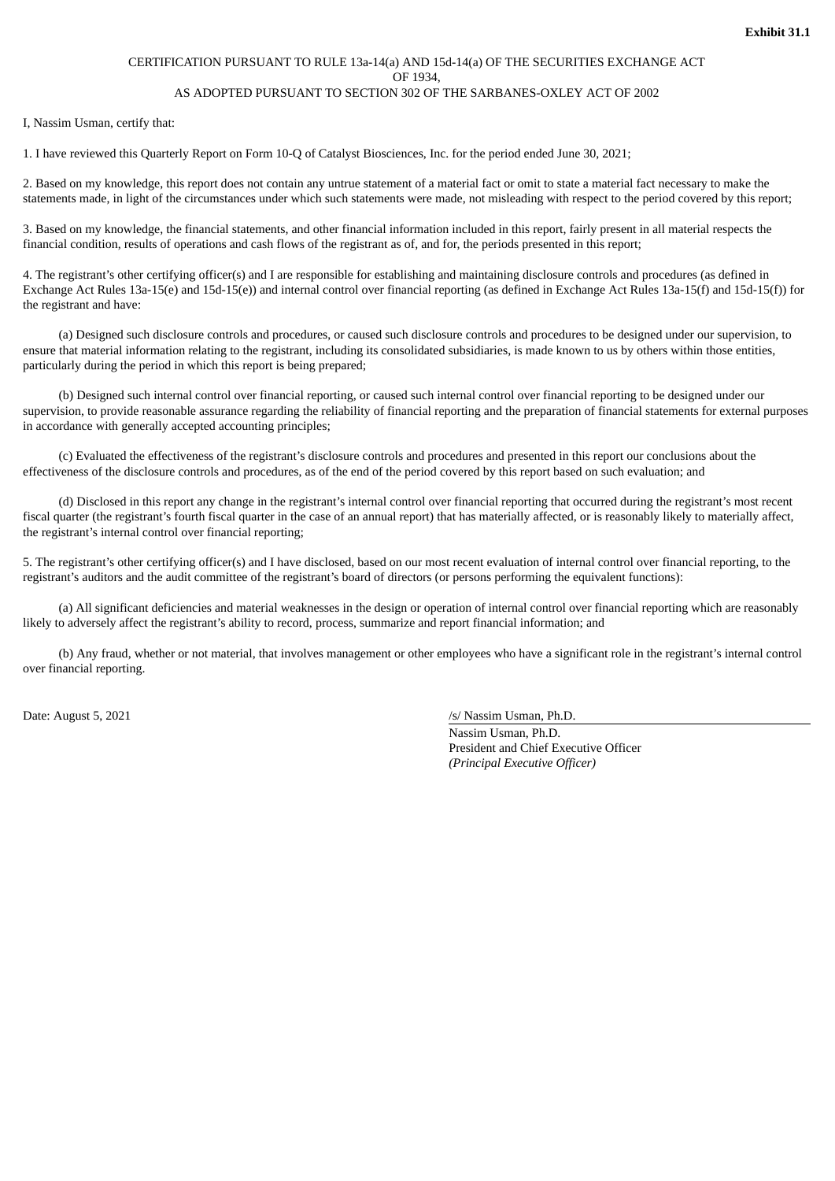**Exhibit 31.1**

CERTIFICATION PURSUANT TO RULE 13a-14(a) AND 15d-14(a) OF THE SECURITIES EXCHANGE ACT OF 1934,
AS ADOPTED PURSUANT TO SECTION 302 OF THE SARBANES-OXLEY ACT OF 2002

I, Nassim Usman, certify that:

1. I have reviewed this Quarterly Report on Form 10-Q of Catalyst Biosciences, Inc. for the period ended June 30, 2021;

2. Based on my knowledge, this report does not contain any untrue statement of a material fact or omit to state a material fact necessary to make the statements made, in light of the circumstances under which such statements were made, not misleading with respect to the period covered by this report;

3. Based on my knowledge, the financial statements, and other financial information included in this report, fairly present in all material respects the financial condition, results of operations and cash flows of the registrant as of, and for, the periods presented in this report;

4. The registrant's other certifying officer(s) and I are responsible for establishing and maintaining disclosure controls and procedures (as defined in Exchange Act Rules 13a-15(e) and 15d-15(e)) and internal control over financial reporting (as defined in Exchange Act Rules 13a-15(f) and 15d-15(f)) for the registrant and have:

(a) Designed such disclosure controls and procedures, or caused such disclosure controls and procedures to be designed under our supervision, to ensure that material information relating to the registrant, including its consolidated subsidiaries, is made known to us by others within those entities, particularly during the period in which this report is being prepared;

(b) Designed such internal control over financial reporting, or caused such internal control over financial reporting to be designed under our supervision, to provide reasonable assurance regarding the reliability of financial reporting and the preparation of financial statements for external purposes in accordance with generally accepted accounting principles;

(c) Evaluated the effectiveness of the registrant's disclosure controls and procedures and presented in this report our conclusions about the effectiveness of the disclosure controls and procedures, as of the end of the period covered by this report based on such evaluation; and

(d) Disclosed in this report any change in the registrant's internal control over financial reporting that occurred during the registrant's most recent fiscal quarter (the registrant's fourth fiscal quarter in the case of an annual report) that has materially affected, or is reasonably likely to materially affect, the registrant's internal control over financial reporting;

5. The registrant's other certifying officer(s) and I have disclosed, based on our most recent evaluation of internal control over financial reporting, to the registrant's auditors and the audit committee of the registrant's board of directors (or persons performing the equivalent functions):

(a) All significant deficiencies and material weaknesses in the design or operation of internal control over financial reporting which are reasonably likely to adversely affect the registrant's ability to record, process, summarize and report financial information; and

(b) Any fraud, whether or not material, that involves management or other employees who have a significant role in the registrant's internal control over financial reporting.

Date: August 5, 2021

/s/ Nassim Usman, Ph.D.

Nassim Usman, Ph.D.
President and Chief Executive Officer
*(Principal Executive Officer)*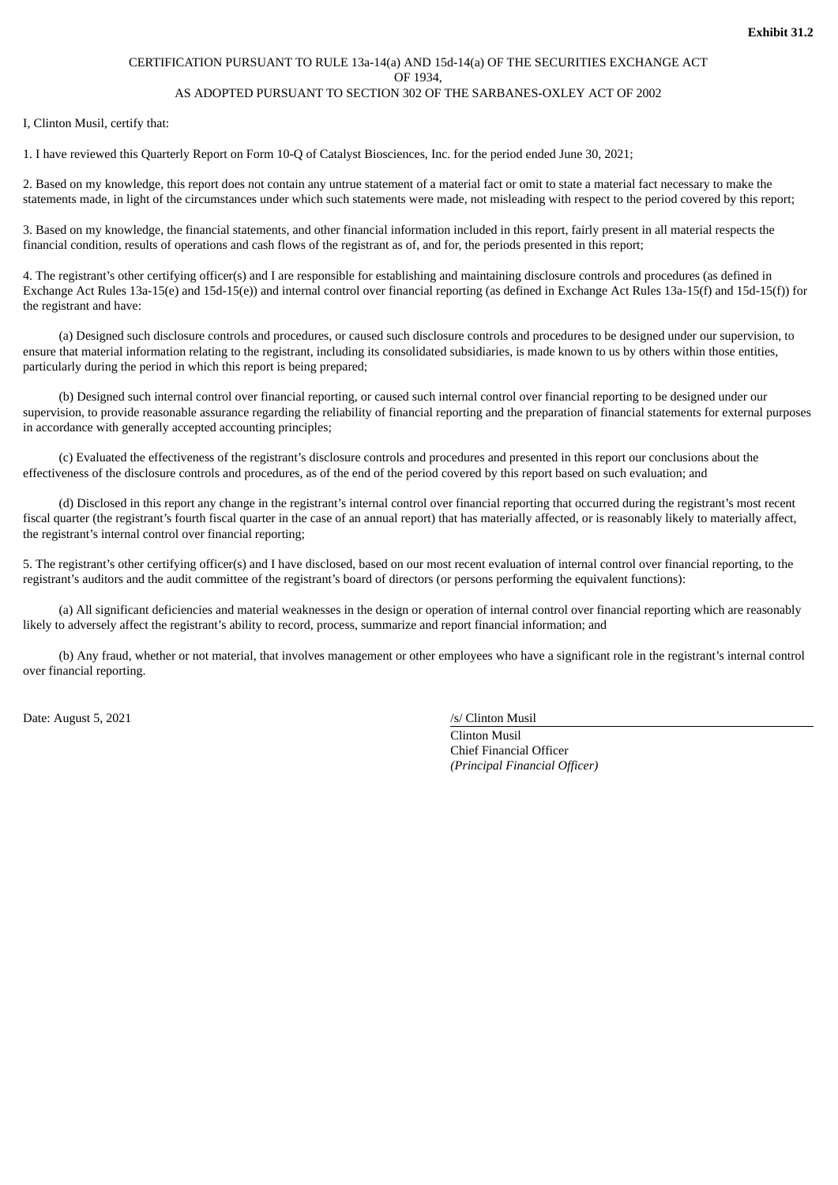**Exhibit 31.2**

CERTIFICATION PURSUANT TO RULE 13a-14(a) AND 15d-14(a) OF THE SECURITIES EXCHANGE ACT OF 1934,
AS ADOPTED PURSUANT TO SECTION 302 OF THE SARBANES-OXLEY ACT OF 2002

I, Clinton Musil, certify that:

1. I have reviewed this Quarterly Report on Form 10-Q of Catalyst Biosciences, Inc. for the period ended June 30, 2021;

2. Based on my knowledge, this report does not contain any untrue statement of a material fact or omit to state a material fact necessary to make the statements made, in light of the circumstances under which such statements were made, not misleading with respect to the period covered by this report;

3. Based on my knowledge, the financial statements, and other financial information included in this report, fairly present in all material respects the financial condition, results of operations and cash flows of the registrant as of, and for, the periods presented in this report;

4. The registrant's other certifying officer(s) and I are responsible for establishing and maintaining disclosure controls and procedures (as defined in Exchange Act Rules 13a-15(e) and 15d-15(e)) and internal control over financial reporting (as defined in Exchange Act Rules 13a-15(f) and 15d-15(f)) for the registrant and have:

(a) Designed such disclosure controls and procedures, or caused such disclosure controls and procedures to be designed under our supervision, to ensure that material information relating to the registrant, including its consolidated subsidiaries, is made known to us by others within those entities, particularly during the period in which this report is being prepared;

(b) Designed such internal control over financial reporting, or caused such internal control over financial reporting to be designed under our supervision, to provide reasonable assurance regarding the reliability of financial reporting and the preparation of financial statements for external purposes in accordance with generally accepted accounting principles;

(c) Evaluated the effectiveness of the registrant's disclosure controls and procedures and presented in this report our conclusions about the effectiveness of the disclosure controls and procedures, as of the end of the period covered by this report based on such evaluation; and

(d) Disclosed in this report any change in the registrant's internal control over financial reporting that occurred during the registrant's most recent fiscal quarter (the registrant's fourth fiscal quarter in the case of an annual report) that has materially affected, or is reasonably likely to materially affect, the registrant's internal control over financial reporting;

5. The registrant's other certifying officer(s) and I have disclosed, based on our most recent evaluation of internal control over financial reporting, to the registrant's auditors and the audit committee of the registrant's board of directors (or persons performing the equivalent functions):

(a) All significant deficiencies and material weaknesses in the design or operation of internal control over financial reporting which are reasonably likely to adversely affect the registrant's ability to record, process, summarize and report financial information; and

(b) Any fraud, whether or not material, that involves management or other employees who have a significant role in the registrant's internal control over financial reporting.

Date: August 5, 2021

/s/ Clinton Musil
Clinton Musil
Chief Financial Officer
*(Principal Financial Officer)*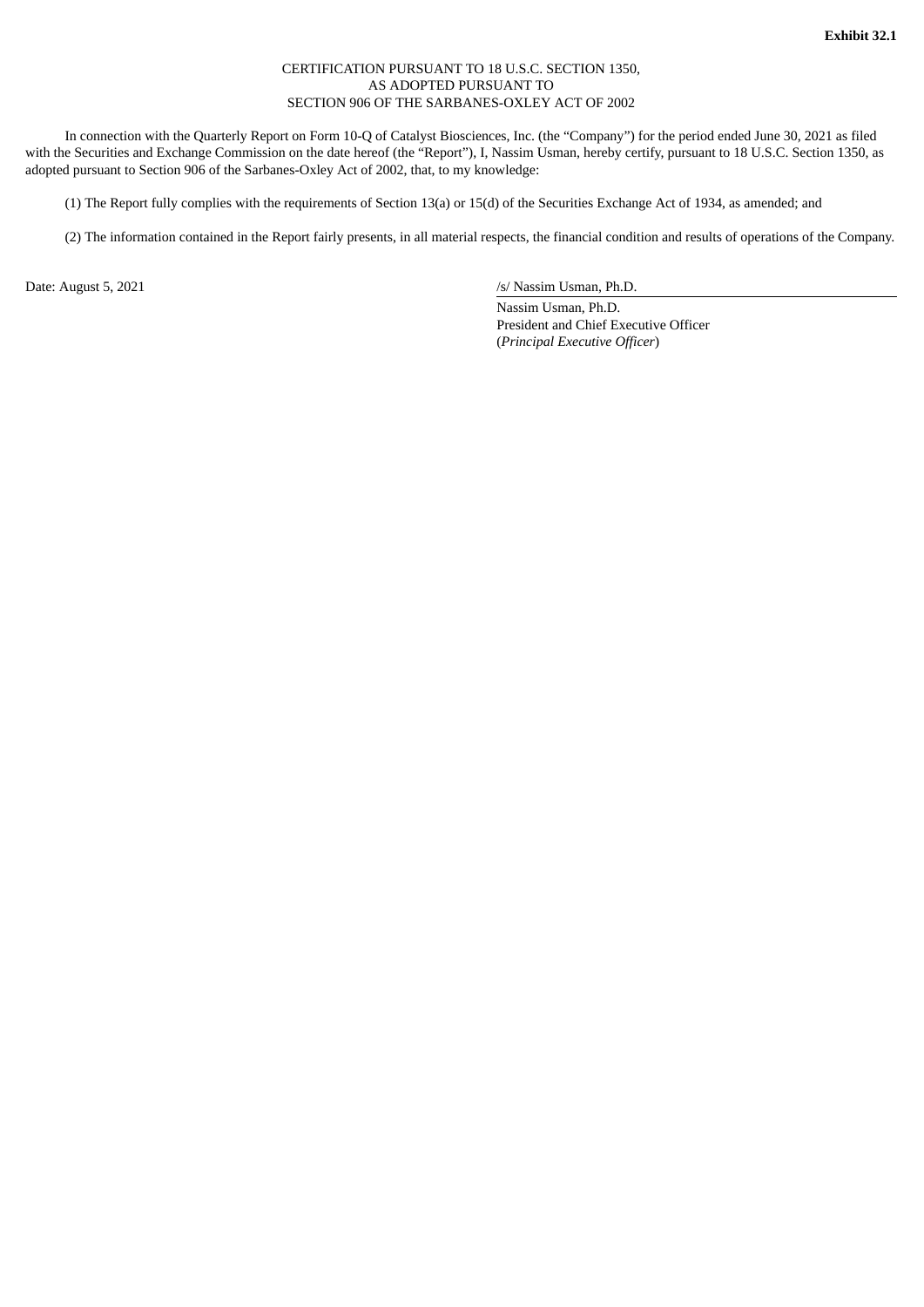**Exhibit 32.1**

CERTIFICATION PURSUANT TO 18 U.S.C. SECTION 1350,
AS ADOPTED PURSUANT TO
SECTION 906 OF THE SARBANES-OXLEY ACT OF 2002

In connection with the Quarterly Report on Form 10-Q of Catalyst Biosciences, Inc. (the "Company") for the period ended June 30, 2021 as filed with the Securities and Exchange Commission on the date hereof (the "Report"), I, Nassim Usman, hereby certify, pursuant to 18 U.S.C. Section 1350, as adopted pursuant to Section 906 of the Sarbanes-Oxley Act of 2002, that, to my knowledge:

(1) The Report fully complies with the requirements of Section 13(a) or 15(d) of the Securities Exchange Act of 1934, as amended; and

(2) The information contained in the Report fairly presents, in all material respects, the financial condition and results of operations of the Company.

Date: August 5, 2021

/s/ Nassim Usman, Ph.D.

Nassim Usman, Ph.D.
President and Chief Executive Officer
(*Principal Executive Officer*)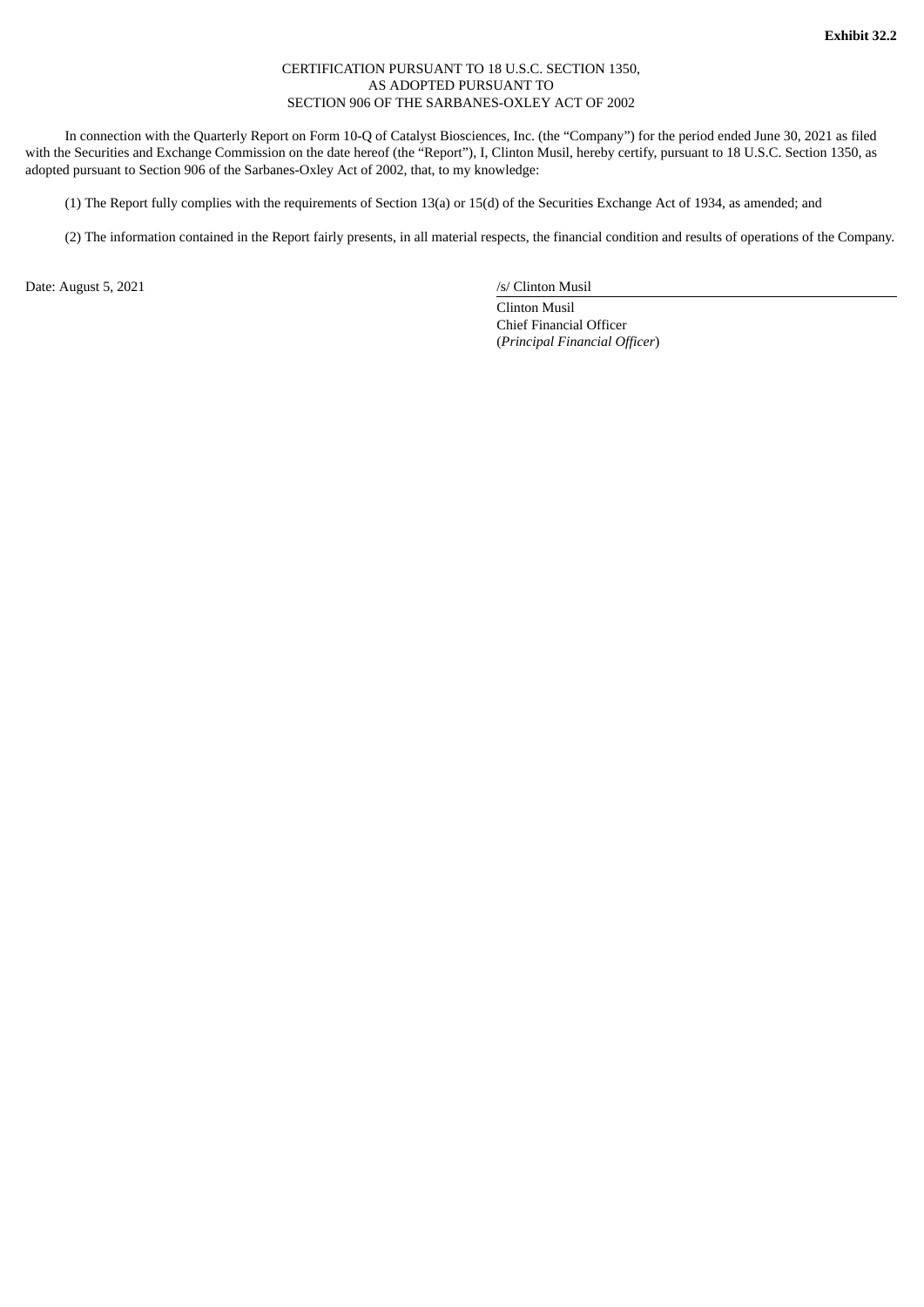**Exhibit 32.2**

CERTIFICATION PURSUANT TO 18 U.S.C. SECTION 1350,
AS ADOPTED PURSUANT TO
SECTION 906 OF THE SARBANES-OXLEY ACT OF 2002

In connection with the Quarterly Report on Form 10-Q of Catalyst Biosciences, Inc. (the “Company”) for the period ended June 30, 2021 as filed with the Securities and Exchange Commission on the date hereof (the “Report”), I, Clinton Musil, hereby certify, pursuant to 18 U.S.C. Section 1350, as adopted pursuant to Section 906 of the Sarbanes-Oxley Act of 2002, that, to my knowledge:

(1) The Report fully complies with the requirements of Section 13(a) or 15(d) of the Securities Exchange Act of 1934, as amended; and

(2) The information contained in the Report fairly presents, in all material respects, the financial condition and results of operations of the Company.

Date: August 5, 2021

/s/ Clinton Musil

Clinton Musil
Chief Financial Officer
(*Principal Financial Officer*)